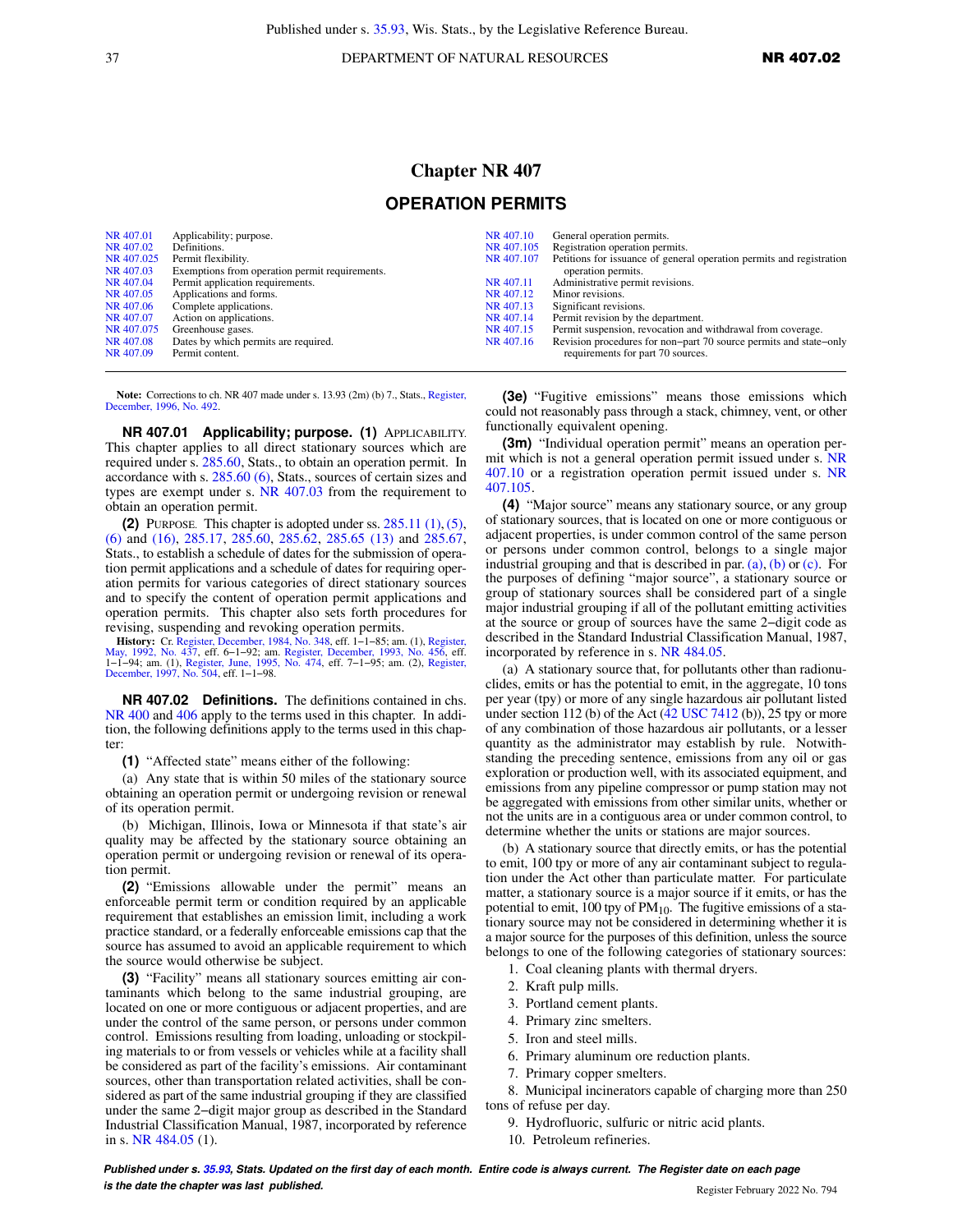# Chapter NR 407

## OPERATION PERMITS

| | | | |
|---|---|---|---|
| NR 407.01 | Applicability; purpose. | NR 407.10 | General operation permits. |
| NR 407.02 | Definitions. | NR 407.105 | Registration operation permits. |
| NR 407.025 | Permit flexibility. | NR 407.107 | Petitions for issuance of general operation permits and registration operation permits. |
| NR 407.03 | Exemptions from operation permit requirements. | NR 407.11 | Administrative permit revisions. |
| NR 407.04 | Permit application requirements. | NR 407.12 | Minor revisions. |
| NR 407.05 | Applications and forms. | NR 407.13 | Significant revisions. |
| NR 407.06 | Complete applications. | NR 407.14 | Permit revision by the department. |
| NR 407.07 | Action on applications. | NR 407.15 | Permit suspension, revocation and withdrawal from coverage. |
| NR 407.075 | Greenhouse gases. | NR 407.16 | Revision procedures for non−part 70 source permits and state−only requirements for part 70 sources. |
| NR 407.08 | Dates by which permits are required. | | |
| NR 407.09 | Permit content. | | |

**Note:** Corrections to ch. NR 407 made under s. 13.93 (2m) (b) 7., Stats., Register, December, 1996, No. 492.

**NR 407.01 Applicability; purpose. (1)** APPLICABILITY. This chapter applies to all direct stationary sources which are required under s. 285.60, Stats., to obtain an operation permit. In accordance with s. 285.60 (6), Stats., sources of certain sizes and types are exempt under s. NR 407.03 from the requirement to obtain an operation permit.

**(2)** PURPOSE. This chapter is adopted under ss. 285.11 (1), (5), (6) and (16), 285.17, 285.60, 285.62, 285.65 (13) and 285.67, Stats., to establish a schedule of dates for the submission of operation permit applications and a schedule of dates for requiring operation permits for various categories of direct stationary sources and to specify the content of operation permit applications and operation permits. This chapter also sets forth procedures for revising, suspending and revoking operation permits.

**History:** Cr. Register, December, 1984, No. 348, eff. 1−1−85; am. (1), Register, May, 1992, No. 437, eff. 6−1−92; am. Register, December, 1993, No. 456, eff. 1−1−94; am. (1), Register, June, 1995, No. 474, eff. 7−1−95; am. (2), Register, December, 1997, No. 504, eff. 1−1−98.

**NR 407.02 Definitions.** The definitions contained in chs. NR 400 and 406 apply to the terms used in this chapter. In addition, the following definitions apply to the terms used in this chapter:

**(1)** "Affected state" means either of the following:

(a) Any state that is within 50 miles of the stationary source obtaining an operation permit or undergoing revision or renewal of its operation permit.

(b) Michigan, Illinois, Iowa or Minnesota if that state's air quality may be affected by the stationary source obtaining an operation permit or undergoing revision or renewal of its operation permit.

**(2)** "Emissions allowable under the permit" means an enforceable permit term or condition required by an applicable requirement that establishes an emission limit, including a work practice standard, or a federally enforceable emissions cap that the source has assumed to avoid an applicable requirement to which the source would otherwise be subject.

**(3)** "Facility" means all stationary sources emitting air contaminants which belong to the same industrial grouping, are located on one or more contiguous or adjacent properties, and are under the control of the same person, or persons under common control. Emissions resulting from loading, unloading or stockpiling materials to or from vessels or vehicles while at a facility shall be considered as part of the facility's emissions. Air contaminant sources, other than transportation related activities, shall be considered as part of the same industrial grouping if they are classified under the same 2−digit major group as described in the Standard Industrial Classification Manual, 1987, incorporated by reference in s. NR 484.05 (1).

**(3e)** "Fugitive emissions" means those emissions which could not reasonably pass through a stack, chimney, vent, or other functionally equivalent opening.

**(3m)** "Individual operation permit" means an operation permit which is not a general operation permit issued under s. NR 407.10 or a registration operation permit issued under s. NR 407.105.

**(4)** "Major source" means any stationary source, or any group of stationary sources, that is located on one or more contiguous or adjacent properties, is under common control of the same person or persons under common control, belongs to a single major industrial grouping and that is described in par. (a), (b) or (c). For the purposes of defining "major source", a stationary source or group of stationary sources shall be considered part of a single major industrial grouping if all of the pollutant emitting activities at the source or group of sources have the same 2−digit code as described in the Standard Industrial Classification Manual, 1987, incorporated by reference in s. NR 484.05.

(a) A stationary source that, for pollutants other than radionuclides, emits or has the potential to emit, in the aggregate, 10 tons per year (tpy) or more of any single hazardous air pollutant listed under section 112 (b) of the Act (42 USC 7412 (b)), 25 tpy or more of any combination of those hazardous air pollutants, or a lesser quantity as the administrator may establish by rule. Notwithstanding the preceding sentence, emissions from any oil or gas exploration or production well, with its associated equipment, and emissions from any pipeline compressor or pump station may not be aggregated with emissions from other similar units, whether or not the units are in a contiguous area or under common control, to determine whether the units or stations are major sources.

(b) A stationary source that directly emits, or has the potential to emit, 100 tpy or more of any air contaminant subject to regulation under the Act other than particulate matter. For particulate matter, a stationary source is a major source if it emits, or has the potential to emit, 100 tpy of $PM_{10}$. The fugitive emissions of a stationary source may not be considered in determining whether it is a major source for the purposes of this definition, unless the source belongs to one of the following categories of stationary sources:

1. Coal cleaning plants with thermal dryers.
2. Kraft pulp mills.
3. Portland cement plants.
4. Primary zinc smelters.
5. Iron and steel mills.
6. Primary aluminum ore reduction plants.
7. Primary copper smelters.
8. Municipal incinerators capable of charging more than 250 tons of refuse per day.
9. Hydrofluoric, sulfuric or nitric acid plants.
10. Petroleum refineries.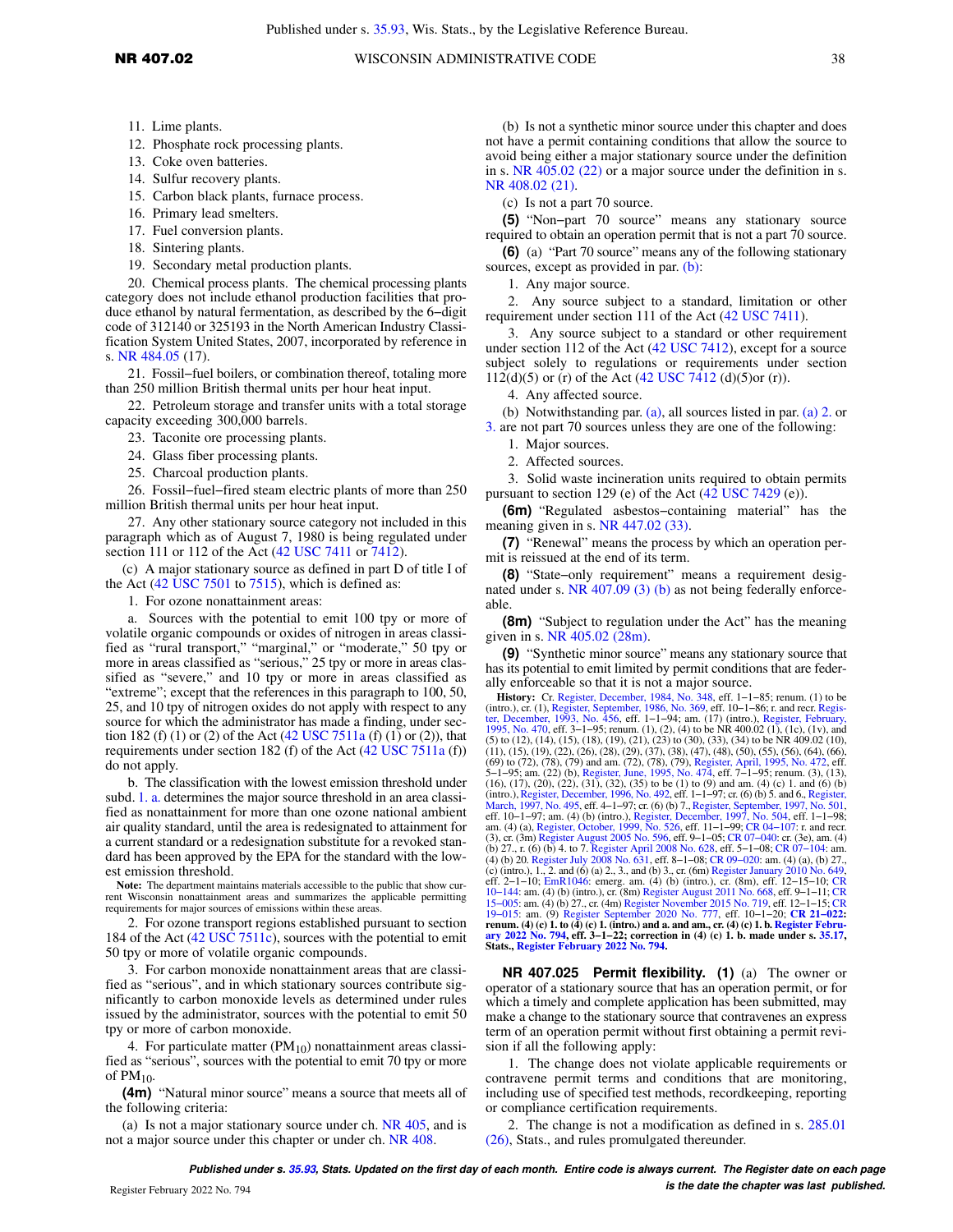11. Lime plants.

12. Phosphate rock processing plants.

13. Coke oven batteries.

14. Sulfur recovery plants.

15. Carbon black plants, furnace process.

16. Primary lead smelters.

17. Fuel conversion plants.

18. Sintering plants.

19. Secondary metal production plants.

20. Chemical process plants. The chemical processing plants category does not include ethanol production facilities that produce ethanol by natural fermentation, as described by the 6−digit code of 312140 or 325193 in the North American Industry Classification System United States, 2007, incorporated by reference in s. NR 484.05 (17).

21. Fossil−fuel boilers, or combination thereof, totaling more than 250 million British thermal units per hour heat input.

22. Petroleum storage and transfer units with a total storage capacity exceeding 300,000 barrels.

23. Taconite ore processing plants.

24. Glass fiber processing plants.

25. Charcoal production plants.

26. Fossil−fuel−fired steam electric plants of more than 250 million British thermal units per hour heat input.

27. Any other stationary source category not included in this paragraph which as of August 7, 1980 is being regulated under section 111 or 112 of the Act (42 USC 7411 or 7412).

(c) A major stationary source as defined in part D of title I of the Act (42 USC 7501 to 7515), which is defined as:

1. For ozone nonattainment areas:

a. Sources with the potential to emit 100 tpy or more of volatile organic compounds or oxides of nitrogen in areas classified as "rural transport," "marginal," or "moderate," 50 tpy or more in areas classified as "serious," 25 tpy or more in areas classified as "severe," and 10 tpy or more in areas classified as "extreme"; except that the references in this paragraph to 100, 50, 25, and 10 tpy of nitrogen oxides do not apply with respect to any source for which the administrator has made a finding, under section 182 (f) (1) or (2) of the Act (42 USC 7511a (f) (1) or (2)), that requirements under section 182 (f) of the Act (42 USC 7511a (f)) do not apply.

b. The classification with the lowest emission threshold under subd. 1. a. determines the major source threshold in an area classified as nonattainment for more than one ozone national ambient air quality standard, until the area is redesignated to attainment for a current standard or a redesignation substitute for a revoked standard has been approved by the EPA for the standard with the lowest emission threshold.

**Note:** The department maintains materials accessible to the public that show current Wisconsin nonattainment areas and summarizes the applicable permitting requirements for major sources of emissions within these areas.

2. For ozone transport regions established pursuant to section 184 of the Act (42 USC 7511c), sources with the potential to emit 50 tpy or more of volatile organic compounds.

3. For carbon monoxide nonattainment areas that are classified as "serious", and in which stationary sources contribute significantly to carbon monoxide levels as determined under rules issued by the administrator, sources with the potential to emit 50 tpy or more of carbon monoxide.

4. For particulate matter ($PM_{10}$) nonattainment areas classified as "serious", sources with the potential to emit 70 tpy or more of $PM_{10}$.

**(4m)** "Natural minor source" means a source that meets all of the following criteria:

(a) Is not a major stationary source under ch. NR 405, and is not a major source under this chapter or under ch. NR 408.

(b) Is not a synthetic minor source under this chapter and does not have a permit containing conditions that allow the source to avoid being either a major stationary source under the definition in s. NR 405.02 (22) or a major source under the definition in s. NR 408.02 (21).

(c) Is not a part 70 source.

**(5)** "Non−part 70 source" means any stationary source required to obtain an operation permit that is not a part 70 source.

**(6)** (a) "Part 70 source" means any of the following stationary sources, except as provided in par. (b):

1. Any major source.

2. Any source subject to a standard, limitation or other requirement under section 111 of the Act (42 USC 7411).

3. Any source subject to a standard or other requirement under section 112 of the Act (42 USC 7412), except for a source subject solely to regulations or requirements under section 112(d)(5) or (r) of the Act (42 USC 7412 (d)(5)or (r)).

4. Any affected source.

(b) Notwithstanding par. (a), all sources listed in par. (a) 2. or 3. are not part 70 sources unless they are one of the following:

1. Major sources.

2. Affected sources.

3. Solid waste incineration units required to obtain permits pursuant to section 129 (e) of the Act (42 USC 7429 (e)).

**(6m)** "Regulated asbestos−containing material" has the meaning given in s. NR 447.02 (33).

**(7)** "Renewal" means the process by which an operation permit is reissued at the end of its term.

**(8)** "State−only requirement" means a requirement designated under s. NR 407.09 (3) (b) as not being federally enforceable.

**(8m)** "Subject to regulation under the Act" has the meaning given in s. NR 405.02 (28m).

**(9)** "Synthetic minor source" means any stationary source that has its potential to emit limited by permit conditions that are federally enforceable so that it is not a major source.

**History:** Cr. Register, December, 1984, No. 348, eff. 1−1−85; renum. (1) to be (intro.), cr. (1), Register, September, 1986, No. 369, eff. 10−1−86; r. and recr. Register, December, 1993, No. 456, eff. 1−1−94; am. (17) (intro.), Register, February, 1995, No. 470, eff. 3−1−95; renum. (1), (2), (4) to be NR 400.02 (1), (1c), (1v), and (5) to (12), (14), (15), (18), (19), (21), (23) to (30), (33), (34) to be NR 409.02 (10), (11), (15), (19), (22), (26), (28), (29), (37), (38), (47), (48), (50), (55), (56), (64), (66), (69) to (72), (78), (79) and am. (72), (78), (79), Register, April, 1995, No. 472, eff. 5−1−95; am. (22) (b), Register, June, 1995, No. 474, eff. 7−1−95; renum. (3), (13), (16), (17), (20), (22), (31), (32), (35) to be (1) to (9) and am. (4) (c) 1. and (6) (b) (intro.), Register, December, 1996, No. 492, eff. 1−1−97; cr. (6) (b) 5. and 6., Register, March, 1997, No. 495, eff. 4−1−97; cr. (6) (b) 7., Register, September, 1997, No. 501, eff. 10−1−97; am. (4) (b) (intro.), Register, December, 1997, No. 504, eff. 1−1−98; am. (4) (a), Register, October, 1999, No. 526, eff. 11−1−99; CR 04−107: r. and recr. (3), cr. (3m) Register August 2005 No. 596, eff. 9−1−05; CR 07−040: cr. (3e), am. (4) (b) 27., r. (6) (b) 4. to 7. Register April 2008 No. 628, eff. 5−1−08; CR 07−104: am. (4) (b) 20. Register July 2008 No. 631, eff. 8−1−08; CR 09−020: am. (4) (a), (b) 27., (c) (intro.), 1., 2. and (6) (a) 2., 3., and (b) 3., cr. (6m) Register January 2010 No. 649, eff. 2−1−10; EmR1046: emerg. am. (4) (b) (intro.), cr. (8m), eff. 12−15−10; CR 10−144: am. (4) (b) (intro.), cr. (8m) Register August 2011 No. 668, eff. 9−1−11; CR 15−005: am. (4) (b) 27., cr. (4m) Register November 2015 No. 719, eff. 12−1−15; CR 19−015: am. (9) Register September 2020 No. 777, eff. 10−1−20; **CR 21−022: renum. (4) (c) 1. to (4) (c) 1. (intro.) and a. and am., cr. (4) (c) 1. b. Register February 2022 No. 794, eff. 3−1−22; correction in (4) (c) 1. b. made under s. 35.17, Stats., Register February 2022 No. 794.**

**NR 407.025 Permit flexibility. (1)** (a) The owner or operator of a stationary source that has an operation permit, or for which a timely and complete application has been submitted, may make a change to the stationary source that contravenes an express term of an operation permit without first obtaining a permit revision if all the following apply:

1. The change does not violate applicable requirements or contravene permit terms and conditions that are monitoring, including use of specified test methods, recordkeeping, reporting or compliance certification requirements.

2. The change is not a modification as defined in s. 285.01 (26), Stats., and rules promulgated thereunder.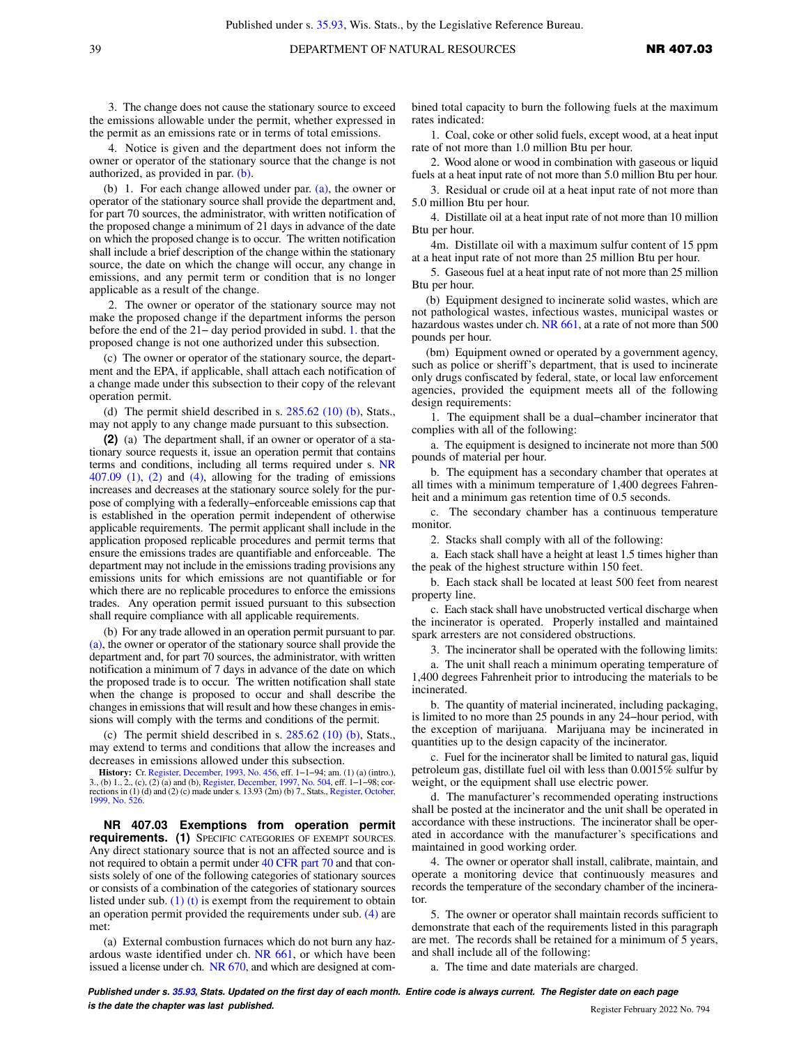3. The change does not cause the stationary source to exceed the emissions allowable under the permit, whether expressed in the permit as an emissions rate or in terms of total emissions.

4. Notice is given and the department does not inform the owner or operator of the stationary source that the change is not authorized, as provided in par. (b).

(b) 1. For each change allowed under par. (a), the owner or operator of the stationary source shall provide the department and, for part 70 sources, the administrator, with written notification of the proposed change a minimum of 21 days in advance of the date on which the proposed change is to occur. The written notification shall include a brief description of the change within the stationary source, the date on which the change will occur, any change in emissions, and any permit term or condition that is no longer applicable as a result of the change.

2. The owner or operator of the stationary source may not make the proposed change if the department informs the person before the end of the 21− day period provided in subd. 1. that the proposed change is not one authorized under this subsection.

(c) The owner or operator of the stationary source, the department and the EPA, if applicable, shall attach each notification of a change made under this subsection to their copy of the relevant operation permit.

(d) The permit shield described in s. 285.62 (10) (b), Stats., may not apply to any change made pursuant to this subsection.

**(2)** (a) The department shall, if an owner or operator of a stationary source requests it, issue an operation permit that contains terms and conditions, including all terms required under s. NR 407.09 (1), (2) and (4), allowing for the trading of emissions increases and decreases at the stationary source solely for the purpose of complying with a federally−enforceable emissions cap that is established in the operation permit independent of otherwise applicable requirements. The permit applicant shall include in the application proposed replicable procedures and permit terms that ensure the emissions trades are quantifiable and enforceable. The department may not include in the emissions trading provisions any emissions units for which emissions are not quantifiable or for which there are no replicable procedures to enforce the emissions trades. Any operation permit issued pursuant to this subsection shall require compliance with all applicable requirements.

(b) For any trade allowed in an operation permit pursuant to par. (a), the owner or operator of the stationary source shall provide the department and, for part 70 sources, the administrator, with written notification a minimum of 7 days in advance of the date on which the proposed trade is to occur. The written notification shall state when the change is proposed to occur and shall describe the changes in emissions that will result and how these changes in emissions will comply with the terms and conditions of the permit.

(c) The permit shield described in s. 285.62 (10) (b), Stats., may extend to terms and conditions that allow the increases and decreases in emissions allowed under this subsection.

**History:** Cr. Register, December, 1993, No. 456, eff. 1−1−94; am. (1) (a) (intro.), 3., (b) 1., 2., (c), (2) (a) and (b), Register, December, 1997, No. 504, eff. 1−1−98; corrections in (1) (d) and (2) (c) made under s. 13.93 (2m) (b) 7., Stats., Register, October, 1999, No. 526.

**NR 407.03 Exemptions from operation permit requirements. (1)** SPECIFIC CATEGORIES OF EXEMPT SOURCES. Any direct stationary source that is not an affected source and is not required to obtain a permit under 40 CFR part 70 and that consists solely of one of the following categories of stationary sources or consists of a combination of the categories of stationary sources listed under sub. (1) (t) is exempt from the requirement to obtain an operation permit provided the requirements under sub. (4) are met:

(a) External combustion furnaces which do not burn any hazardous waste identified under ch. NR 661, or which have been issued a license under ch. NR 670, and which are designed at combined total capacity to burn the following fuels at the maximum rates indicated:

1. Coal, coke or other solid fuels, except wood, at a heat input rate of not more than 1.0 million Btu per hour.

2. Wood alone or wood in combination with gaseous or liquid fuels at a heat input rate of not more than 5.0 million Btu per hour.

3. Residual or crude oil at a heat input rate of not more than 5.0 million Btu per hour.

4. Distillate oil at a heat input rate of not more than 10 million Btu per hour.

4m. Distillate oil with a maximum sulfur content of 15 ppm at a heat input rate of not more than 25 million Btu per hour.

5. Gaseous fuel at a heat input rate of not more than 25 million Btu per hour.

(b) Equipment designed to incinerate solid wastes, which are not pathological wastes, infectious wastes, municipal wastes or hazardous wastes under ch. NR 661, at a rate of not more than 500 pounds per hour.

(bm) Equipment owned or operated by a government agency, such as police or sheriff's department, that is used to incinerate only drugs confiscated by federal, state, or local law enforcement agencies, provided the equipment meets all of the following design requirements:

1. The equipment shall be a dual−chamber incinerator that complies with all of the following:

a. The equipment is designed to incinerate not more than 500 pounds of material per hour.

b. The equipment has a secondary chamber that operates at all times with a minimum temperature of 1,400 degrees Fahrenheit and a minimum gas retention time of 0.5 seconds.

c. The secondary chamber has a continuous temperature monitor.

2. Stacks shall comply with all of the following:

a. Each stack shall have a height at least 1.5 times higher than the peak of the highest structure within 150 feet.

b. Each stack shall be located at least 500 feet from nearest property line.

c. Each stack shall have unobstructed vertical discharge when the incinerator is operated. Properly installed and maintained spark arresters are not considered obstructions.

3. The incinerator shall be operated with the following limits:

a. The unit shall reach a minimum operating temperature of 1,400 degrees Fahrenheit prior to introducing the materials to be incinerated.

b. The quantity of material incinerated, including packaging, is limited to no more than 25 pounds in any 24−hour period, with the exception of marijuana. Marijuana may be incinerated in quantities up to the design capacity of the incinerator.

c. Fuel for the incinerator shall be limited to natural gas, liquid petroleum gas, distillate fuel oil with less than 0.0015% sulfur by weight, or the equipment shall use electric power.

d. The manufacturer's recommended operating instructions shall be posted at the incinerator and the unit shall be operated in accordance with these instructions. The incinerator shall be operated in accordance with the manufacturer's specifications and maintained in good working order.

4. The owner or operator shall install, calibrate, maintain, and operate a monitoring device that continuously measures and records the temperature of the secondary chamber of the incinerator.

5. The owner or operator shall maintain records sufficient to demonstrate that each of the requirements listed in this paragraph are met. The records shall be retained for a minimum of 5 years, and shall include all of the following:

a. The time and date materials are charged.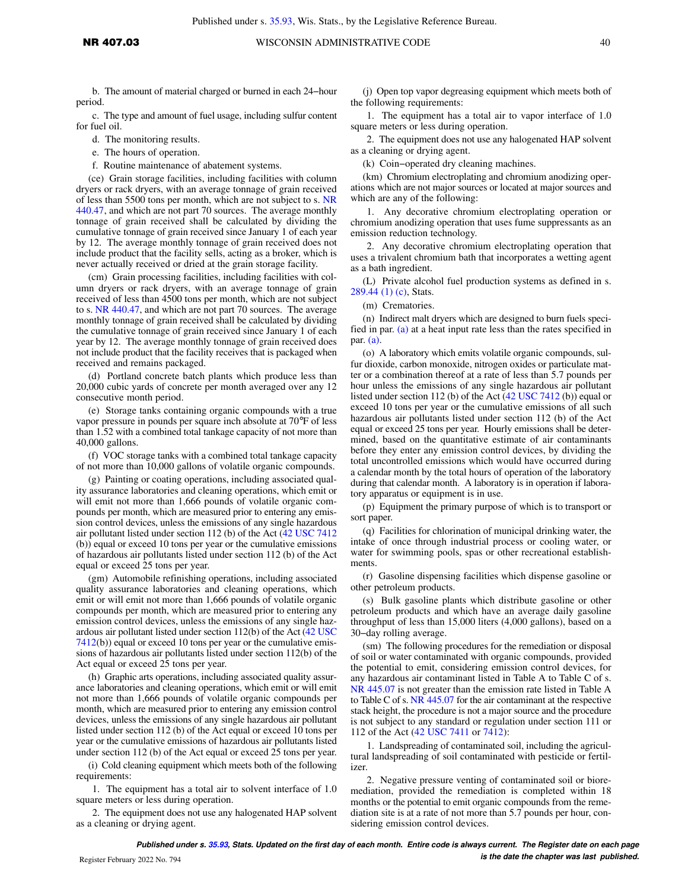b. The amount of material charged or burned in each 24−hour period.

c. The type and amount of fuel usage, including sulfur content for fuel oil.

d. The monitoring results.

e. The hours of operation.

f. Routine maintenance of abatement systems.

(ce) Grain storage facilities, including facilities with column dryers or rack dryers, with an average tonnage of grain received of less than 5500 tons per month, which are not subject to s. NR 440.47, and which are not part 70 sources. The average monthly tonnage of grain received shall be calculated by dividing the cumulative tonnage of grain received since January 1 of each year by 12. The average monthly tonnage of grain received does not include product that the facility sells, acting as a broker, which is never actually received or dried at the grain storage facility.

(cm) Grain processing facilities, including facilities with column dryers or rack dryers, with an average tonnage of grain received of less than 4500 tons per month, which are not subject to s. NR 440.47, and which are not part 70 sources. The average monthly tonnage of grain received shall be calculated by dividing the cumulative tonnage of grain received since January 1 of each year by 12. The average monthly tonnage of grain received does not include product that the facility receives that is packaged when received and remains packaged.

(d) Portland concrete batch plants which produce less than 20,000 cubic yards of concrete per month averaged over any 12 consecutive month period.

(e) Storage tanks containing organic compounds with a true vapor pressure in pounds per square inch absolute at 70°F of less than 1.52 with a combined total tankage capacity of not more than 40,000 gallons.

(f) VOC storage tanks with a combined total tankage capacity of not more than 10,000 gallons of volatile organic compounds.

(g) Painting or coating operations, including associated quality assurance laboratories and cleaning operations, which emit or will emit not more than 1,666 pounds of volatile organic compounds per month, which are measured prior to entering any emission control devices, unless the emissions of any single hazardous air pollutant listed under section 112 (b) of the Act (42 USC 7412 (b)) equal or exceed 10 tons per year or the cumulative emissions of hazardous air pollutants listed under section 112 (b) of the Act equal or exceed 25 tons per year.

(gm) Automobile refinishing operations, including associated quality assurance laboratories and cleaning operations, which emit or will emit not more than 1,666 pounds of volatile organic compounds per month, which are measured prior to entering any emission control devices, unless the emissions of any single hazardous air pollutant listed under section 112(b) of the Act (42 USC 7412(b)) equal or exceed 10 tons per year or the cumulative emissions of hazardous air pollutants listed under section 112(b) of the Act equal or exceed 25 tons per year.

(h) Graphic arts operations, including associated quality assurance laboratories and cleaning operations, which emit or will emit not more than 1,666 pounds of volatile organic compounds per month, which are measured prior to entering any emission control devices, unless the emissions of any single hazardous air pollutant listed under section 112 (b) of the Act equal or exceed 10 tons per year or the cumulative emissions of hazardous air pollutants listed under section 112 (b) of the Act equal or exceed 25 tons per year.

(i) Cold cleaning equipment which meets both of the following requirements:

1. The equipment has a total air to solvent interface of 1.0 square meters or less during operation.

2. The equipment does not use any halogenated HAP solvent as a cleaning or drying agent.

(j) Open top vapor degreasing equipment which meets both of the following requirements:

1. The equipment has a total air to vapor interface of 1.0 square meters or less during operation.

2. The equipment does not use any halogenated HAP solvent as a cleaning or drying agent.

(k) Coin−operated dry cleaning machines.

(km) Chromium electroplating and chromium anodizing operations which are not major sources or located at major sources and which are any of the following:

1. Any decorative chromium electroplating operation or chromium anodizing operation that uses fume suppressants as an emission reduction technology.

2. Any decorative chromium electroplating operation that uses a trivalent chromium bath that incorporates a wetting agent as a bath ingredient.

(L) Private alcohol fuel production systems as defined in s. 289.44 (1) (c), Stats.

(m) Crematories.

(n) Indirect malt dryers which are designed to burn fuels specified in par. (a) at a heat input rate less than the rates specified in par. (a).

(o) A laboratory which emits volatile organic compounds, sulfur dioxide, carbon monoxide, nitrogen oxides or particulate matter or a combination thereof at a rate of less than 5.7 pounds per hour unless the emissions of any single hazardous air pollutant listed under section 112 (b) of the Act (42 USC 7412 (b)) equal or exceed 10 tons per year or the cumulative emissions of all such hazardous air pollutants listed under section 112 (b) of the Act equal or exceed 25 tons per year. Hourly emissions shall be determined, based on the quantitative estimate of air contaminants before they enter any emission control devices, by dividing the total uncontrolled emissions which would have occurred during a calendar month by the total hours of operation of the laboratory during that calendar month. A laboratory is in operation if laboratory apparatus or equipment is in use.

(p) Equipment the primary purpose of which is to transport or sort paper.

(q) Facilities for chlorination of municipal drinking water, the intake of once through industrial process or cooling water, or water for swimming pools, spas or other recreational establishments.

(r) Gasoline dispensing facilities which dispense gasoline or other petroleum products.

(s) Bulk gasoline plants which distribute gasoline or other petroleum products and which have an average daily gasoline throughput of less than 15,000 liters (4,000 gallons), based on a 30−day rolling average.

(sm) The following procedures for the remediation or disposal of soil or water contaminated with organic compounds, provided the potential to emit, considering emission control devices, for any hazardous air contaminant listed in Table A to Table C of s. NR 445.07 is not greater than the emission rate listed in Table A to Table C of s. NR 445.07 for the air contaminant at the respective stack height, the procedure is not a major source and the procedure is not subject to any standard or regulation under section 111 or 112 of the Act (42 USC 7411 or 7412):

1. Landspreading of contaminated soil, including the agricultural landspreading of soil contaminated with pesticide or fertilizer.

2. Negative pressure venting of contaminated soil or bioremediation, provided the remediation is completed within 18 months or the potential to emit organic compounds from the remediation site is at a rate of not more than 5.7 pounds per hour, considering emission control devices.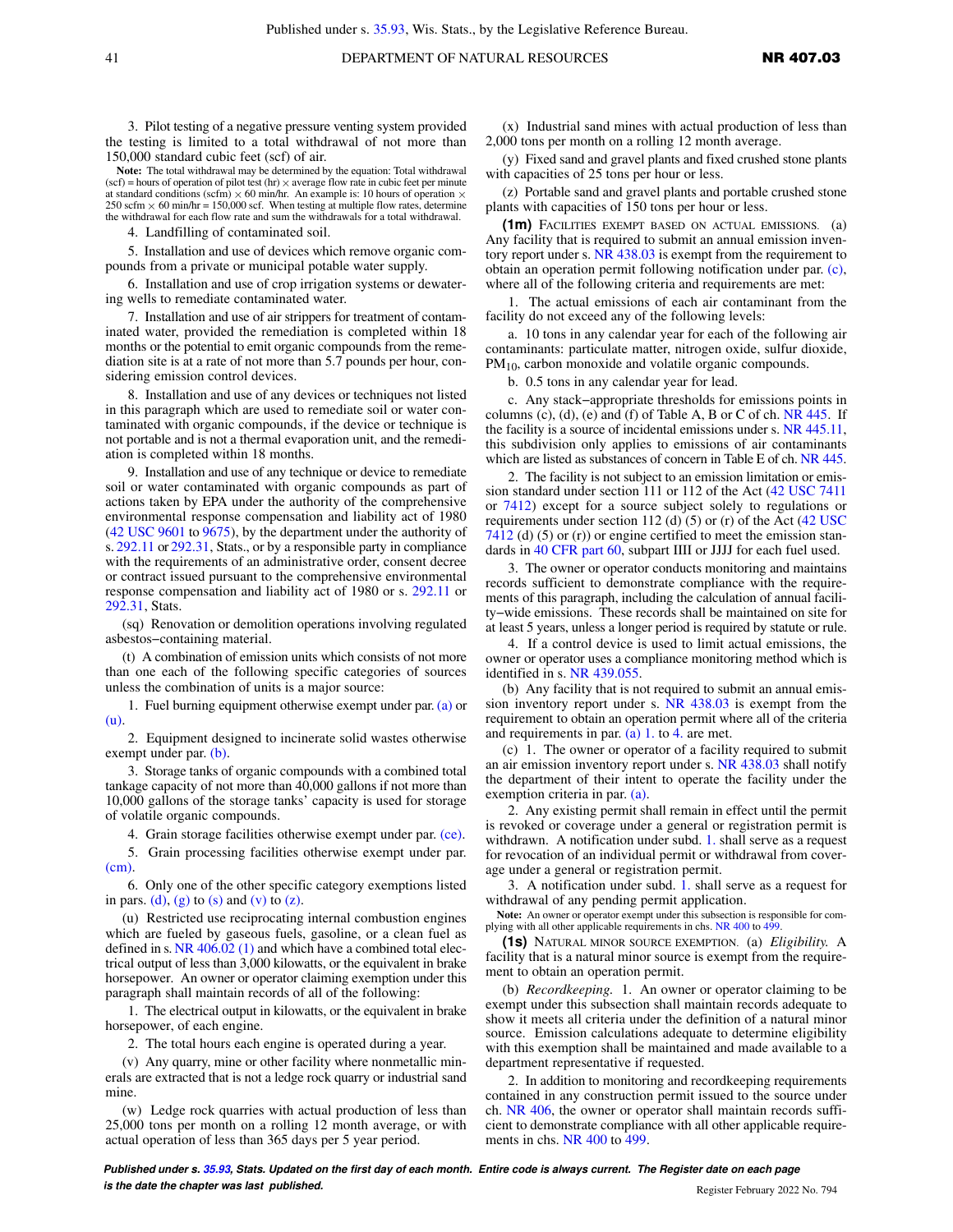3. Pilot testing of a negative pressure venting system provided the testing is limited to a total withdrawal of not more than 150,000 standard cubic feet (scf) of air.

**Note:** The total withdrawal may be determined by the equation: Total withdrawal (scf) = hours of operation of pilot test (hr) × average flow rate in cubic feet per minute at standard conditions (scfm) × 60 min/hr. An example is: 10 hours of operation × 250 scfm × 60 min/hr = 150,000 scf. When testing at multiple flow rates, determine the withdrawal for each flow rate and sum the withdrawals for a total withdrawal.

4. Landfilling of contaminated soil.

5. Installation and use of devices which remove organic compounds from a private or municipal potable water supply.

6. Installation and use of crop irrigation systems or dewatering wells to remediate contaminated water.

7. Installation and use of air strippers for treatment of contaminated water, provided the remediation is completed within 18 months or the potential to emit organic compounds from the remediation site is at a rate of not more than 5.7 pounds per hour, considering emission control devices.

8. Installation and use of any devices or techniques not listed in this paragraph which are used to remediate soil or water contaminated with organic compounds, if the device or technique is not portable and is not a thermal evaporation unit, and the remediation is completed within 18 months.

9. Installation and use of any technique or device to remediate soil or water contaminated with organic compounds as part of actions taken by EPA under the authority of the comprehensive environmental response compensation and liability act of 1980 (42 USC 9601 to 9675), by the department under the authority of s. 292.11 or 292.31, Stats., or by a responsible party in compliance with the requirements of an administrative order, consent decree or contract issued pursuant to the comprehensive environmental response compensation and liability act of 1980 or s. 292.11 or 292.31, Stats.

(sq) Renovation or demolition operations involving regulated asbestos−containing material.

(t) A combination of emission units which consists of not more than one each of the following specific categories of sources unless the combination of units is a major source:

1. Fuel burning equipment otherwise exempt under par. (a) or (u).

2. Equipment designed to incinerate solid wastes otherwise exempt under par. (b).

3. Storage tanks of organic compounds with a combined total tankage capacity of not more than 40,000 gallons if not more than 10,000 gallons of the storage tanks' capacity is used for storage of volatile organic compounds.

4. Grain storage facilities otherwise exempt under par. (ce).

5. Grain processing facilities otherwise exempt under par. (cm).

6. Only one of the other specific category exemptions listed in pars. (d), (g) to (s) and (v) to (z).

(u) Restricted use reciprocating internal combustion engines which are fueled by gaseous fuels, gasoline, or a clean fuel as defined in s. NR 406.02 (1) and which have a combined total electrical output of less than 3,000 kilowatts, or the equivalent in brake horsepower. An owner or operator claiming exemption under this paragraph shall maintain records of all of the following:

1. The electrical output in kilowatts, or the equivalent in brake horsepower, of each engine.

2. The total hours each engine is operated during a year.

(v) Any quarry, mine or other facility where nonmetallic minerals are extracted that is not a ledge rock quarry or industrial sand mine.

(w) Ledge rock quarries with actual production of less than 25,000 tons per month on a rolling 12 month average, or with actual operation of less than 365 days per 5 year period.

(x) Industrial sand mines with actual production of less than 2,000 tons per month on a rolling 12 month average.

(y) Fixed sand and gravel plants and fixed crushed stone plants with capacities of 25 tons per hour or less.

(z) Portable sand and gravel plants and portable crushed stone plants with capacities of 150 tons per hour or less.

**(1m)** FACILITIES EXEMPT BASED ON ACTUAL EMISSIONS. (a) Any facility that is required to submit an annual emission inventory report under s. NR 438.03 is exempt from the requirement to obtain an operation permit following notification under par. (c), where all of the following criteria and requirements are met:

1. The actual emissions of each air contaminant from the facility do not exceed any of the following levels:

a. 10 tons in any calendar year for each of the following air contaminants: particulate matter, nitrogen oxide, sulfur dioxide, $PM_{10}$, carbon monoxide and volatile organic compounds.

b. 0.5 tons in any calendar year for lead.

c. Any stack−appropriate thresholds for emissions points in columns (c), (d), (e) and (f) of Table A, B or C of ch. NR 445. If the facility is a source of incidental emissions under s. NR 445.11, this subdivision only applies to emissions of air contaminants which are listed as substances of concern in Table E of ch. NR 445.

2. The facility is not subject to an emission limitation or emission standard under section 111 or 112 of the Act (42 USC 7411 or 7412) except for a source subject solely to regulations or requirements under section 112 (d) (5) or (r) of the Act (42 USC 7412 (d) (5) or (r)) or engine certified to meet the emission standards in 40 CFR part 60, subpart IIII or JJJJ for each fuel used.

3. The owner or operator conducts monitoring and maintains records sufficient to demonstrate compliance with the requirements of this paragraph, including the calculation of annual facility−wide emissions. These records shall be maintained on site for at least 5 years, unless a longer period is required by statute or rule.

4. If a control device is used to limit actual emissions, the owner or operator uses a compliance monitoring method which is identified in s. NR 439.055.

(b) Any facility that is not required to submit an annual emission inventory report under s. NR 438.03 is exempt from the requirement to obtain an operation permit where all of the criteria and requirements in par. (a) 1. to 4. are met.

(c) 1. The owner or operator of a facility required to submit an air emission inventory report under s. NR 438.03 shall notify the department of their intent to operate the facility under the exemption criteria in par. (a).

2. Any existing permit shall remain in effect until the permit is revoked or coverage under a general or registration permit is withdrawn. A notification under subd. 1. shall serve as a request for revocation of an individual permit or withdrawal from coverage under a general or registration permit.

3. A notification under subd. 1. shall serve as a request for withdrawal of any pending permit application.

**Note:** An owner or operator exempt under this subsection is responsible for complying with all other applicable requirements in chs. NR 400 to 499.

**(1s)** NATURAL MINOR SOURCE EXEMPTION. (a) *Eligibility.* A facility that is a natural minor source is exempt from the requirement to obtain an operation permit.

(b) *Recordkeeping.* 1. An owner or operator claiming to be exempt under this subsection shall maintain records adequate to show it meets all criteria under the definition of a natural minor source. Emission calculations adequate to determine eligibility with this exemption shall be maintained and made available to a department representative if requested.

2. In addition to monitoring and recordkeeping requirements contained in any construction permit issued to the source under ch. NR 406, the owner or operator shall maintain records sufficient to demonstrate compliance with all other applicable requirements in chs. NR 400 to 499.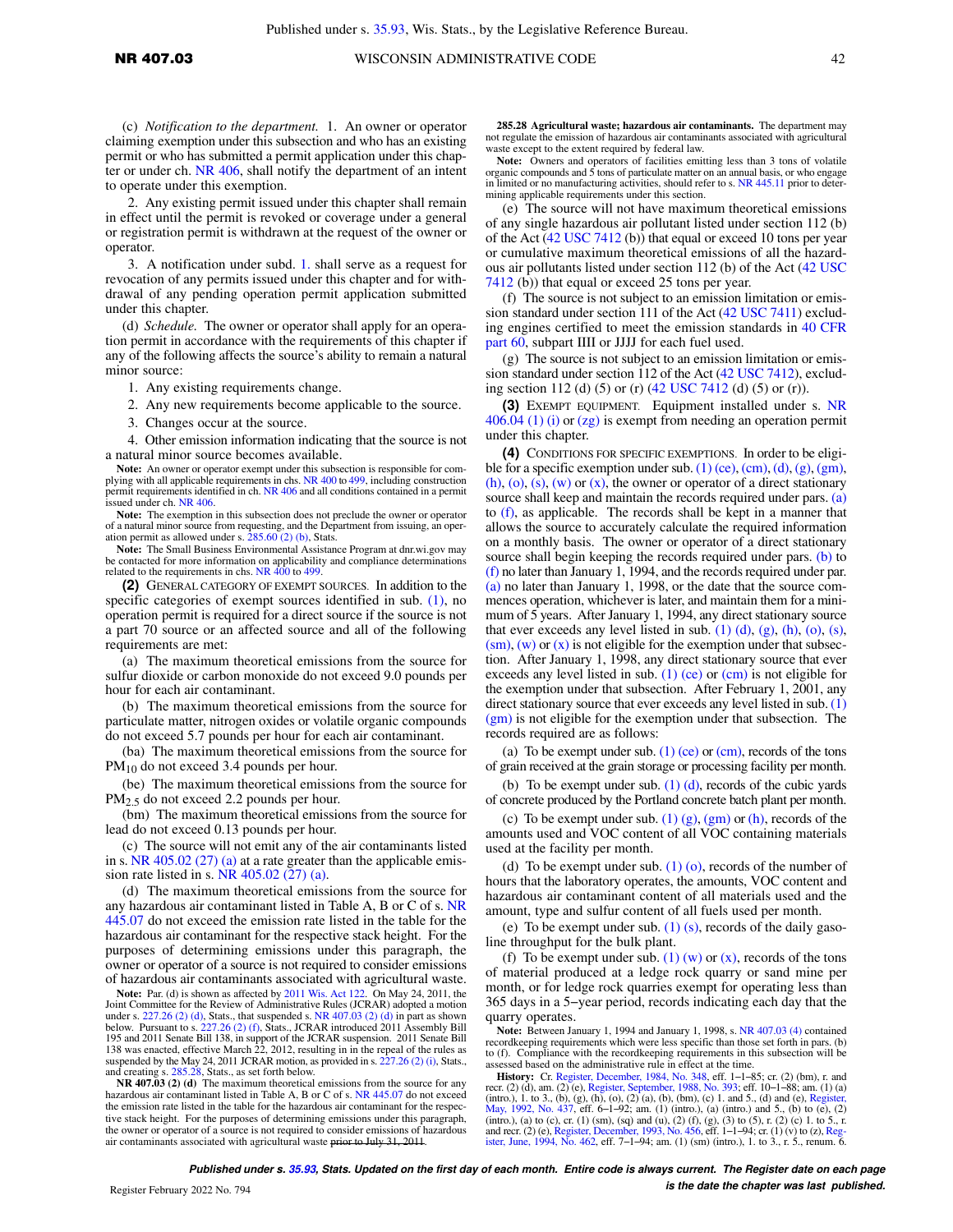(c) *Notification to the department.* 1. An owner or operator claiming exemption under this subsection and who has an existing permit or who has submitted a permit application under this chapter or under ch. NR 406, shall notify the department of an intent to operate under this exemption.

2. Any existing permit issued under this chapter shall remain in effect until the permit is revoked or coverage under a general or registration permit is withdrawn at the request of the owner or operator.

3. A notification under subd. 1. shall serve as a request for revocation of any permits issued under this chapter and for withdrawal of any pending operation permit application submitted under this chapter.

(d) *Schedule.* The owner or operator shall apply for an operation permit in accordance with the requirements of this chapter if any of the following affects the source's ability to remain a natural minor source:

1. Any existing requirements change.

2. Any new requirements become applicable to the source.

3. Changes occur at the source.

4. Other emission information indicating that the source is not a natural minor source becomes available.

**Note:** An owner or operator exempt under this subsection is responsible for complying with all applicable requirements in chs. NR 400 to 499, including construction permit requirements identified in ch. NR 406 and all conditions contained in a permit issued under ch. NR 406.

**Note:** The exemption in this subsection does not preclude the owner or operator of a natural minor source from requesting, and the Department from issuing, an operation permit as allowed under s. 285.60 (2) (b), Stats.

**Note:** The Small Business Environmental Assistance Program at dnr.wi.gov may be contacted for more information on applicability and compliance determinations related to the requirements in chs. NR 400 to 499.

**(2)** GENERAL CATEGORY OF EXEMPT SOURCES. In addition to the specific categories of exempt sources identified in sub. (1), no operation permit is required for a direct source if the source is not a part 70 source or an affected source and all of the following requirements are met:

(a) The maximum theoretical emissions from the source for sulfur dioxide or carbon monoxide do not exceed 9.0 pounds per hour for each air contaminant.

(b) The maximum theoretical emissions from the source for particulate matter, nitrogen oxides or volatile organic compounds do not exceed 5.7 pounds per hour for each air contaminant.

(ba) The maximum theoretical emissions from the source for $PM_{10}$ do not exceed 3.4 pounds per hour.

(be) The maximum theoretical emissions from the source for $PM_{2.5}$ do not exceed 2.2 pounds per hour.

(bm) The maximum theoretical emissions from the source for lead do not exceed 0.13 pounds per hour.

(c) The source will not emit any of the air contaminants listed in s. NR 405.02 (27) (a) at a rate greater than the applicable emission rate listed in s. NR 405.02 (27) (a).

(d) The maximum theoretical emissions from the source for any hazardous air contaminant listed in Table A, B or C of s. NR 445.07 do not exceed the emission rate listed in the table for the hazardous air contaminant for the respective stack height. For the purposes of determining emissions under this paragraph, the owner or operator of a source is not required to consider emissions of hazardous air contaminants associated with agricultural waste.

**Note:** Par. (d) is shown as affected by 2011 Wis. Act 122. On May 24, 2011, the Joint Committee for the Review of Administrative Rules (JCRAR) adopted a motion under s. 227.26 (2) (d), Stats., that suspended s. NR 407.03 (2) (d) in part as shown below. Pursuant to s. 227.26 (2) (f), Stats., JCRAR introduced 2011 Assembly Bill 195 and 2011 Senate Bill 138, in support of the JCRAR suspension. 2011 Senate Bill 138 was enacted, effective March 22, 2012, resulting in in the repeal of the rules as suspended by the May 24, 2011 JCRAR motion, as provided in s. 227.26 (2) (i), Stats., and creating s. 285.28, Stats., as set forth below.

**NR 407.03 (2) (d)** The maximum theoretical emissions from the source for any hazardous air contaminant listed in Table A, B or C of s. NR 445.07 do not exceed the emission rate listed in the table for the hazardous air contaminant for the respective stack height. For the purposes of determining emissions under this paragraph, the owner or operator of a source is not required to consider emissions of hazardous air contaminants associated with agricultural waste ~~prior to July 31, 2011~~.

**285.28 Agricultural waste; hazardous air contaminants.** The department may not regulate the emission of hazardous air contaminants associated with agricultural waste except to the extent required by federal law.

**Note:** Owners and operators of facilities emitting less than 3 tons of volatile organic compounds and 5 tons of particulate matter on an annual basis, or who engage in limited or no manufacturing activities, should refer to s. NR 445.11 prior to determining applicable requirements under this section.

(e) The source will not have maximum theoretical emissions of any single hazardous air pollutant listed under section 112 (b) of the Act (42 USC 7412 (b)) that equal or exceed 10 tons per year or cumulative maximum theoretical emissions of all the hazardous air pollutants listed under section 112 (b) of the Act (42 USC 7412 (b)) that equal or exceed 25 tons per year.

(f) The source is not subject to an emission limitation or emission standard under section 111 of the Act (42 USC 7411) excluding engines certified to meet the emission standards in 40 CFR part 60, subpart IIII or JJJJ for each fuel used.

(g) The source is not subject to an emission limitation or emission standard under section 112 of the Act (42 USC 7412), excluding section 112 (d) (5) or (r) (42 USC 7412 (d) (5) or (r)).

**(3)** EXEMPT EQUIPMENT. Equipment installed under s. NR 406.04 (1) (i) or (zg) is exempt from needing an operation permit under this chapter.

**(4)** CONDITIONS FOR SPECIFIC EXEMPTIONS. In order to be eligible for a specific exemption under sub. (1) (ce), (cm), (d), (g), (gm), (h), (o), (s), (w) or (x), the owner or operator of a direct stationary source shall keep and maintain the records required under pars. (a) to (f), as applicable. The records shall be kept in a manner that allows the source to accurately calculate the required information on a monthly basis. The owner or operator of a direct stationary source shall begin keeping the records required under pars. (b) to (f) no later than January 1, 1994, and the records required under par. (a) no later than January 1, 1998, or the date that the source commences operation, whichever is later, and maintain them for a minimum of 5 years. After January 1, 1994, any direct stationary source that ever exceeds any level listed in sub. (1) (d), (g), (h), (o), (s), (sm), (w) or (x) is not eligible for the exemption under that subsection. After January 1, 1998, any direct stationary source that ever exceeds any level listed in sub. (1) (ce) or (cm) is not eligible for the exemption under that subsection. After February 1, 2001, any direct stationary source that ever exceeds any level listed in sub. (1) (gm) is not eligible for the exemption under that subsection. The records required are as follows:

(a) To be exempt under sub. (1) (ce) or (cm), records of the tons of grain received at the grain storage or processing facility per month.

(b) To be exempt under sub. (1) (d), records of the cubic yards of concrete produced by the Portland concrete batch plant per month.

(c) To be exempt under sub. (1) (g), (gm) or (h), records of the amounts used and VOC content of all VOC containing materials used at the facility per month.

(d) To be exempt under sub. (1) (o), records of the number of hours that the laboratory operates, the amounts, VOC content and hazardous air contaminant content of all materials used and the amount, type and sulfur content of all fuels used per month.

(e) To be exempt under sub. (1) (s), records of the daily gasoline throughput for the bulk plant.

(f) To be exempt under sub. (1) (w) or (x), records of the tons of material produced at a ledge rock quarry or sand mine per month, or for ledge rock quarries exempt for operating less than 365 days in a 5−year period, records indicating each day that the quarry operates.

**Note:** Between January 1, 1994 and January 1, 1998, s. NR 407.03 (4) contained recordkeeping requirements which were less specific than those set forth in pars. (b) to (f). Compliance with the recordkeeping requirements in this subsection will be assessed based on the administrative rule in effect at the time.

**History:** Cr. Register, December, 1984, No. 348, eff. 1−1−85; cr. (2) (bm), r. and recr. (2) (d), am. (2) (e), Register, September, 1988, No. 393; eff. 10−1−88; am. (1) (a) (intro.), 1. to 3., (b), (g), (h), (o), (2) (a), (b), (bm), (c) 1. and 5., (d) and (e), Register, May, 1992, No. 437, eff. 6−1−92; am. (1) (intro.), (a) (intro.) and 5., (b) to (e), (2) (intro.), (a) to (c), cr. (1) (sm), (sq) and (u), (2) (f), (g), (3) to (5), r. (2) (c) 1. to 5., r. and recr. (2) (e), Register, December, 1993, No. 456, eff. 1−1−94; cr. (1) (v) to (z), Register, June, 1994, No. 462, eff. 7−1−94; am. (1) (sm) (intro.), 1. to 3., r. 5., renum. 6.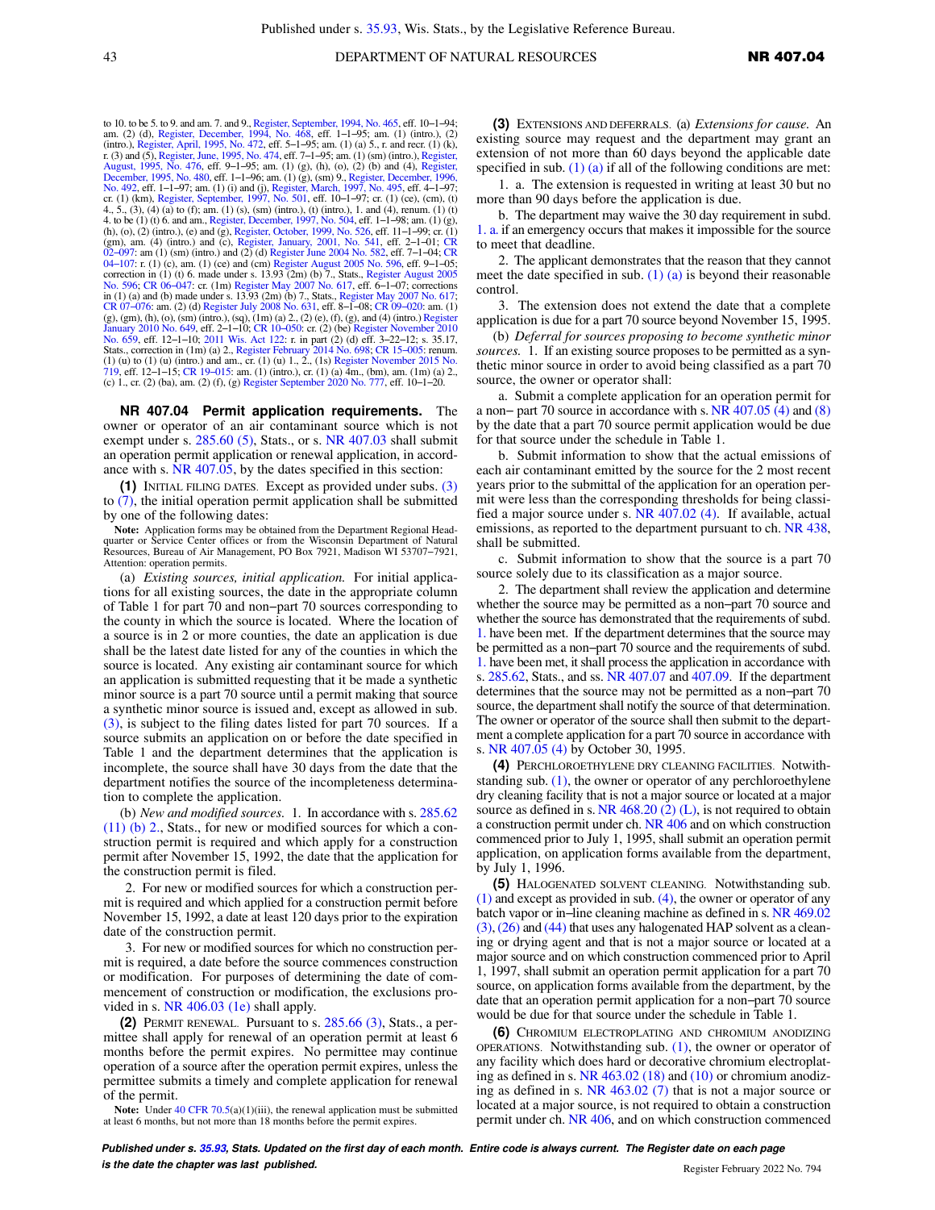to 10. to be 5. to 9. and am. 7. and 9., Register, September, 1994, No. 465, eff. 10–1–94; am. (2) (d), Register, December, 1994, No. 468, eff. 1–1–95; am. (1) (intro.), (2) (intro.), Register, April, 1995, No. 472, eff. 5–1–95; am. (1) (a) 5., r. and recr. (1) (k), r. (3) and (5), Register, June, 1995, No. 474, eff. 7–1–95; am. (1) (sm) (intro.), Register, August, 1995, No. 476, eff. 9–1–95; am. (1) (g), (h), (o), (2) (b) and (4), Register, December, 1995, No. 480, eff. 1–1–96; am. (1) (g), (sm) 9., Register, December, 1996, No. 492, eff. 1–1–97; am. (1) (i) and (j), Register, March, 1997, No. 495, eff. 4–1–97; cr. (1) (km), Register, September, 1997, No. 501, eff. 10–1–97; cr. (1) (ce), (cm), (t) 4., 5., (3), (4) (a) to (f); am. (1) (s), (sm) (intro.), (t) (intro.), 1. and (4), renum. (1) (t) 4. to be (1) (t) 6. and am., Register, December, 1997, No. 504, eff. 1–1–98; am. (1) (g), (h), (o), (2) (intro.), (e) and (g), Register, October, 1999, No. 526, eff. 11–1–99; cr. (1) (gm), am. (4) (intro.) and (c), Register, January, 2001, No. 541, eff. 2–1–01; CR 02–097: am (1) (sm) (intro.) and (2) (d) Register June 2004 No. 582, eff. 7–1–04; CR 04–107: r. (1) (c), am. (1) (ce) and (cm) Register August 2005 No. 596, eff. 9–1–05; correction in (1) (t) 6. made under s. 13.93 (2m) (b) 7., Stats., Register August 2005 No. 596; CR 06–047: cr. (1m) Register May 2007 No. 617, eff. 6–1–07; corrections in (1) (a) and (b) made under s. 13.93 (2m) (b) 7., Stats., Register May 2007 No. 617; CR 07–076: am. (2) (d) Register July 2008 No. 631, eff. 8–1–08; CR 09–020: am. (1) (g), (gm), (h), (o), (sm) (intro.), (sq), (1m) (a) 2., (2) (e), (f), (g), and (4) (intro.) Register January 2010 No. 649, eff. 2–1–10; CR 10–050: cr. (2) (be) Register November 2010 No. 659, eff. 12–1–10; 2011 Wis. Act 122: r. in part (2) (d) eff. 3–22–12; s. 35.17, Stats., correction in (1m) (a) 2., Register February 2014 No. 698; CR 15–005: renum. (1) (u) to (1) (u) (intro.) and am., cr. (1) (u) 1., 2., (1s) Register November 2015 No. 719, eff. 12–1–15; CR 19–015: am. (1) (intro.), cr. (1) (a) 4m., (bm), am. (1m) (a) 2., (c) 1., cr. (2) (ba), am. (2) (f), (g) Register September 2020 No. 777, eff. 10–1–20.

**NR 407.04 Permit application requirements.** The owner or operator of an air contaminant source which is not exempt under s. 285.60 (5), Stats., or s. NR 407.03 shall submit an operation permit application or renewal application, in accordance with s. NR 407.05, by the dates specified in this section:

**(1)** INITIAL FILING DATES. Except as provided under subs. (3) to (7), the initial operation permit application shall be submitted by one of the following dates:

**Note:** Application forms may be obtained from the Department Regional Headquarter or Service Center offices or from the Wisconsin Department of Natural Resources, Bureau of Air Management, PO Box 7921, Madison WI 53707–7921, Attention: operation permits.

(a) *Existing sources, initial application.* For initial applications for all existing sources, the date in the appropriate column of Table 1 for part 70 and non–part 70 sources corresponding to the county in which the source is located. Where the location of a source is in 2 or more counties, the date an application is due shall be the latest date listed for any of the counties in which the source is located. Any existing air contaminant source for which an application is submitted requesting that it be made a synthetic minor source is a part 70 source until a permit making that source a synthetic minor source is issued and, except as allowed in sub. (3), is subject to the filing dates listed for part 70 sources. If a source submits an application on or before the date specified in Table 1 and the department determines that the application is incomplete, the source shall have 30 days from the date that the department notifies the source of the incompleteness determination to complete the application.

(b) *New and modified sources.* 1. In accordance with s. 285.62 (11) (b) 2., Stats., for new or modified sources for which a construction permit is required and which apply for a construction permit after November 15, 1992, the date that the application for the construction permit is filed.

2. For new or modified sources for which a construction permit is required and which applied for a construction permit before November 15, 1992, a date at least 120 days prior to the expiration date of the construction permit.

3. For new or modified sources for which no construction permit is required, a date before the source commences construction or modification. For purposes of determining the date of commencement of construction or modification, the exclusions provided in s. NR 406.03 (1e) shall apply.

**(2)** PERMIT RENEWAL. Pursuant to s. 285.66 (3), Stats., a permittee shall apply for renewal of an operation permit at least 6 months before the permit expires. No permittee may continue operation of a source after the operation permit expires, unless the permittee submits a timely and complete application for renewal of the permit.

**Note:** Under 40 CFR 70.5(a)(1)(iii), the renewal application must be submitted at least 6 months, but not more than 18 months before the permit expires.

**(3)** EXTENSIONS AND DEFERRALS. (a) *Extensions for cause.* An existing source may request and the department may grant an extension of not more than 60 days beyond the applicable date specified in sub. (1) (a) if all of the following conditions are met:

1. a. The extension is requested in writing at least 30 but no more than 90 days before the application is due.

b. The department may waive the 30 day requirement in subd. 1. a. if an emergency occurs that makes it impossible for the source to meet that deadline.

2. The applicant demonstrates that the reason that they cannot meet the date specified in sub. (1) (a) is beyond their reasonable control.

3. The extension does not extend the date that a complete application is due for a part 70 source beyond November 15, 1995.

(b) *Deferral for sources proposing to become synthetic minor sources.* 1. If an existing source proposes to be permitted as a synthetic minor source in order to avoid being classified as a part 70 source, the owner or operator shall:

a. Submit a complete application for an operation permit for a non– part 70 source in accordance with s. NR 407.05 (4) and (8) by the date that a part 70 source permit application would be due for that source under the schedule in Table 1.

b. Submit information to show that the actual emissions of each air contaminant emitted by the source for the 2 most recent years prior to the submittal of the application for an operation permit were less than the corresponding thresholds for being classified a major source under s. NR 407.02 (4). If available, actual emissions, as reported to the department pursuant to ch. NR 438, shall be submitted.

c. Submit information to show that the source is a part 70 source solely due to its classification as a major source.

2. The department shall review the application and determine whether the source may be permitted as a non–part 70 source and whether the source has demonstrated that the requirements of subd. 1. have been met. If the department determines that the source may be permitted as a non–part 70 source and the requirements of subd. 1. have been met, it shall process the application in accordance with s. 285.62, Stats., and ss. NR 407.07 and 407.09. If the department determines that the source may not be permitted as a non–part 70 source, the department shall notify the source of that determination. The owner or operator of the source shall then submit to the department a complete application for a part 70 source in accordance with s. NR 407.05 (4) by October 30, 1995.

**(4)** PERCHLOROETHYLENE DRY CLEANING FACILITIES. Notwithstanding sub. (1), the owner or operator of any perchloroethylene dry cleaning facility that is not a major source or located at a major source as defined in s. NR 468.20 (2) (L), is not required to obtain a construction permit under ch. NR 406 and on which construction commenced prior to July 1, 1995, shall submit an operation permit application, on application forms available from the department, by July 1, 1996.

**(5)** HALOGENATED SOLVENT CLEANING. Notwithstanding sub. (1) and except as provided in sub. (4), the owner or operator of any batch vapor or in–line cleaning machine as defined in s. NR 469.02 (3), (26) and (44) that uses any halogenated HAP solvent as a cleaning or drying agent and that is not a major source or located at a major source and on which construction commenced prior to April 1, 1997, shall submit an operation permit application for a part 70 source, on application forms available from the department, by the date that an operation permit application for a non–part 70 source would be due for that source under the schedule in Table 1.

**(6)** CHROMIUM ELECTROPLATING AND CHROMIUM ANODIZING OPERATIONS. Notwithstanding sub. (1), the owner or operator of any facility which does hard or decorative chromium electroplating as defined in s. NR 463.02 (18) and (10) or chromium anodizing as defined in s. NR 463.02 (7) that is not a major source or located at a major source, is not required to obtain a construction permit under ch. NR 406, and on which construction commenced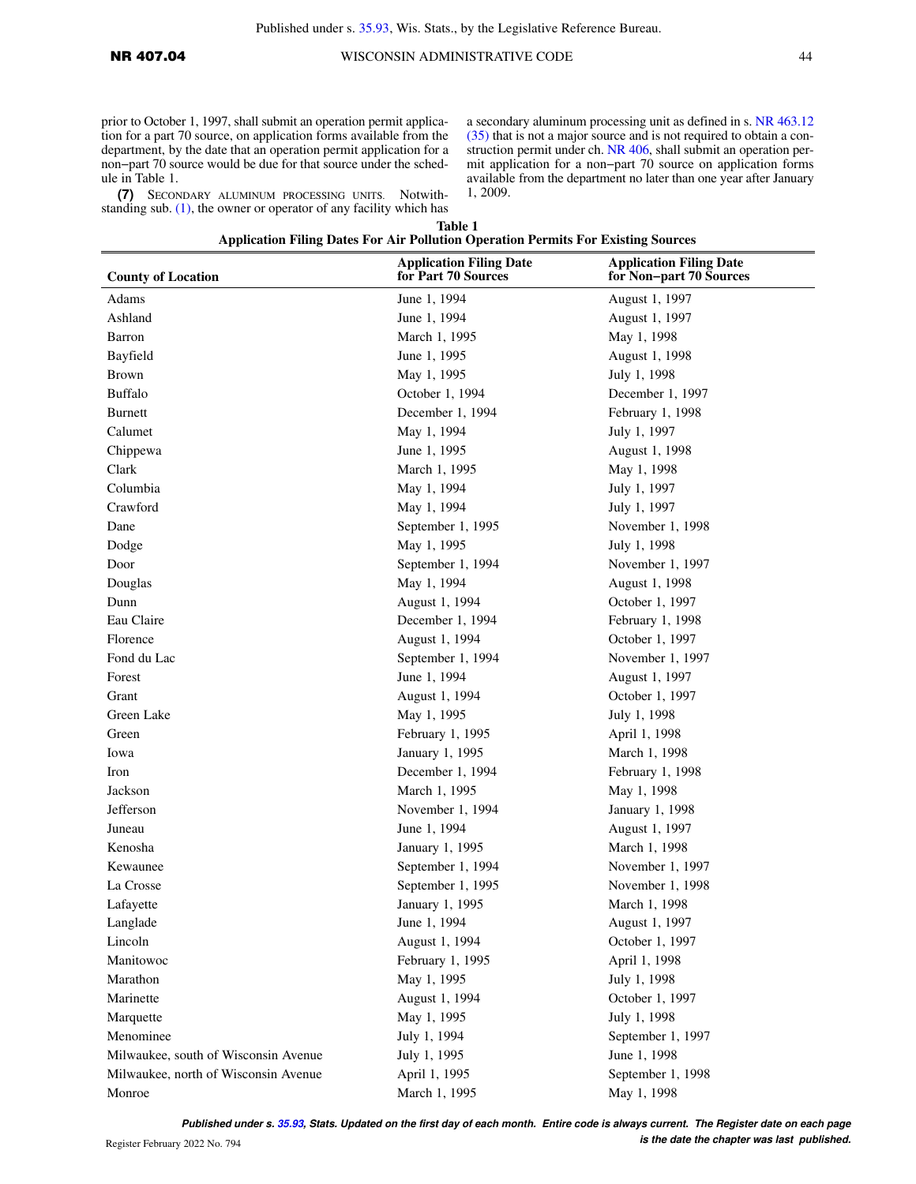prior to October 1, 1997, shall submit an operation permit application for a part 70 source, on application forms available from the department, by the date that an operation permit application for a non−part 70 source would be due for that source under the schedule in Table 1.

**(7)** Secondary aluminum processing units. Notwithstanding sub. (1), the owner or operator of any facility which has a secondary aluminum processing unit as defined in s. NR 463.12 (35) that is not a major source and is not required to obtain a construction permit under ch. NR 406, shall submit an operation permit application for a non−part 70 source on application forms available from the department no later than one year after January 1, 2009.

**Table 1**
**Application Filing Dates For Air Pollution Operation Permits For Existing Sources**

| County of Location | Application Filing Date for Part 70 Sources | Application Filing Date for Non−part 70 Sources |
|---|---|---|
| Adams | June 1, 1994 | August 1, 1997 |
| Ashland | June 1, 1994 | August 1, 1997 |
| Barron | March 1, 1995 | May 1, 1998 |
| Bayfield | June 1, 1995 | August 1, 1998 |
| Brown | May 1, 1995 | July 1, 1998 |
| Buffalo | October 1, 1994 | December 1, 1997 |
| Burnett | December 1, 1994 | February 1, 1998 |
| Calumet | May 1, 1994 | July 1, 1997 |
| Chippewa | June 1, 1995 | August 1, 1998 |
| Clark | March 1, 1995 | May 1, 1998 |
| Columbia | May 1, 1994 | July 1, 1997 |
| Crawford | May 1, 1994 | July 1, 1997 |
| Dane | September 1, 1995 | November 1, 1998 |
| Dodge | May 1, 1995 | July 1, 1998 |
| Door | September 1, 1994 | November 1, 1997 |
| Douglas | May 1, 1994 | August 1, 1998 |
| Dunn | August 1, 1994 | October 1, 1997 |
| Eau Claire | December 1, 1994 | February 1, 1998 |
| Florence | August 1, 1994 | October 1, 1997 |
| Fond du Lac | September 1, 1994 | November 1, 1997 |
| Forest | June 1, 1994 | August 1, 1997 |
| Grant | August 1, 1994 | October 1, 1997 |
| Green Lake | May 1, 1995 | July 1, 1998 |
| Green | February 1, 1995 | April 1, 1998 |
| Iowa | January 1, 1995 | March 1, 1998 |
| Iron | December 1, 1994 | February 1, 1998 |
| Jackson | March 1, 1995 | May 1, 1998 |
| Jefferson | November 1, 1994 | January 1, 1998 |
| Juneau | June 1, 1994 | August 1, 1997 |
| Kenosha | January 1, 1995 | March 1, 1998 |
| Kewaunee | September 1, 1994 | November 1, 1997 |
| La Crosse | September 1, 1995 | November 1, 1998 |
| Lafayette | January 1, 1995 | March 1, 1998 |
| Langlade | June 1, 1994 | August 1, 1997 |
| Lincoln | August 1, 1994 | October 1, 1997 |
| Manitowoc | February 1, 1995 | April 1, 1998 |
| Marathon | May 1, 1995 | July 1, 1998 |
| Marinette | August 1, 1994 | October 1, 1997 |
| Marquette | May 1, 1995 | July 1, 1998 |
| Menominee | July 1, 1994 | September 1, 1997 |
| Milwaukee, south of Wisconsin Avenue | July 1, 1995 | June 1, 1998 |
| Milwaukee, north of Wisconsin Avenue | April 1, 1995 | September 1, 1998 |
| Monroe | March 1, 1995 | May 1, 1998 |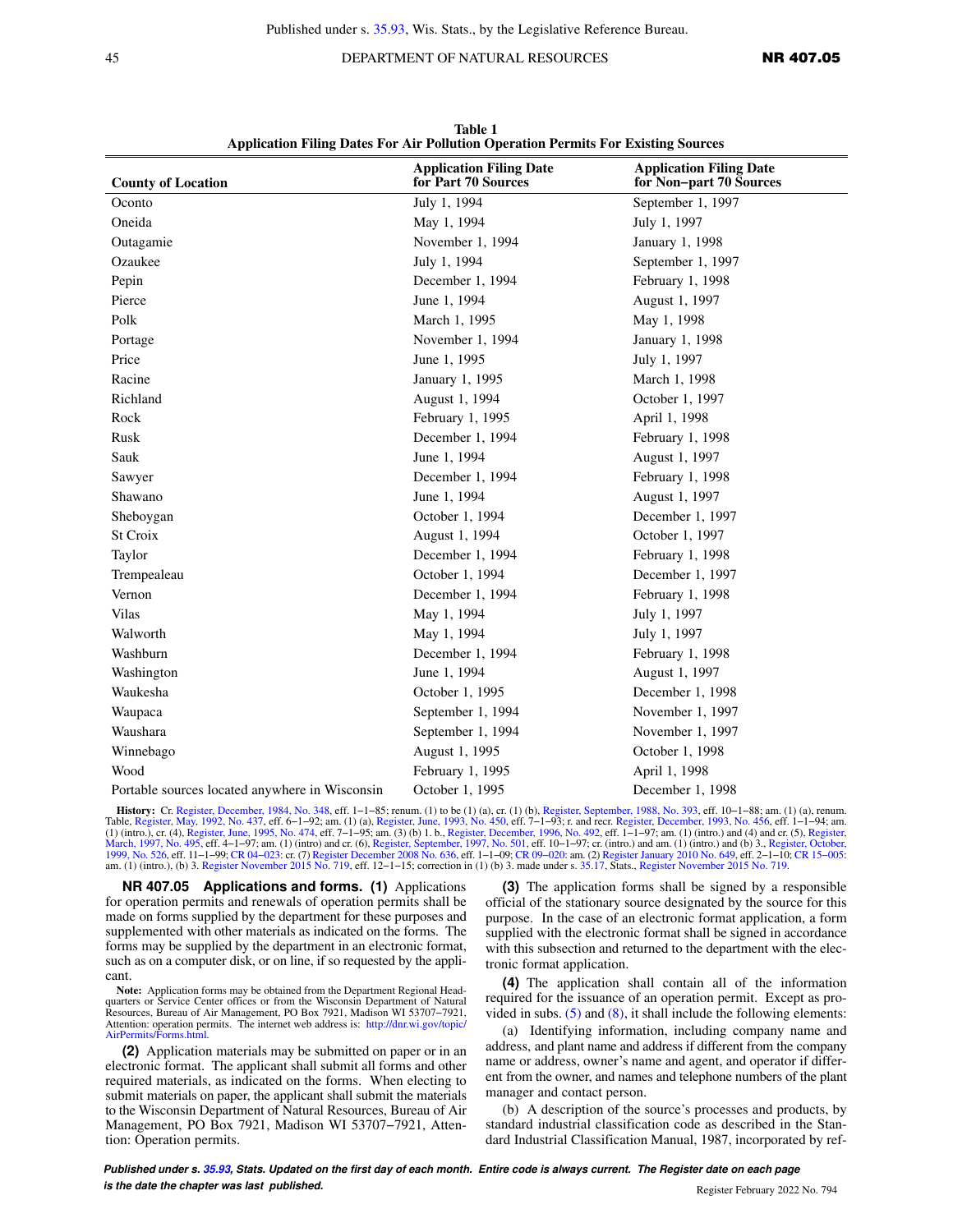**Table 1**
**Application Filing Dates For Air Pollution Operation Permits For Existing Sources**

| County of Location | Application Filing Date for Part 70 Sources | Application Filing Date for Non–part 70 Sources |
|---|---|---|
| Oconto | July 1, 1994 | September 1, 1997 |
| Oneida | May 1, 1994 | July 1, 1997 |
| Outagamie | November 1, 1994 | January 1, 1998 |
| Ozaukee | July 1, 1994 | September 1, 1997 |
| Pepin | December 1, 1994 | February 1, 1998 |
| Pierce | June 1, 1994 | August 1, 1997 |
| Polk | March 1, 1995 | May 1, 1998 |
| Portage | November 1, 1994 | January 1, 1998 |
| Price | June 1, 1995 | July 1, 1997 |
| Racine | January 1, 1995 | March 1, 1998 |
| Richland | August 1, 1994 | October 1, 1997 |
| Rock | February 1, 1995 | April 1, 1998 |
| Rusk | December 1, 1994 | February 1, 1998 |
| Sauk | June 1, 1994 | August 1, 1997 |
| Sawyer | December 1, 1994 | February 1, 1998 |
| Shawano | June 1, 1994 | August 1, 1997 |
| Sheboygan | October 1, 1994 | December 1, 1997 |
| St Croix | August 1, 1994 | October 1, 1997 |
| Taylor | December 1, 1994 | February 1, 1998 |
| Trempealeau | October 1, 1994 | December 1, 1997 |
| Vernon | December 1, 1994 | February 1, 1998 |
| Vilas | May 1, 1994 | July 1, 1997 |
| Walworth | May 1, 1994 | July 1, 1997 |
| Washburn | December 1, 1994 | February 1, 1998 |
| Washington | June 1, 1994 | August 1, 1997 |
| Waukesha | October 1, 1995 | December 1, 1998 |
| Waupaca | September 1, 1994 | November 1, 1997 |
| Waushara | September 1, 1994 | November 1, 1997 |
| Winnebago | August 1, 1995 | October 1, 1998 |
| Wood | February 1, 1995 | April 1, 1998 |
| Portable sources located anywhere in Wisconsin | October 1, 1995 | December 1, 1998 |

**History:** Cr. Register, December, 1984, No. 348, eff. 1–1–85; renum. (1) to be (1) (a), cr. (1) (b), Register, September, 1988, No. 393, eff. 10–1–88; am. (1) (a), renum. Table, Register, May, 1992, No. 437, eff. 6–1–92; am. (1) (a), Register, June, 1993, No. 450, eff. 7–1–93; r. and recr. Register, December, 1993, No. 456, eff. 1–1–94; am. (1) (intro.), cr. (4), Register, June, 1995, No. 474, eff. 7–1–95; am. (3) (b) 1. b., Register, December, 1996, No. 492, eff. 1–1–97; am. (1) (intro.) and (4) and cr. (5), Register, March, 1997, No. 495, eff. 4–1–97; am. (1) (intro) and cr. (6), Register, September, 1997, No. 501, eff. 10–1–97; cr. (intro.) and am. (1) (intro.) and (b) 3., Register, October, 1999, No. 526, eff. 11–1–99; CR 04–023: cr. (7) Register December 2008 No. 636, eff. 1–1–09; CR 09–020: am. (2) Register January 2010 No. 649, eff. 2–1–10; CR 15–005: am. (1) (intro.), (b) 3. Register November 2015 No. 719, eff. 12–1–15; correction in (1) (b) 3. made under s. 35.17, Stats., Register November 2015 No. 719.

**NR 407.05 Applications and forms. (1)** Applications for operation permits and renewals of operation permits shall be made on forms supplied by the department for these purposes and supplemented with other materials as indicated on the forms. The forms may be supplied by the department in an electronic format, such as on a computer disk, or on line, if so requested by the applicant.

**Note:** Application forms may be obtained from the Department Regional Headquarters or Service Center offices or from the Wisconsin Department of Natural Resources, Bureau of Air Management, PO Box 7921, Madison WI 53707–7921, Attention: operation permits. The internet web address is: http://dnr.wi.gov/topic/AirPermits/Forms.html.

**(2)** Application materials may be submitted on paper or in an electronic format. The applicant shall submit all forms and other required materials, as indicated on the forms. When electing to submit materials on paper, the applicant shall submit the materials to the Wisconsin Department of Natural Resources, Bureau of Air Management, PO Box 7921, Madison WI 53707–7921, Attention: Operation permits.

**(3)** The application forms shall be signed by a responsible official of the stationary source designated by the source for this purpose. In the case of an electronic format application, a form supplied with the electronic format shall be signed in accordance with this subsection and returned to the department with the electronic format application.

**(4)** The application shall contain all of the information required for the issuance of an operation permit. Except as provided in subs. (5) and (8), it shall include the following elements:

(a) Identifying information, including company name and address, and plant name and address if different from the company name or address, owner's name and agent, and operator if different from the owner, and names and telephone numbers of the plant manager and contact person.

(b) A description of the source's processes and products, by standard industrial classification code as described in the Standard Industrial Classification Manual, 1987, incorporated by ref-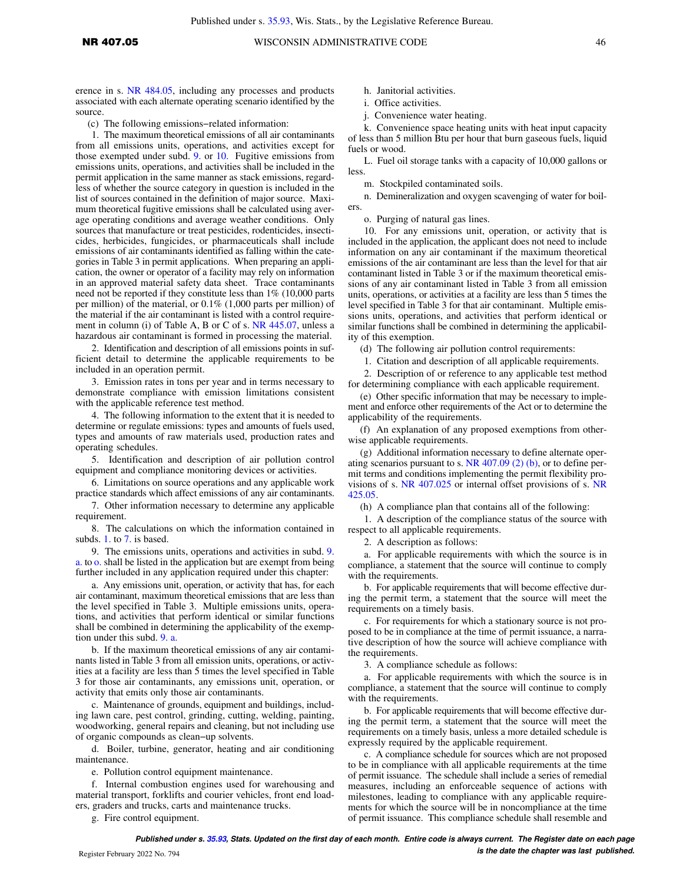erence in s. NR 484.05, including any processes and products associated with each alternate operating scenario identified by the source.

(c) The following emissions−related information:

1. The maximum theoretical emissions of all air contaminants from all emissions units, operations, and activities except for those exempted under subd. 9. or 10. Fugitive emissions from emissions units, operations, and activities shall be included in the permit application in the same manner as stack emissions, regardless of whether the source category in question is included in the list of sources contained in the definition of major source. Maximum theoretical fugitive emissions shall be calculated using average operating conditions and average weather conditions. Only sources that manufacture or treat pesticides, rodenticides, insecticides, herbicides, fungicides, or pharmaceuticals shall include emissions of air contaminants identified as falling within the categories in Table 3 in permit applications. When preparing an application, the owner or operator of a facility may rely on information in an approved material safety data sheet. Trace contaminants need not be reported if they constitute less than 1% (10,000 parts per million) of the material, or 0.1% (1,000 parts per million) of the material if the air contaminant is listed with a control requirement in column (i) of Table A, B or C of s. NR 445.07, unless a hazardous air contaminant is formed in processing the material.

2. Identification and description of all emissions points in sufficient detail to determine the applicable requirements to be included in an operation permit.

3. Emission rates in tons per year and in terms necessary to demonstrate compliance with emission limitations consistent with the applicable reference test method.

4. The following information to the extent that it is needed to determine or regulate emissions: types and amounts of fuels used, types and amounts of raw materials used, production rates and operating schedules.

5. Identification and description of air pollution control equipment and compliance monitoring devices or activities.

6. Limitations on source operations and any applicable work practice standards which affect emissions of any air contaminants.

7. Other information necessary to determine any applicable requirement.

8. The calculations on which the information contained in subds. 1. to 7. is based.

9. The emissions units, operations and activities in subd. 9. a. to o. shall be listed in the application but are exempt from being further included in any application required under this chapter:

a. Any emissions unit, operation, or activity that has, for each air contaminant, maximum theoretical emissions that are less than the level specified in Table 3. Multiple emissions units, operations, and activities that perform identical or similar functions shall be combined in determining the applicability of the exemption under this subd. 9. a.

b. If the maximum theoretical emissions of any air contaminants listed in Table 3 from all emission units, operations, or activities at a facility are less than 5 times the level specified in Table 3 for those air contaminants, any emissions unit, operation, or activity that emits only those air contaminants.

c. Maintenance of grounds, equipment and buildings, including lawn care, pest control, grinding, cutting, welding, painting, woodworking, general repairs and cleaning, but not including use of organic compounds as clean−up solvents.

d. Boiler, turbine, generator, heating and air conditioning maintenance.

e. Pollution control equipment maintenance.

f. Internal combustion engines used for warehousing and material transport, forklifts and courier vehicles, front end loaders, graders and trucks, carts and maintenance trucks.

g. Fire control equipment.

h. Janitorial activities.

i. Office activities.

j. Convenience water heating.

k. Convenience space heating units with heat input capacity of less than 5 million Btu per hour that burn gaseous fuels, liquid fuels or wood.

L. Fuel oil storage tanks with a capacity of 10,000 gallons or less.

m. Stockpiled contaminated soils.

n. Demineralization and oxygen scavenging of water for boilers.

o. Purging of natural gas lines.

10. For any emissions unit, operation, or activity that is included in the application, the applicant does not need to include information on any air contaminant if the maximum theoretical emissions of the air contaminant are less than the level for that air contaminant listed in Table 3 or if the maximum theoretical emissions of any air contaminant listed in Table 3 from all emission units, operations, or activities at a facility are less than 5 times the level specified in Table 3 for that air contaminant. Multiple emissions units, operations, and activities that perform identical or similar functions shall be combined in determining the applicability of this exemption.

(d) The following air pollution control requirements:

1. Citation and description of all applicable requirements.

2. Description of or reference to any applicable test method for determining compliance with each applicable requirement.

(e) Other specific information that may be necessary to implement and enforce other requirements of the Act or to determine the applicability of the requirements.

(f) An explanation of any proposed exemptions from otherwise applicable requirements.

(g) Additional information necessary to define alternate operating scenarios pursuant to s. NR 407.09 (2) (b), or to define permit terms and conditions implementing the permit flexibility provisions of s. NR 407.025 or internal offset provisions of s. NR 425.05.

(h) A compliance plan that contains all of the following:

1. A description of the compliance status of the source with respect to all applicable requirements.

2. A description as follows:

a. For applicable requirements with which the source is in compliance, a statement that the source will continue to comply with the requirements.

b. For applicable requirements that will become effective during the permit term, a statement that the source will meet the requirements on a timely basis.

c. For requirements for which a stationary source is not proposed to be in compliance at the time of permit issuance, a narrative description of how the source will achieve compliance with the requirements.

3. A compliance schedule as follows:

a. For applicable requirements with which the source is in compliance, a statement that the source will continue to comply with the requirements.

b. For applicable requirements that will become effective during the permit term, a statement that the source will meet the requirements on a timely basis, unless a more detailed schedule is expressly required by the applicable requirement.

c. A compliance schedule for sources which are not proposed to be in compliance with all applicable requirements at the time of permit issuance. The schedule shall include a series of remedial measures, including an enforceable sequence of actions with milestones, leading to compliance with any applicable requirements for which the source will be in noncompliance at the time of permit issuance. This compliance schedule shall resemble and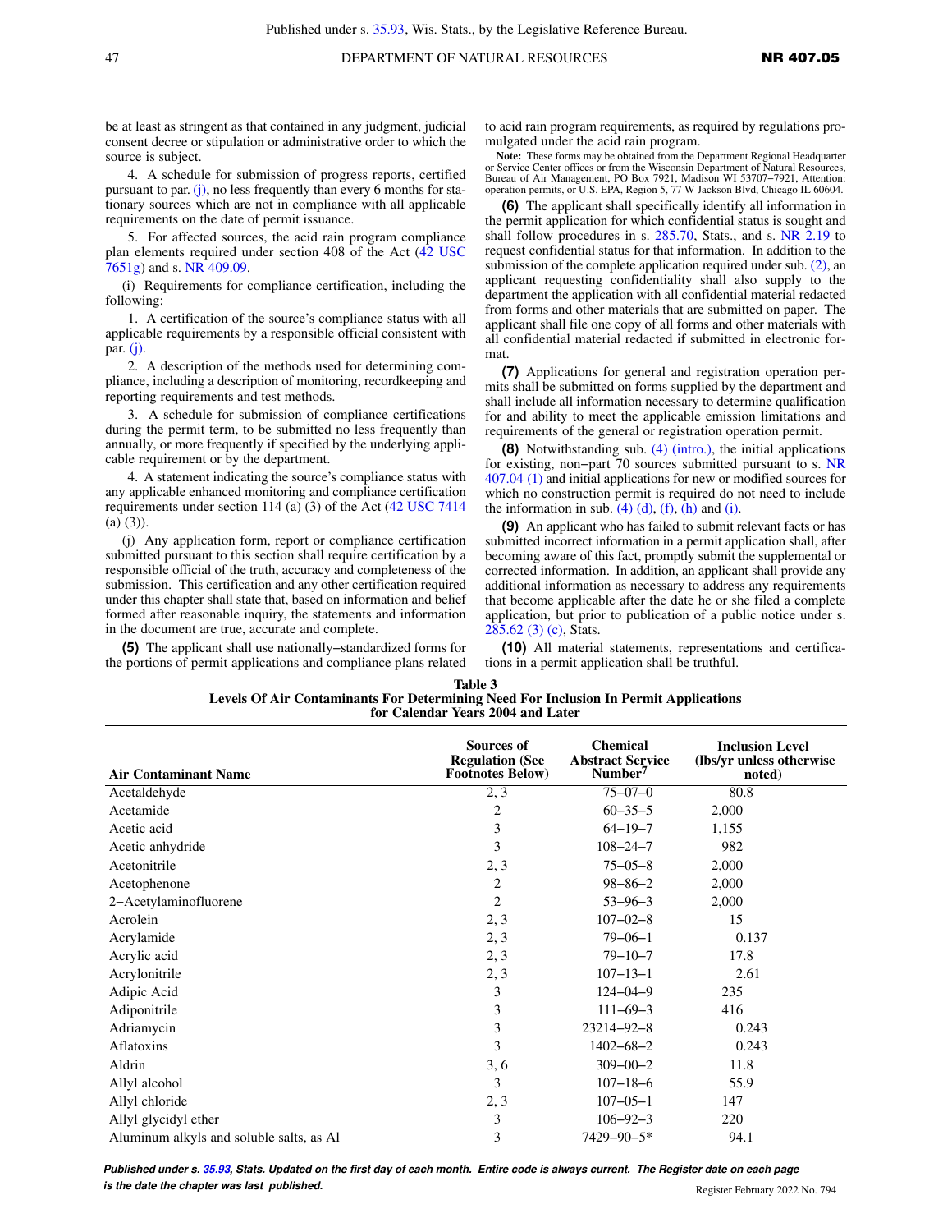be at least as stringent as that contained in any judgment, judicial consent decree or stipulation or administrative order to which the source is subject.

4. A schedule for submission of progress reports, certified pursuant to par. (j), no less frequently than every 6 months for stationary sources which are not in compliance with all applicable requirements on the date of permit issuance.

5. For affected sources, the acid rain program compliance plan elements required under section 408 of the Act (42 USC 7651g) and s. NR 409.09.

(i) Requirements for compliance certification, including the following:

1. A certification of the source's compliance status with all applicable requirements by a responsible official consistent with par. (j).

2. A description of the methods used for determining compliance, including a description of monitoring, recordkeeping and reporting requirements and test methods.

3. A schedule for submission of compliance certifications during the permit term, to be submitted no less frequently than annually, or more frequently if specified by the underlying applicable requirement or by the department.

4. A statement indicating the source's compliance status with any applicable enhanced monitoring and compliance certification requirements under section 114 (a) (3) of the Act (42 USC 7414 (a) (3)).

(j) Any application form, report or compliance certification submitted pursuant to this section shall require certification by a responsible official of the truth, accuracy and completeness of the submission. This certification and any other certification required under this chapter shall state that, based on information and belief formed after reasonable inquiry, the statements and information in the document are true, accurate and complete.

**(5)** The applicant shall use nationally−standardized forms for the portions of permit applications and compliance plans related to acid rain program requirements, as required by regulations promulgated under the acid rain program.

Note: These forms may be obtained from the Department Regional Headquarter or Service Center offices or from the Wisconsin Department of Natural Resources, Bureau of Air Management, PO Box 7921, Madison WI 53707−7921, Attention: operation permits, or U.S. EPA, Region 5, 77 W Jackson Blvd, Chicago IL 60604.

**(6)** The applicant shall specifically identify all information in the permit application for which confidential status is sought and shall follow procedures in s. 285.70, Stats., and s. NR 2.19 to request confidential status for that information. In addition to the submission of the complete application required under sub. (2), an applicant requesting confidentiality shall also supply to the department the application with all confidential material redacted from forms and other materials that are submitted on paper. The applicant shall file one copy of all forms and other materials with all confidential material redacted if submitted in electronic format.

**(7)** Applications for general and registration operation permits shall be submitted on forms supplied by the department and shall include all information necessary to determine qualification for and ability to meet the applicable emission limitations and requirements of the general or registration operation permit.

**(8)** Notwithstanding sub. (4) (intro.), the initial applications for existing, non−part 70 sources submitted pursuant to s. NR 407.04 (1) and initial applications for new or modified sources for which no construction permit is required do not need to include the information in sub. (4) (d), (f), (h) and (i).

**(9)** An applicant who has failed to submit relevant facts or has submitted incorrect information in a permit application shall, after becoming aware of this fact, promptly submit the supplemental or corrected information. In addition, an applicant shall provide any additional information as necessary to address any requirements that become applicable after the date he or she filed a complete application, but prior to publication of a public notice under s. 285.62 (3) (c), Stats.

**(10)** All material statements, representations and certifications in a permit application shall be truthful.

**Table 3**
**Levels Of Air Contaminants For Determining Need For Inclusion In Permit Applications for Calendar Years 2004 and Later**

| Air Contaminant Name | Sources of Regulation (See Footnotes Below) | Chemical Abstract Service Number[7] | Inclusion Level (lbs/yr unless otherwise noted) |
|---|---|---|---|
| Acetaldehyde | 2, 3 | 75−07−0 | 80.8 |
| Acetamide | 2 | 60−35−5 | 2,000 |
| Acetic acid | 3 | 64−19−7 | 1,155 |
| Acetic anhydride | 3 | 108−24−7 | 982 |
| Acetonitrile | 2, 3 | 75−05−8 | 2,000 |
| Acetophenone | 2 | 98−86−2 | 2,000 |
| 2−Acetylaminofluorene | 2 | 53−96−3 | 2,000 |
| Acrolein | 2, 3 | 107−02−8 | 15 |
| Acrylamide | 2, 3 | 79−06−1 | 0.137 |
| Acrylic acid | 2, 3 | 79−10−7 | 17.8 |
| Acrylonitrile | 2, 3 | 107−13−1 | 2.61 |
| Adipic Acid | 3 | 124−04−9 | 235 |
| Adiponitrile | 3 | 111−69−3 | 416 |
| Adriamycin | 3 | 23214−92−8 | 0.243 |
| Aflatoxins | 3 | 1402−68−2 | 0.243 |
| Aldrin | 3, 6 | 309−00−2 | 11.8 |
| Allyl alcohol | 3 | 107−18−6 | 55.9 |
| Allyl chloride | 2, 3 | 107−05−1 | 147 |
| Allyl glycidyl ether | 3 | 106−92−3 | 220 |
| Aluminum alkyls and soluble salts, as Al | 3 | 7429−90−5* | 94.1 |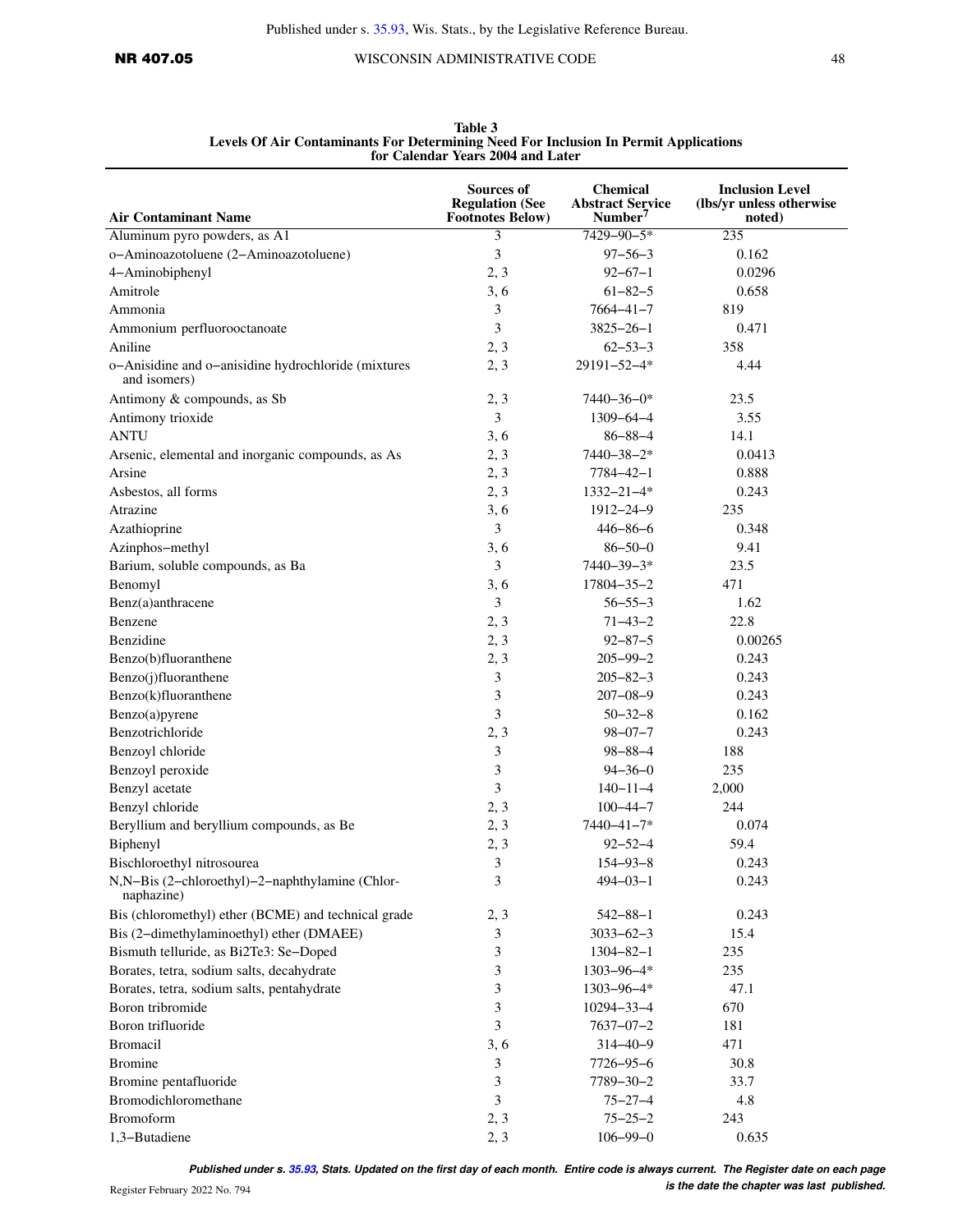**Table 3**
**Levels Of Air Contaminants For Determining Need For Inclusion In Permit Applications for Calendar Years 2004 and Later**

| Air Contaminant Name | Sources of Regulation (See Footnotes Below) | Chemical Abstract Service Number[7] | Inclusion Level (lbs/yr unless otherwise noted) |
|---|---|---|---|
| Aluminum pyro powders, as A1 | 3 | 7429−90−5* | 235 |
| o−Aminoazotoluene (2−Aminoazotoluene) | 3 | 97−56−3 | 0.162 |
| 4−Aminobiphenyl | 2, 3 | 92−67−1 | 0.0296 |
| Amitrole | 3, 6 | 61−82−5 | 0.658 |
| Ammonia | 3 | 7664−41−7 | 819 |
| Ammonium perfluorooctanoate | 3 | 3825−26−1 | 0.471 |
| Aniline | 2, 3 | 62−53−3 | 358 |
| o−Anisidine and o−anisidine hydrochloride (mixtures and isomers) | 2, 3 | 29191−52−4* | 4.44 |
| Antimony & compounds, as Sb | 2, 3 | 7440−36−0* | 23.5 |
| Antimony trioxide | 3 | 1309−64−4 | 3.55 |
| ANTU | 3, 6 | 86−88−4 | 14.1 |
| Arsenic, elemental and inorganic compounds, as As | 2, 3 | 7440−38−2* | 0.0413 |
| Arsine | 2, 3 | 7784−42−1 | 0.888 |
| Asbestos, all forms | 2, 3 | 1332−21−4* | 0.243 |
| Atrazine | 3, 6 | 1912−24−9 | 235 |
| Azathioprine | 3 | 446−86−6 | 0.348 |
| Azinphos−methyl | 3, 6 | 86−50−0 | 9.41 |
| Barium, soluble compounds, as Ba | 3 | 7440−39−3* | 23.5 |
| Benomyl | 3, 6 | 17804−35−2 | 471 |
| Benz(a)anthracene | 3 | 56−55−3 | 1.62 |
| Benzene | 2, 3 | 71−43−2 | 22.8 |
| Benzidine | 2, 3 | 92−87−5 | 0.00265 |
| Benzo(b)fluoranthene | 2, 3 | 205−99−2 | 0.243 |
| Benzo(j)fluoranthene | 3 | 205−82−3 | 0.243 |
| Benzo(k)fluoranthene | 3 | 207−08−9 | 0.243 |
| Benzo(a)pyrene | 3 | 50−32−8 | 0.162 |
| Benzotrichloride | 2, 3 | 98−07−7 | 0.243 |
| Benzoyl chloride | 3 | 98−88−4 | 188 |
| Benzoyl peroxide | 3 | 94−36−0 | 235 |
| Benzyl acetate | 3 | 140−11−4 | 2,000 |
| Benzyl chloride | 2, 3 | 100−44−7 | 244 |
| Beryllium and beryllium compounds, as Be | 2, 3 | 7440−41−7* | 0.074 |
| Biphenyl | 2, 3 | 92−52−4 | 59.4 |
| Bischloroethyl nitrosourea | 3 | 154−93−8 | 0.243 |
| N,N−Bis (2−chloroethyl)−2−naphthylamine (Chlornaphazine) | 3 | 494−03−1 | 0.243 |
| Bis (chloromethyl) ether (BCME) and technical grade | 2, 3 | 542−88−1 | 0.243 |
| Bis (2−dimethylaminoethyl) ether (DMAEE) | 3 | 3033−62−3 | 15.4 |
| Bismuth telluride, as Bi2Te3: Se−Doped | 3 | 1304−82−1 | 235 |
| Borates, tetra, sodium salts, decahydrate | 3 | 1303−96−4* | 235 |
| Borates, tetra, sodium salts, pentahydrate | 3 | 1303−96−4* | 47.1 |
| Boron tribromide | 3 | 10294−33−4 | 670 |
| Boron trifluoride | 3 | 7637−07−2 | 181 |
| Bromacil | 3, 6 | 314−40−9 | 471 |
| Bromine | 3 | 7726−95−6 | 30.8 |
| Bromine pentafluoride | 3 | 7789−30−2 | 33.7 |
| Bromodichloromethane | 3 | 75−27−4 | 4.8 |
| Bromoform | 2, 3 | 75−25−2 | 243 |
| 1,3−Butadiene | 2, 3 | 106−99−0 | 0.635 |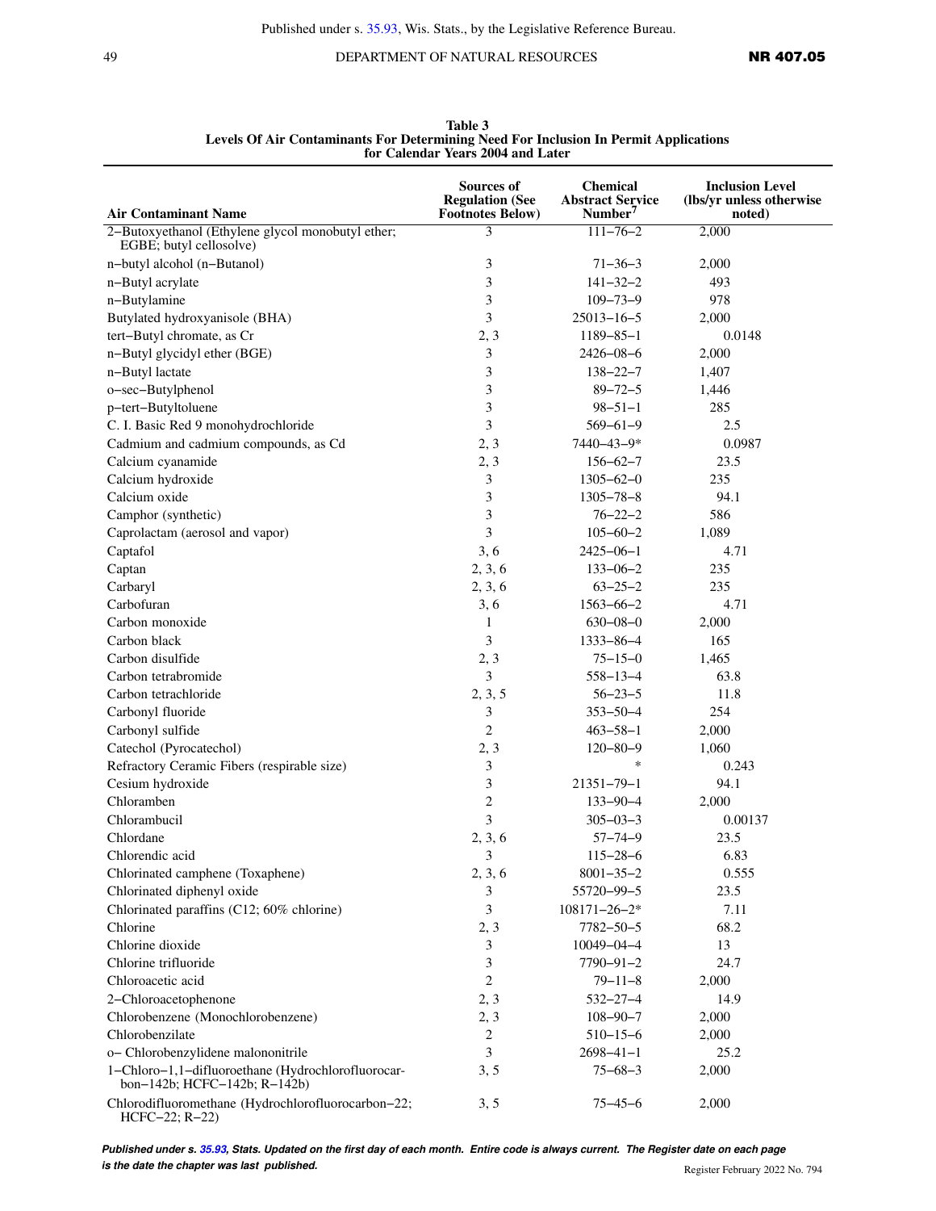**Table 3**
**Levels Of Air Contaminants For Determining Need For Inclusion In Permit Applications for Calendar Years 2004 and Later**

| Air Contaminant Name | Sources of Regulation (See Footnotes Below) | Chemical Abstract Service Number[7] | Inclusion Level (lbs/yr unless otherwise noted) |
|---|---|---|---|
| 2–Butoxyethanol (Ethylene glycol monobutyl ether; EGBE; butyl cellosolve) | 3 | 111–76–2 | 2,000 |
| n–butyl alcohol (n–Butanol) | 3 | 71–36–3 | 2,000 |
| n–Butyl acrylate | 3 | 141–32–2 | 493 |
| n–Butylamine | 3 | 109–73–9 | 978 |
| Butylated hydroxyanisole (BHA) | 3 | 25013–16–5 | 2,000 |
| tert–Butyl chromate, as Cr | 2, 3 | 1189–85–1 | 0.0148 |
| n–Butyl glycidyl ether (BGE) | 3 | 2426–08–6 | 2,000 |
| n–Butyl lactate | 3 | 138–22–7 | 1,407 |
| o–sec–Butylphenol | 3 | 89–72–5 | 1,446 |
| p–tert–Butyltoluene | 3 | 98–51–1 | 285 |
| C. I. Basic Red 9 monohydrochloride | 3 | 569–61–9 | 2.5 |
| Cadmium and cadmium compounds, as Cd | 2, 3 | 7440–43–9* | 0.0987 |
| Calcium cyanamide | 2, 3 | 156–62–7 | 23.5 |
| Calcium hydroxide | 3 | 1305–62–0 | 235 |
| Calcium oxide | 3 | 1305–78–8 | 94.1 |
| Camphor (synthetic) | 3 | 76–22–2 | 586 |
| Caprolactam (aerosol and vapor) | 3 | 105–60–2 | 1,089 |
| Captafol | 3, 6 | 2425–06–1 | 4.71 |
| Captan | 2, 3, 6 | 133–06–2 | 235 |
| Carbaryl | 2, 3, 6 | 63–25–2 | 235 |
| Carbofuran | 3, 6 | 1563–66–2 | 4.71 |
| Carbon monoxide | 1 | 630–08–0 | 2,000 |
| Carbon black | 3 | 1333–86–4 | 165 |
| Carbon disulfide | 2, 3 | 75–15–0 | 1,465 |
| Carbon tetrabromide | 3 | 558–13–4 | 63.8 |
| Carbon tetrachloride | 2, 3, 5 | 56–23–5 | 11.8 |
| Carbonyl fluoride | 3 | 353–50–4 | 254 |
| Carbonyl sulfide | 2 | 463–58–1 | 2,000 |
| Catechol (Pyrocatechol) | 2, 3 | 120–80–9 | 1,060 |
| Refractory Ceramic Fibers (respirable size) | 3 | * | 0.243 |
| Cesium hydroxide | 3 | 21351–79–1 | 94.1 |
| Chloramben | 2 | 133–90–4 | 2,000 |
| Chlorambucil | 3 | 305–03–3 | 0.00137 |
| Chlordane | 2, 3, 6 | 57–74–9 | 23.5 |
| Chlorendic acid | 3 | 115–28–6 | 6.83 |
| Chlorinated camphene (Toxaphene) | 2, 3, 6 | 8001–35–2 | 0.555 |
| Chlorinated diphenyl oxide | 3 | 55720–99–5 | 23.5 |
| Chlorinated paraffins (C12; 60% chlorine) | 3 | 108171–26–2* | 7.11 |
| Chlorine | 2, 3 | 7782–50–5 | 68.2 |
| Chlorine dioxide | 3 | 10049–04–4 | 13 |
| Chlorine trifluoride | 3 | 7790–91–2 | 24.7 |
| Chloroacetic acid | 2 | 79–11–8 | 2,000 |
| 2–Chloroacetophenone | 2, 3 | 532–27–4 | 14.9 |
| Chlorobenzene (Monochlorobenzene) | 2, 3 | 108–90–7 | 2,000 |
| Chlorobenzilate | 2 | 510–15–6 | 2,000 |
| o– Chlorobenzylidene malononitrile | 3 | 2698–41–1 | 25.2 |
| 1–Chloro–1,1–difluoroethane (Hydrochlorofluorocarbon–142b; HCFC–142b; R–142b) | 3, 5 | 75–68–3 | 2,000 |
| Chlorodifluoromethane (Hydrochlorofluorocarbon–22; HCFC–22; R–22) | 3, 5 | 75–45–6 | 2,000 |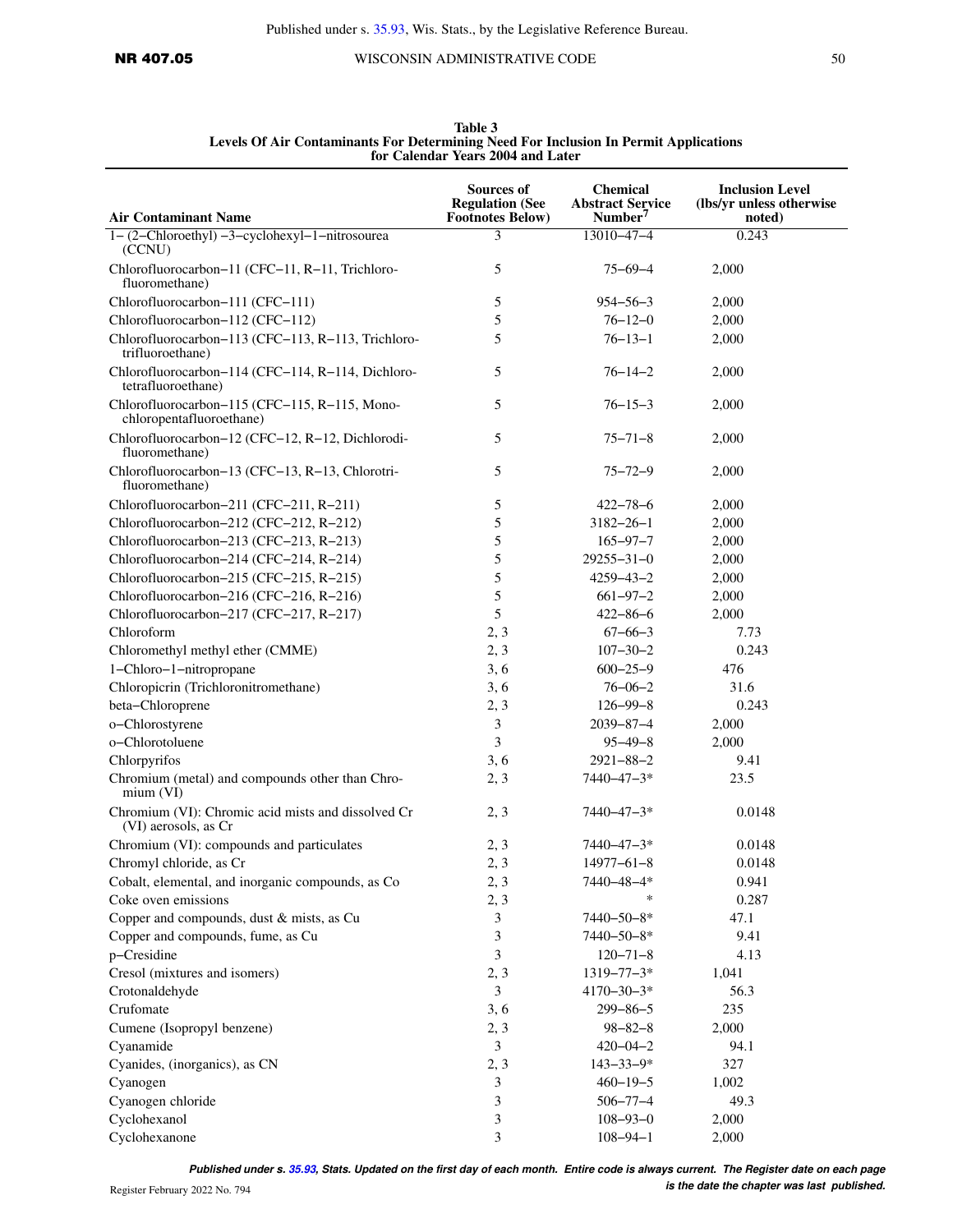**Table 3**
**Levels Of Air Contaminants For Determining Need For Inclusion In Permit Applications for Calendar Years 2004 and Later**

| Air Contaminant Name | Sources of Regulation (See Footnotes Below) | Chemical Abstract Service Number[7] | Inclusion Level (lbs/yr unless otherwise noted) |
|---|---|---|---|
| 1− (2−Chloroethyl) −3−cyclohexyl−1−nitrosourea (CCNU) | 3 | 13010−47−4 | 0.243 |
| Chlorofluorocarbon−11 (CFC−11, R−11, Trichlorofluoromethane) | 5 | 75−69−4 | 2,000 |
| Chlorofluorocarbon−111 (CFC−111) | 5 | 954−56−3 | 2,000 |
| Chlorofluorocarbon−112 (CFC−112) | 5 | 76−12−0 | 2,000 |
| Chlorofluorocarbon−113 (CFC−113, R−113, Trichlorotrifluoroethane) | 5 | 76−13−1 | 2,000 |
| Chlorofluorocarbon−114 (CFC−114, R−114, Dichlorotetrafluoroethane) | 5 | 76−14−2 | 2,000 |
| Chlorofluorocarbon−115 (CFC−115, R−115, Monochloropentafluoroethane) | 5 | 76−15−3 | 2,000 |
| Chlorofluorocarbon−12 (CFC−12, R−12, Dichlorodifluoromethane) | 5 | 75−71−8 | 2,000 |
| Chlorofluorocarbon−13 (CFC−13, R−13, Chlorotrifluoromethane) | 5 | 75−72−9 | 2,000 |
| Chlorofluorocarbon−211 (CFC−211, R−211) | 5 | 422−78−6 | 2,000 |
| Chlorofluorocarbon−212 (CFC−212, R−212) | 5 | 3182−26−1 | 2,000 |
| Chlorofluorocarbon−213 (CFC−213, R−213) | 5 | 165−97−7 | 2,000 |
| Chlorofluorocarbon−214 (CFC−214, R−214) | 5 | 29255−31−0 | 2,000 |
| Chlorofluorocarbon−215 (CFC−215, R−215) | 5 | 4259−43−2 | 2,000 |
| Chlorofluorocarbon−216 (CFC−216, R−216) | 5 | 661−97−2 | 2,000 |
| Chlorofluorocarbon−217 (CFC−217, R−217) | 5 | 422−86−6 | 2,000 |
| Chloroform | 2, 3 | 67−66−3 | 7.73 |
| Chloromethyl methyl ether (CMME) | 2, 3 | 107−30−2 | 0.243 |
| 1−Chloro−1−nitropropane | 3, 6 | 600−25−9 | 476 |
| Chloropicrin (Trichloronitromethane) | 3, 6 | 76−06−2 | 31.6 |
| beta−Chloroprene | 2, 3 | 126−99−8 | 0.243 |
| o−Chlorostyrene | 3 | 2039−87−4 | 2,000 |
| o−Chlorotoluene | 3 | 95−49−8 | 2,000 |
| Chlorpyrifos | 3, 6 | 2921−88−2 | 9.41 |
| Chromium (metal) and compounds other than Chromium (VI) | 2, 3 | 7440−47−3* | 23.5 |
| Chromium (VI): Chromic acid mists and dissolved Cr (VI) aerosols, as Cr | 2, 3 | 7440−47−3* | 0.0148 |
| Chromium (VI): compounds and particulates | 2, 3 | 7440−47−3* | 0.0148 |
| Chromyl chloride, as Cr | 2, 3 | 14977−61−8 | 0.0148 |
| Cobalt, elemental, and inorganic compounds, as Co | 2, 3 | 7440−48−4* | 0.941 |
| Coke oven emissions | 2, 3 | * | 0.287 |
| Copper and compounds, dust & mists, as Cu | 3 | 7440−50−8* | 47.1 |
| Copper and compounds, fume, as Cu | 3 | 7440−50−8* | 9.41 |
| p−Cresidine | 3 | 120−71−8 | 4.13 |
| Cresol (mixtures and isomers) | 2, 3 | 1319−77−3* | 1,041 |
| Crotonaldehyde | 3 | 4170−30−3* | 56.3 |
| Crufomate | 3, 6 | 299−86−5 | 235 |
| Cumene (Isopropyl benzene) | 2, 3 | 98−82−8 | 2,000 |
| Cyanamide | 3 | 420−04−2 | 94.1 |
| Cyanides, (inorganics), as CN | 2, 3 | 143−33−9* | 327 |
| Cyanogen | 3 | 460−19−5 | 1,002 |
| Cyanogen chloride | 3 | 506−77−4 | 49.3 |
| Cyclohexanol | 3 | 108−93−0 | 2,000 |
| Cyclohexanone | 3 | 108−94−1 | 2,000 |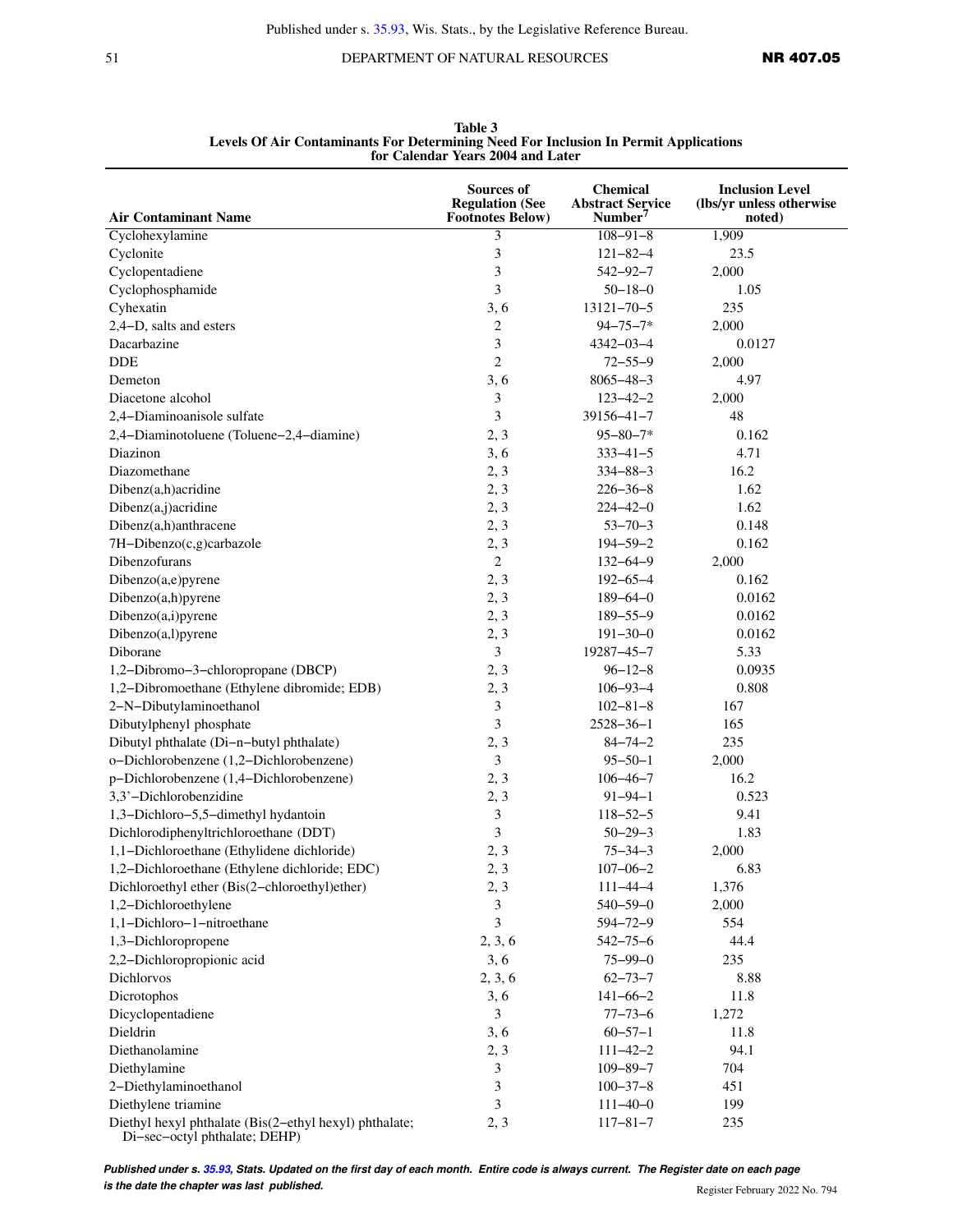**Table 3**
**Levels Of Air Contaminants For Determining Need For Inclusion In Permit Applications for Calendar Years 2004 and Later**

| Air Contaminant Name | Sources of Regulation (See Footnotes Below) | Chemical Abstract Service Number[7] | Inclusion Level (lbs/yr unless otherwise noted) |
|---|---|---|---|
| Cyclohexylamine | 3 | 108–91–8 | 1,909 |
| Cyclonite | 3 | 121–82–4 | 23.5 |
| Cyclopentadiene | 3 | 542–92–7 | 2,000 |
| Cyclophosphamide | 3 | 50–18–0 | 1.05 |
| Cyhexatin | 3, 6 | 13121–70–5 | 235 |
| 2,4–D, salts and esters | 2 | 94–75–7* | 2,000 |
| Dacarbazine | 3 | 4342–03–4 | 0.0127 |
| DDE | 2 | 72–55–9 | 2,000 |
| Demeton | 3, 6 | 8065–48–3 | 4.97 |
| Diacetone alcohol | 3 | 123–42–2 | 2,000 |
| 2,4–Diaminoanisole sulfate | 3 | 39156–41–7 | 48 |
| 2,4–Diaminotoluene (Toluene–2,4–diamine) | 2, 3 | 95–80–7* | 0.162 |
| Diazinon | 3, 6 | 333–41–5 | 4.71 |
| Diazomethane | 2, 3 | 334–88–3 | 16.2 |
| Dibenz(a,h)acridine | 2, 3 | 226–36–8 | 1.62 |
| Dibenz(a,j)acridine | 2, 3 | 224–42–0 | 1.62 |
| Dibenz(a,h)anthracene | 2, 3 | 53–70–3 | 0.148 |
| 7H–Dibenzo(c,g)carbazole | 2, 3 | 194–59–2 | 0.162 |
| Dibenzofurans | 2 | 132–64–9 | 2,000 |
| Dibenzo(a,e)pyrene | 2, 3 | 192–65–4 | 0.162 |
| Dibenzo(a,h)pyrene | 2, 3 | 189–64–0 | 0.0162 |
| Dibenzo(a,i)pyrene | 2, 3 | 189–55–9 | 0.0162 |
| Dibenzo(a,l)pyrene | 2, 3 | 191–30–0 | 0.0162 |
| Diborane | 3 | 19287–45–7 | 5.33 |
| 1,2–Dibromo–3–chloropropane (DBCP) | 2, 3 | 96–12–8 | 0.0935 |
| 1,2–Dibromoethane (Ethylene dibromide; EDB) | 2, 3 | 106–93–4 | 0.808 |
| 2–N–Dibutylaminoethanol | 3 | 102–81–8 | 167 |
| Dibutylphenyl phosphate | 3 | 2528–36–1 | 165 |
| Dibutyl phthalate (Di–n–butyl phthalate) | 2, 3 | 84–74–2 | 235 |
| o–Dichlorobenzene (1,2–Dichlorobenzene) | 3 | 95–50–1 | 2,000 |
| p–Dichlorobenzene (1,4–Dichlorobenzene) | 2, 3 | 106–46–7 | 16.2 |
| 3,3'–Dichlorobenzidine | 2, 3 | 91–94–1 | 0.523 |
| 1,3–Dichloro–5,5–dimethyl hydantoin | 3 | 118–52–5 | 9.41 |
| Dichlorodiphenyltrichloroethane (DDT) | 3 | 50–29–3 | 1.83 |
| 1,1–Dichloroethane (Ethylidene dichloride) | 2, 3 | 75–34–3 | 2,000 |
| 1,2–Dichloroethane (Ethylene dichloride; EDC) | 2, 3 | 107–06–2 | 6.83 |
| Dichloroethyl ether (Bis(2–chloroethyl)ether) | 2, 3 | 111–44–4 | 1,376 |
| 1,2–Dichloroethylene | 3 | 540–59–0 | 2,000 |
| 1,1–Dichloro–1–nitroethane | 3 | 594–72–9 | 554 |
| 1,3–Dichloropropene | 2, 3, 6 | 542–75–6 | 44.4 |
| 2,2–Dichloropropionic acid | 3, 6 | 75–99–0 | 235 |
| Dichlorvos | 2, 3, 6 | 62–73–7 | 8.88 |
| Dicrotophos | 3, 6 | 141–66–2 | 11.8 |
| Dicyclopentadiene | 3 | 77–73–6 | 1,272 |
| Dieldrin | 3, 6 | 60–57–1 | 11.8 |
| Diethanolamine | 2, 3 | 111–42–2 | 94.1 |
| Diethylamine | 3 | 109–89–7 | 704 |
| 2–Diethylaminoethanol | 3 | 100–37–8 | 451 |
| Diethylene triamine | 3 | 111–40–0 | 199 |
| Diethyl hexyl phthalate (Bis(2–ethyl hexyl) phthalate; Di–sec–octyl phthalate; DEHP) | 2, 3 | 117–81–7 | 235 |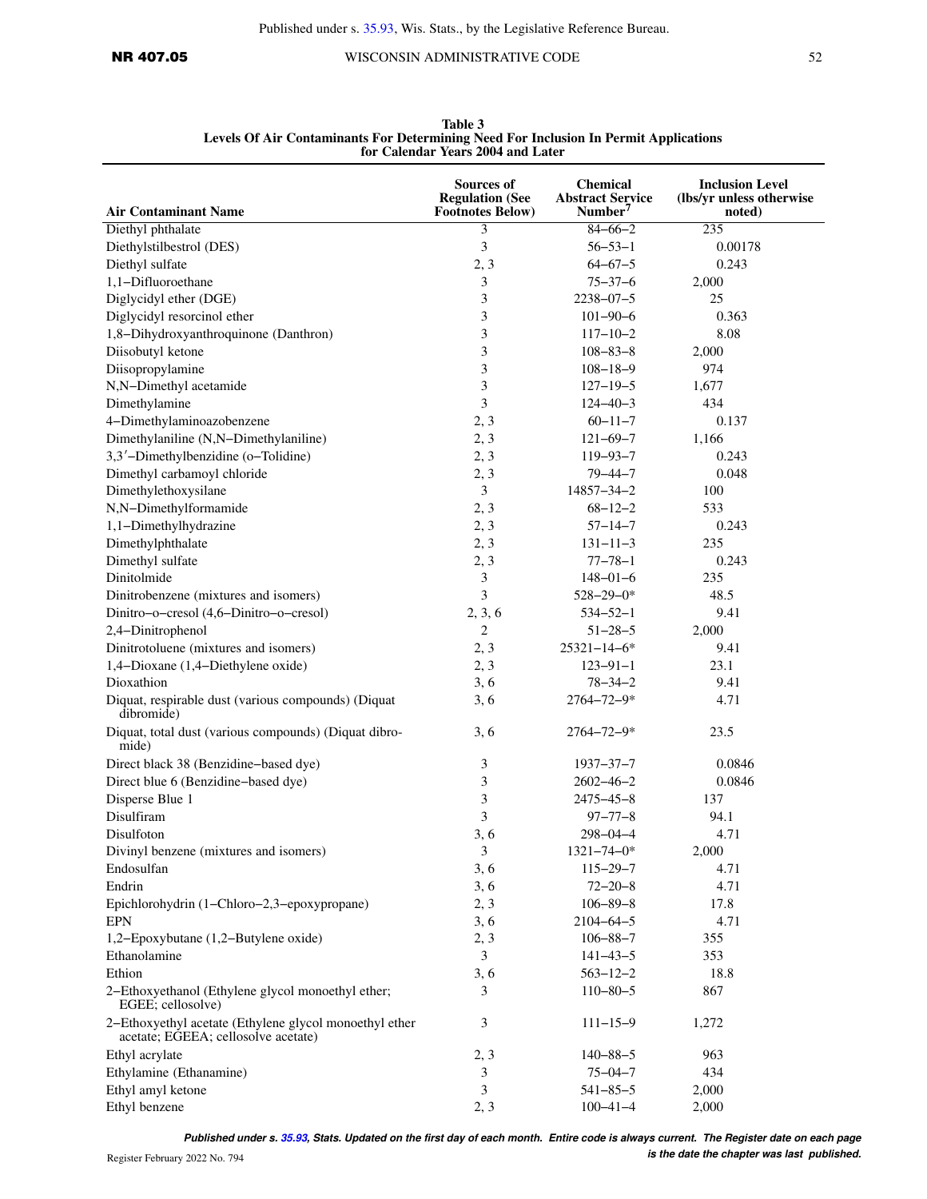**Table 3**
**Levels Of Air Contaminants For Determining Need For Inclusion In Permit Applications for Calendar Years 2004 and Later**

| Air Contaminant Name | Sources of Regulation (See Footnotes Below) | Chemical Abstract Service Number[7] | Inclusion Level (lbs/yr unless otherwise noted) |
|---|---|---|---|
| Diethyl phthalate | 3 | 84−66−2 | 235 |
| Diethylstilbestrol (DES) | 3 | 56−53−1 | 0.00178 |
| Diethyl sulfate | 2, 3 | 64−67−5 | 0.243 |
| 1,1−Difluoroethane | 3 | 75−37−6 | 2,000 |
| Diglycidyl ether (DGE) | 3 | 2238−07−5 | 25 |
| Diglycidyl resorcinol ether | 3 | 101−90−6 | 0.363 |
| 1,8−Dihydroxyanthroquinone (Danthron) | 3 | 117−10−2 | 8.08 |
| Diisobutyl ketone | 3 | 108−83−8 | 2,000 |
| Diisopropylamine | 3 | 108−18−9 | 974 |
| N,N−Dimethyl acetamide | 3 | 127−19−5 | 1,677 |
| Dimethylamine | 3 | 124−40−3 | 434 |
| 4−Dimethylaminoazobenzene | 2, 3 | 60−11−7 | 0.137 |
| Dimethylaniline (N,N−Dimethylaniline) | 2, 3 | 121−69−7 | 1,166 |
| 3,3′−Dimethylbenzidine (o−Tolidine) | 2, 3 | 119−93−7 | 0.243 |
| Dimethyl carbamoyl chloride | 2, 3 | 79−44−7 | 0.048 |
| Dimethylethoxysilane | 3 | 14857−34−2 | 100 |
| N,N−Dimethylformamide | 2, 3 | 68−12−2 | 533 |
| 1,1−Dimethylhydrazine | 2, 3 | 57−14−7 | 0.243 |
| Dimethylphthalate | 2, 3 | 131−11−3 | 235 |
| Dimethyl sulfate | 2, 3 | 77−78−1 | 0.243 |
| Dinitolmide | 3 | 148−01−6 | 235 |
| Dinitrobenzene (mixtures and isomers) | 3 | 528−29−0* | 48.5 |
| Dinitro−o−cresol (4,6−Dinitro−o−cresol) | 2, 3, 6 | 534−52−1 | 9.41 |
| 2,4−Dinitrophenol | 2 | 51−28−5 | 2,000 |
| Dinitrotoluene (mixtures and isomers) | 2, 3 | 25321−14−6* | 9.41 |
| 1,4−Dioxane (1,4−Diethylene oxide) | 2, 3 | 123−91−1 | 23.1 |
| Dioxathion | 3, 6 | 78−34−2 | 9.41 |
| Diquat, respirable dust (various compounds) (Diquat dibromide) | 3, 6 | 2764−72−9* | 4.71 |
| Diquat, total dust (various compounds) (Diquat dibromide) | 3, 6 | 2764−72−9* | 23.5 |
| Direct black 38 (Benzidine−based dye) | 3 | 1937−37−7 | 0.0846 |
| Direct blue 6 (Benzidine−based dye) | 3 | 2602−46−2 | 0.0846 |
| Disperse Blue 1 | 3 | 2475−45−8 | 137 |
| Disulfiram | 3 | 97−77−8 | 94.1 |
| Disulfoton | 3, 6 | 298−04−4 | 4.71 |
| Divinyl benzene (mixtures and isomers) | 3 | 1321−74−0* | 2,000 |
| Endosulfan | 3, 6 | 115−29−7 | 4.71 |
| Endrin | 3, 6 | 72−20−8 | 4.71 |
| Epichlorohydrin (1−Chloro−2,3−epoxypropane) | 2, 3 | 106−89−8 | 17.8 |
| EPN | 3, 6 | 2104−64−5 | 4.71 |
| 1,2−Epoxybutane (1,2−Butylene oxide) | 2, 3 | 106−88−7 | 355 |
| Ethanolamine | 3 | 141−43−5 | 353 |
| Ethion | 3, 6 | 563−12−2 | 18.8 |
| 2−Ethoxyethanol (Ethylene glycol monoethyl ether; EGEE; cellosolve) | 3 | 110−80−5 | 867 |
| 2−Ethoxyethyl acetate (Ethylene glycol monoethyl ether acetate; EGEEA; cellosolve acetate) | 3 | 111−15−9 | 1,272 |
| Ethyl acrylate | 2, 3 | 140−88−5 | 963 |
| Ethylamine (Ethanamine) | 3 | 75−04−7 | 434 |
| Ethyl amyl ketone | 3 | 541−85−5 | 2,000 |
| Ethyl benzene | 2, 3 | 100−41−4 | 2,000 |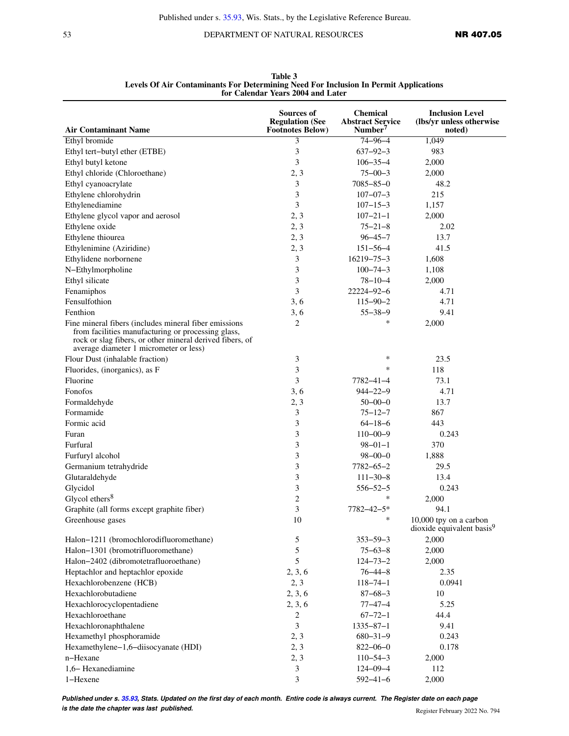**Table 3**
**Levels Of Air Contaminants For Determining Need For Inclusion In Permit Applications for Calendar Years 2004 and Later**

| Air Contaminant Name | Sources of Regulation (See Footnotes Below) | Chemical Abstract Service Number[7] | Inclusion Level (lbs/yr unless otherwise noted) |
|---|---|---|---|
| Ethyl bromide | 3 | 74–96–4 | 1,049 |
| Ethyl tert–butyl ether (ETBE) | 3 | 637–92–3 | 983 |
| Ethyl butyl ketone | 3 | 106–35–4 | 2,000 |
| Ethyl chloride (Chloroethane) | 2, 3 | 75–00–3 | 2,000 |
| Ethyl cyanoacrylate | 3 | 7085–85–0 | 48.2 |
| Ethylene chlorohydrin | 3 | 107–07–3 | 215 |
| Ethylenediamine | 3 | 107–15–3 | 1,157 |
| Ethylene glycol vapor and aerosol | 2, 3 | 107–21–1 | 2,000 |
| Ethylene oxide | 2, 3 | 75–21–8 | 2.02 |
| Ethylene thiourea | 2, 3 | 96–45–7 | 13.7 |
| Ethylenimine (Aziridine) | 2, 3 | 151–56–4 | 41.5 |
| Ethylidene norbornene | 3 | 16219–75–3 | 1,608 |
| N–Ethylmorpholine | 3 | 100–74–3 | 1,108 |
| Ethyl silicate | 3 | 78–10–4 | 2,000 |
| Fenamiphos | 3 | 22224–92–6 | 4.71 |
| Fensulfothion | 3, 6 | 115–90–2 | 4.71 |
| Fenthion | 3, 6 | 55–38–9 | 9.41 |
| Fine mineral fibers (includes mineral fiber emissions from facilities manufacturing or processing glass, rock or slag fibers, or other mineral derived fibers, of average diameter 1 micrometer or less) | 2 | * | 2,000 |
| Flour Dust (inhalable fraction) | 3 | * | 23.5 |
| Fluorides, (inorganics), as F | 3 | * | 118 |
| Fluorine | 3 | 7782–41–4 | 73.1 |
| Fonofos | 3, 6 | 944–22–9 | 4.71 |
| Formaldehyde | 2, 3 | 50–00–0 | 13.7 |
| Formamide | 3 | 75–12–7 | 867 |
| Formic acid | 3 | 64–18–6 | 443 |
| Furan | 3 | 110–00–9 | 0.243 |
| Furfural | 3 | 98–01–1 | 370 |
| Furfuryl alcohol | 3 | 98–00–0 | 1,888 |
| Germanium tetrahydride | 3 | 7782–65–2 | 29.5 |
| Glutaraldehyde | 3 | 111–30–8 | 13.4 |
| Glycidol | 3 | 556–52–5 | 0.243 |
| Glycol ethers[8] | 2 | * | 2,000 |
| Graphite (all forms except graphite fiber) | 3 | 7782–42–5* | 94.1 |
| Greenhouse gases | 10 | * | 10,000 tpy on a carbon dioxide equivalent basis[9] |
| Halon–1211 (bromochlorodifluoromethane) | 5 | 353–59–3 | 2,000 |
| Halon–1301 (bromotrifluoromethane) | 5 | 75–63–8 | 2,000 |
| Halon–2402 (dibromotetrafluoroethane) | 5 | 124–73–2 | 2,000 |
| Heptachlor and heptachlor epoxide | 2, 3, 6 | 76–44–8 | 2.35 |
| Hexachlorobenzene (HCB) | 2, 3 | 118–74–1 | 0.0941 |
| Hexachlorobutadiene | 2, 3, 6 | 87–68–3 | 10 |
| Hexachlorocyclopentadiene | 2, 3, 6 | 77–47–4 | 5.25 |
| Hexachloroethane | 2 | 67–72–1 | 44.4 |
| Hexachloronaphthalene | 3 | 1335–87–1 | 9.41 |
| Hexamethyl phosphoramide | 2, 3 | 680–31–9 | 0.243 |
| Hexamethylene–1,6–diisocyanate (HDI) | 2, 3 | 822–06–0 | 0.178 |
| n–Hexane | 2, 3 | 110–54–3 | 2,000 |
| 1,6– Hexanediamine | 3 | 124–09–4 | 112 |
| 1–Hexene | 3 | 592–41–6 | 2,000 |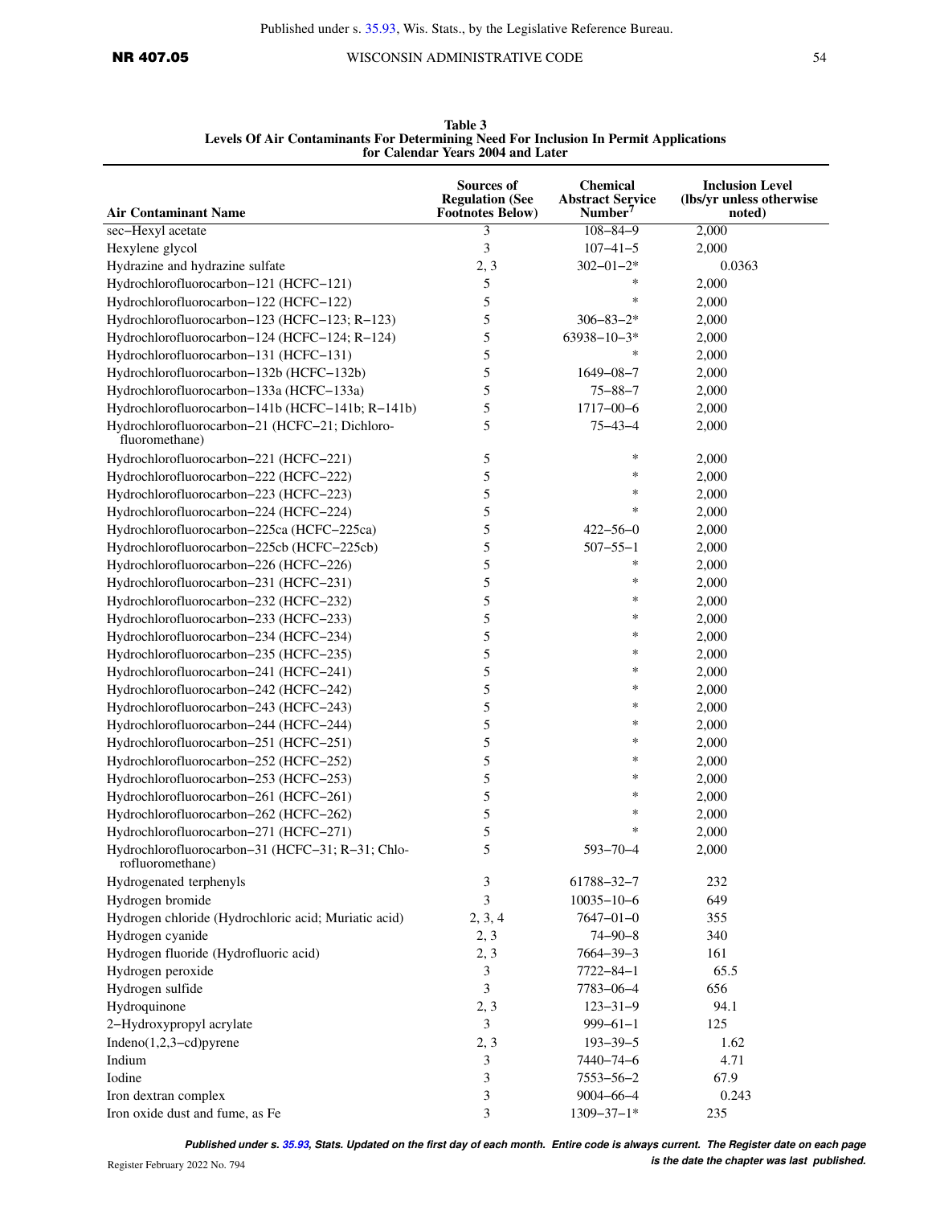**Table 3**
**Levels Of Air Contaminants For Determining Need For Inclusion In Permit Applications for Calendar Years 2004 and Later**

| Air Contaminant Name | Sources of Regulation (See Footnotes Below) | Chemical Abstract Service Number[7] | Inclusion Level (lbs/yr unless otherwise noted) |
|---|---|---|---|
| sec−Hexyl acetate | 3 | 108−84−9 | 2,000 |
| Hexylene glycol | 3 | 107−41−5 | 2,000 |
| Hydrazine and hydrazine sulfate | 2, 3 | 302−01−2* | 0.0363 |
| Hydrochlorofluorocarbon−121 (HCFC−121) | 5 | * | 2,000 |
| Hydrochlorofluorocarbon−122 (HCFC−122) | 5 | * | 2,000 |
| Hydrochlorofluorocarbon−123 (HCFC−123; R−123) | 5 | 306−83−2* | 2,000 |
| Hydrochlorofluorocarbon−124 (HCFC−124; R−124) | 5 | 63938−10−3* | 2,000 |
| Hydrochlorofluorocarbon−131 (HCFC−131) | 5 | * | 2,000 |
| Hydrochlorofluorocarbon−132b (HCFC−132b) | 5 | 1649−08−7 | 2,000 |
| Hydrochlorofluorocarbon−133a (HCFC−133a) | 5 | 75−88−7 | 2,000 |
| Hydrochlorofluorocarbon−141b (HCFC−141b; R−141b) | 5 | 1717−00−6 | 2,000 |
| Hydrochlorofluorocarbon−21 (HCFC−21; Dichloro-fluoromethane) | 5 | 75−43−4 | 2,000 |
| Hydrochlorofluorocarbon−221 (HCFC−221) | 5 | * | 2,000 |
| Hydrochlorofluorocarbon−222 (HCFC−222) | 5 | * | 2,000 |
| Hydrochlorofluorocarbon−223 (HCFC−223) | 5 | * | 2,000 |
| Hydrochlorofluorocarbon−224 (HCFC−224) | 5 | * | 2,000 |
| Hydrochlorofluorocarbon−225ca (HCFC−225ca) | 5 | 422−56−0 | 2,000 |
| Hydrochlorofluorocarbon−225cb (HCFC−225cb) | 5 | 507−55−1 | 2,000 |
| Hydrochlorofluorocarbon−226 (HCFC−226) | 5 | * | 2,000 |
| Hydrochlorofluorocarbon−231 (HCFC−231) | 5 | * | 2,000 |
| Hydrochlorofluorocarbon−232 (HCFC−232) | 5 | * | 2,000 |
| Hydrochlorofluorocarbon−233 (HCFC−233) | 5 | * | 2,000 |
| Hydrochlorofluorocarbon−234 (HCFC−234) | 5 | * | 2,000 |
| Hydrochlorofluorocarbon−235 (HCFC−235) | 5 | * | 2,000 |
| Hydrochlorofluorocarbon−241 (HCFC−241) | 5 | * | 2,000 |
| Hydrochlorofluorocarbon−242 (HCFC−242) | 5 | * | 2,000 |
| Hydrochlorofluorocarbon−243 (HCFC−243) | 5 | * | 2,000 |
| Hydrochlorofluorocarbon−244 (HCFC−244) | 5 | * | 2,000 |
| Hydrochlorofluorocarbon−251 (HCFC−251) | 5 | * | 2,000 |
| Hydrochlorofluorocarbon−252 (HCFC−252) | 5 | * | 2,000 |
| Hydrochlorofluorocarbon−253 (HCFC−253) | 5 | * | 2,000 |
| Hydrochlorofluorocarbon−261 (HCFC−261) | 5 | * | 2,000 |
| Hydrochlorofluorocarbon−262 (HCFC−262) | 5 | * | 2,000 |
| Hydrochlorofluorocarbon−271 (HCFC−271) | 5 | * | 2,000 |
| Hydrochlorofluorocarbon−31 (HCFC−31; R−31; Chlo-rofluoromethane) | 5 | 593−70−4 | 2,000 |
| Hydrogenated terphenyls | 3 | 61788−32−7 | 232 |
| Hydrogen bromide | 3 | 10035−10−6 | 649 |
| Hydrogen chloride (Hydrochloric acid; Muriatic acid) | 2, 3, 4 | 7647−01−0 | 355 |
| Hydrogen cyanide | 2, 3 | 74−90−8 | 340 |
| Hydrogen fluoride (Hydrofluoric acid) | 2, 3 | 7664−39−3 | 161 |
| Hydrogen peroxide | 3 | 7722−84−1 | 65.5 |
| Hydrogen sulfide | 3 | 7783−06−4 | 656 |
| Hydroquinone | 2, 3 | 123−31−9 | 94.1 |
| 2−Hydroxypropyl acrylate | 3 | 999−61−1 | 125 |
| Indeno(1,2,3−cd)pyrene | 2, 3 | 193−39−5 | 1.62 |
| Indium | 3 | 7440−74−6 | 4.71 |
| Iodine | 3 | 7553−56−2 | 67.9 |
| Iron dextran complex | 3 | 9004−66−4 | 0.243 |
| Iron oxide dust and fume, as Fe | 3 | 1309−37−1* | 235 |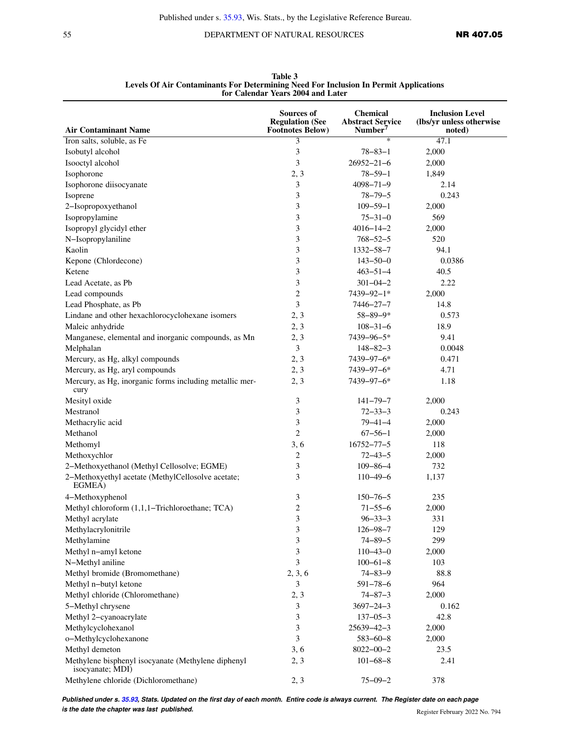**Table 3**
**Levels Of Air Contaminants For Determining Need For Inclusion In Permit Applications for Calendar Years 2004 and Later**

| Air Contaminant Name | Sources of Regulation (See Footnotes Below) | Chemical Abstract Service Number[7] | Inclusion Level (lbs/yr unless otherwise noted) |
|---|---|---|---|
| Iron salts, soluble, as Fe | 3 | * | 47.1 |
| Isobutyl alcohol | 3 | 78–83–1 | 2,000 |
| Isooctyl alcohol | 3 | 26952–21–6 | 2,000 |
| Isophorone | 2, 3 | 78–59–1 | 1,849 |
| Isophorone diisocyanate | 3 | 4098–71–9 | 2.14 |
| Isoprene | 3 | 78–79–5 | 0.243 |
| 2–Isopropoxyethanol | 3 | 109–59–1 | 2,000 |
| Isopropylamine | 3 | 75–31–0 | 569 |
| Isopropyl glycidyl ether | 3 | 4016–14–2 | 2,000 |
| N–Isopropylaniline | 3 | 768–52–5 | 520 |
| Kaolin | 3 | 1332–58–7 | 94.1 |
| Kepone (Chlordecone) | 3 | 143–50–0 | 0.0386 |
| Ketene | 3 | 463–51–4 | 40.5 |
| Lead Acetate, as Pb | 3 | 301–04–2 | 2.22 |
| Lead compounds | 2 | 7439–92–1* | 2,000 |
| Lead Phosphate, as Pb | 3 | 7446–27–7 | 14.8 |
| Lindane and other hexachlorocyclohexane isomers | 2, 3 | 58–89–9* | 0.573 |
| Maleic anhydride | 2, 3 | 108–31–6 | 18.9 |
| Manganese, elemental and inorganic compounds, as Mn | 2, 3 | 7439–96–5* | 9.41 |
| Melphalan | 3 | 148–82–3 | 0.0048 |
| Mercury, as Hg, alkyl compounds | 2, 3 | 7439–97–6* | 0.471 |
| Mercury, as Hg, aryl compounds | 2, 3 | 7439–97–6* | 4.71 |
| Mercury, as Hg, inorganic forms including metallic mercury | 2, 3 | 7439–97–6* | 1.18 |
| Mesityl oxide | 3 | 141–79–7 | 2,000 |
| Mestranol | 3 | 72–33–3 | 0.243 |
| Methacrylic acid | 3 | 79–41–4 | 2,000 |
| Methanol | 2 | 67–56–1 | 2,000 |
| Methomyl | 3, 6 | 16752–77–5 | 118 |
| Methoxychlor | 2 | 72–43–5 | 2,000 |
| 2–Methoxyethanol (Methyl Cellosolve; EGME) | 3 | 109–86–4 | 732 |
| 2–Methoxyethyl acetate (MethylCellosolve acetate; EGMEA) | 3 | 110–49–6 | 1,137 |
| 4–Methoxyphenol | 3 | 150–76–5 | 235 |
| Methyl chloroform (1,1,1–Trichloroethane; TCA) | 2 | 71–55–6 | 2,000 |
| Methyl acrylate | 3 | 96–33–3 | 331 |
| Methylacrylonitrile | 3 | 126–98–7 | 129 |
| Methylamine | 3 | 74–89–5 | 299 |
| Methyl n–amyl ketone | 3 | 110–43–0 | 2,000 |
| N–Methyl aniline | 3 | 100–61–8 | 103 |
| Methyl bromide (Bromomethane) | 2, 3, 6 | 74–83–9 | 88.8 |
| Methyl n–butyl ketone | 3 | 591–78–6 | 964 |
| Methyl chloride (Chloromethane) | 2, 3 | 74–87–3 | 2,000 |
| 5–Methyl chrysene | 3 | 3697–24–3 | 0.162 |
| Methyl 2–cyanoacrylate | 3 | 137–05–3 | 42.8 |
| Methylcyclohexanol | 3 | 25639–42–3 | 2,000 |
| o–Methylcyclohexanone | 3 | 583–60–8 | 2,000 |
| Methyl demeton | 3, 6 | 8022–00–2 | 23.5 |
| Methylene bisphenyl isocyanate (Methylene diphenyl isocyanate; MDI) | 2, 3 | 101–68–8 | 2.41 |
| Methylene chloride (Dichloromethane) | 2, 3 | 75–09–2 | 378 |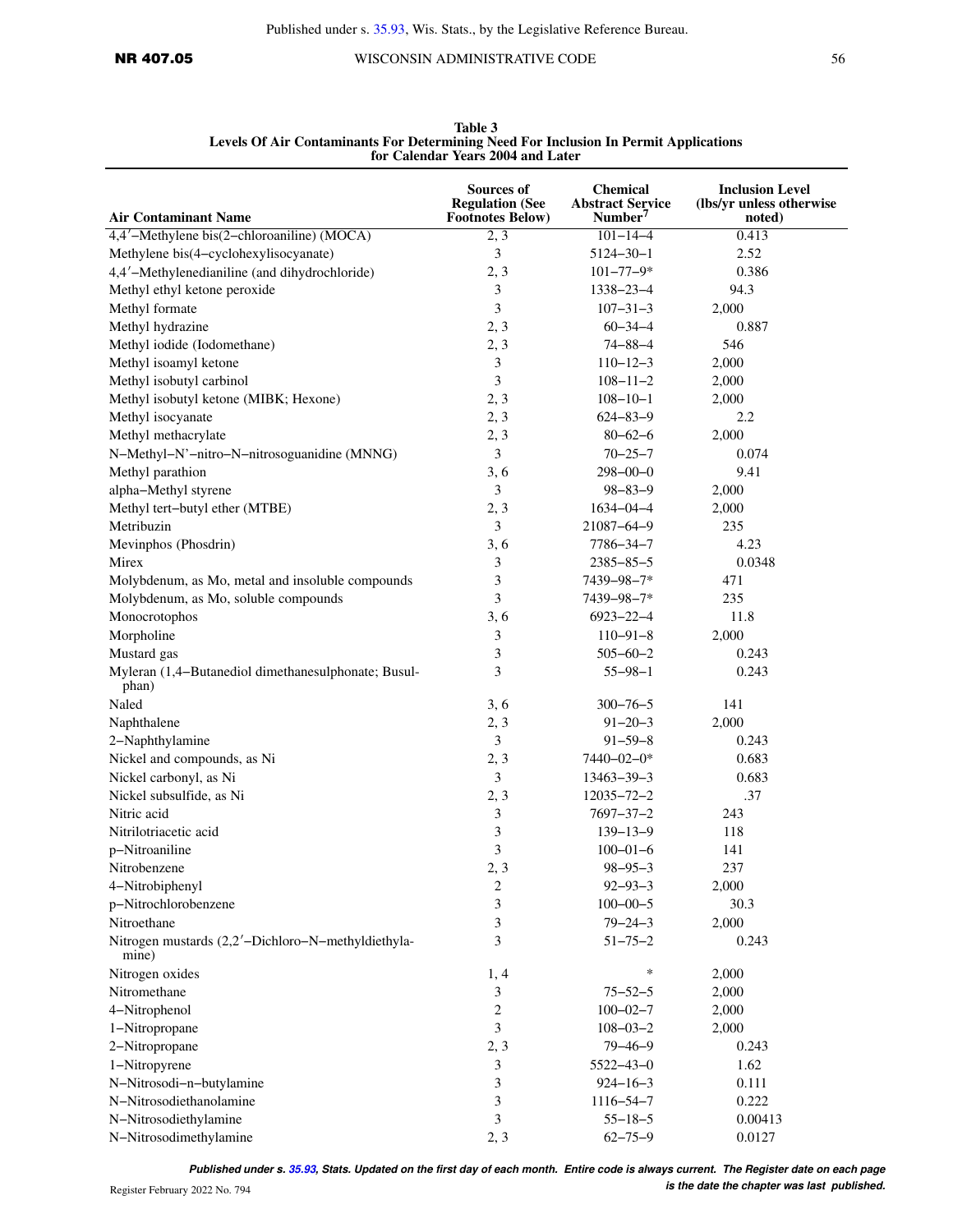**Table 3**
**Levels Of Air Contaminants For Determining Need For Inclusion In Permit Applications for Calendar Years 2004 and Later**

| Air Contaminant Name | Sources of Regulation (See Footnotes Below) | Chemical Abstract Service Number[7] | Inclusion Level (lbs/yr unless otherwise noted) |
|---|---|---|---|
| 4,4′–Methylene bis(2–chloroaniline) (MOCA) | 2, 3 | 101–14–4 | 0.413 |
| Methylene bis(4–cyclohexylisocyanate) | 3 | 5124–30–1 | 2.52 |
| 4,4′–Methylenedianiline (and dihydrochloride) | 2, 3 | 101–77–9* | 0.386 |
| Methyl ethyl ketone peroxide | 3 | 1338–23–4 | 94.3 |
| Methyl formate | 3 | 107–31–3 | 2,000 |
| Methyl hydrazine | 2, 3 | 60–34–4 | 0.887 |
| Methyl iodide (Iodomethane) | 2, 3 | 74–88–4 | 546 |
| Methyl isoamyl ketone | 3 | 110–12–3 | 2,000 |
| Methyl isobutyl carbinol | 3 | 108–11–2 | 2,000 |
| Methyl isobutyl ketone (MIBK; Hexone) | 2, 3 | 108–10–1 | 2,000 |
| Methyl isocyanate | 2, 3 | 624–83–9 | 2.2 |
| Methyl methacrylate | 2, 3 | 80–62–6 | 2,000 |
| N–Methyl–N'–nitro–N–nitrosoguanidine (MNNG) | 3 | 70–25–7 | 0.074 |
| Methyl parathion | 3, 6 | 298–00–0 | 9.41 |
| alpha–Methyl styrene | 3 | 98–83–9 | 2,000 |
| Methyl tert–butyl ether (MTBE) | 2, 3 | 1634–04–4 | 2,000 |
| Metribuzin | 3 | 21087–64–9 | 235 |
| Mevinphos (Phosdrin) | 3, 6 | 7786–34–7 | 4.23 |
| Mirex | 3 | 2385–85–5 | 0.0348 |
| Molybdenum, as Mo, metal and insoluble compounds | 3 | 7439–98–7* | 471 |
| Molybdenum, as Mo, soluble compounds | 3 | 7439–98–7* | 235 |
| Monocrotophos | 3, 6 | 6923–22–4 | 11.8 |
| Morpholine | 3 | 110–91–8 | 2,000 |
| Mustard gas | 3 | 505–60–2 | 0.243 |
| Myleran (1,4–Butanediol dimethanesulphonate; Busulphan) | 3 | 55–98–1 | 0.243 |
| Naled | 3, 6 | 300–76–5 | 141 |
| Naphthalene | 2, 3 | 91–20–3 | 2,000 |
| 2–Naphthylamine | 3 | 91–59–8 | 0.243 |
| Nickel and compounds, as Ni | 2, 3 | 7440–02–0* | 0.683 |
| Nickel carbonyl, as Ni | 3 | 13463–39–3 | 0.683 |
| Nickel subsulfide, as Ni | 2, 3 | 12035–72–2 | .37 |
| Nitric acid | 3 | 7697–37–2 | 243 |
| Nitrilotriacetic acid | 3 | 139–13–9 | 118 |
| p–Nitroaniline | 3 | 100–01–6 | 141 |
| Nitrobenzene | 2, 3 | 98–95–3 | 237 |
| 4–Nitrobiphenyl | 2 | 92–93–3 | 2,000 |
| p–Nitrochlorobenzene | 3 | 100–00–5 | 30.3 |
| Nitroethane | 3 | 79–24–3 | 2,000 |
| Nitrogen mustards (2,2′–Dichloro–N–methyldiethylamine) | 3 | 51–75–2 | 0.243 |
| Nitrogen oxides | 1, 4 | * | 2,000 |
| Nitromethane | 3 | 75–52–5 | 2,000 |
| 4–Nitrophenol | 2 | 100–02–7 | 2,000 |
| 1–Nitropropane | 3 | 108–03–2 | 2,000 |
| 2–Nitropropane | 2, 3 | 79–46–9 | 0.243 |
| 1–Nitropyrene | 3 | 5522–43–0 | 1.62 |
| N–Nitrosodi–n–butylamine | 3 | 924–16–3 | 0.111 |
| N–Nitrosodiethanolamine | 3 | 1116–54–7 | 0.222 |
| N–Nitrosodiethylamine | 3 | 55–18–5 | 0.00413 |
| N–Nitrosodimethylamine | 2, 3 | 62–75–9 | 0.0127 |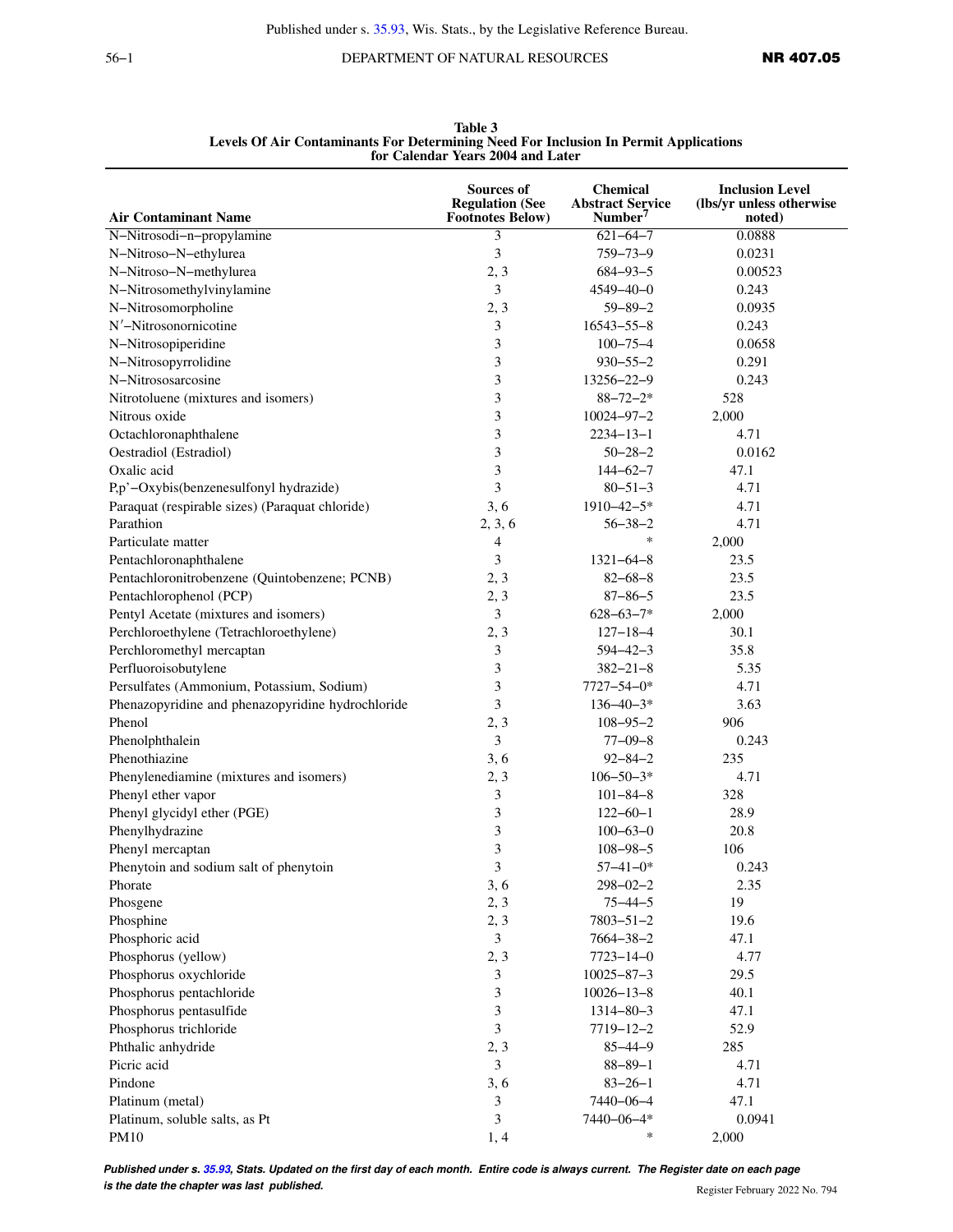**Table 3**
**Levels Of Air Contaminants For Determining Need For Inclusion In Permit Applications for Calendar Years 2004 and Later**

| Air Contaminant Name | Sources of Regulation (See Footnotes Below) | Chemical Abstract Service Number[7] | Inclusion Level (lbs/yr unless otherwise noted) |
|---|---|---|---|
| N–Nitrosodi–n–propylamine | 3 | 621–64–7 | 0.0888 |
| N–Nitroso–N–ethylurea | 3 | 759–73–9 | 0.0231 |
| N–Nitroso–N–methylurea | 2, 3 | 684–93–5 | 0.00523 |
| N–Nitrosomethylvinylamine | 3 | 4549–40–0 | 0.243 |
| N–Nitrosomorpholine | 2, 3 | 59–89–2 | 0.0935 |
| N′–Nitrosonornicotine | 3 | 16543–55–8 | 0.243 |
| N–Nitrosopiperidine | 3 | 100–75–4 | 0.0658 |
| N–Nitrosopyrrolidine | 3 | 930–55–2 | 0.291 |
| N–Nitrososarcosine | 3 | 13256–22–9 | 0.243 |
| Nitrotoluene (mixtures and isomers) | 3 | 88–72–2* | 528 |
| Nitrous oxide | 3 | 10024–97–2 | 2,000 |
| Octachloronaphthalene | 3 | 2234–13–1 | 4.71 |
| Oestradiol (Estradiol) | 3 | 50–28–2 | 0.0162 |
| Oxalic acid | 3 | 144–62–7 | 47.1 |
| P,p'–Oxybis(benzenesulfonyl hydrazide) | 3 | 80–51–3 | 4.71 |
| Paraquat (respirable sizes) (Paraquat chloride) | 3, 6 | 1910–42–5* | 4.71 |
| Parathion | 2, 3, 6 | 56–38–2 | 4.71 |
| Particulate matter | 4 | * | 2,000 |
| Pentachloronaphthalene | 3 | 1321–64–8 | 23.5 |
| Pentachloronitrobenzene (Quintobenzene; PCNB) | 2, 3 | 82–68–8 | 23.5 |
| Pentachlorophenol (PCP) | 2, 3 | 87–86–5 | 23.5 |
| Pentyl Acetate (mixtures and isomers) | 3 | 628–63–7* | 2,000 |
| Perchloroethylene (Tetrachloroethylene) | 2, 3 | 127–18–4 | 30.1 |
| Perchloromethyl mercaptan | 3 | 594–42–3 | 35.8 |
| Perfluoroisobutylene | 3 | 382–21–8 | 5.35 |
| Persulfates (Ammonium, Potassium, Sodium) | 3 | 7727–54–0* | 4.71 |
| Phenazopyridine and phenazopyridine hydrochloride | 3 | 136–40–3* | 3.63 |
| Phenol | 2, 3 | 108–95–2 | 906 |
| Phenolphthalein | 3 | 77–09–8 | 0.243 |
| Phenothiazine | 3, 6 | 92–84–2 | 235 |
| Phenylenediamine (mixtures and isomers) | 2, 3 | 106–50–3* | 4.71 |
| Phenyl ether vapor | 3 | 101–84–8 | 328 |
| Phenyl glycidyl ether (PGE) | 3 | 122–60–1 | 28.9 |
| Phenylhydrazine | 3 | 100–63–0 | 20.8 |
| Phenyl mercaptan | 3 | 108–98–5 | 106 |
| Phenytoin and sodium salt of phenytoin | 3 | 57–41–0* | 0.243 |
| Phorate | 3, 6 | 298–02–2 | 2.35 |
| Phosgene | 2, 3 | 75–44–5 | 19 |
| Phosphine | 2, 3 | 7803–51–2 | 19.6 |
| Phosphoric acid | 3 | 7664–38–2 | 47.1 |
| Phosphorus (yellow) | 2, 3 | 7723–14–0 | 4.77 |
| Phosphorus oxychloride | 3 | 10025–87–3 | 29.5 |
| Phosphorus pentachloride | 3 | 10026–13–8 | 40.1 |
| Phosphorus pentasulfide | 3 | 1314–80–3 | 47.1 |
| Phosphorus trichloride | 3 | 7719–12–2 | 52.9 |
| Phthalic anhydride | 2, 3 | 85–44–9 | 285 |
| Picric acid | 3 | 88–89–1 | 4.71 |
| Pindone | 3, 6 | 83–26–1 | 4.71 |
| Platinum (metal) | 3 | 7440–06–4 | 47.1 |
| Platinum, soluble salts, as Pt | 3 | 7440–06–4* | 0.0941 |
| PM10 | 1, 4 | * | 2,000 |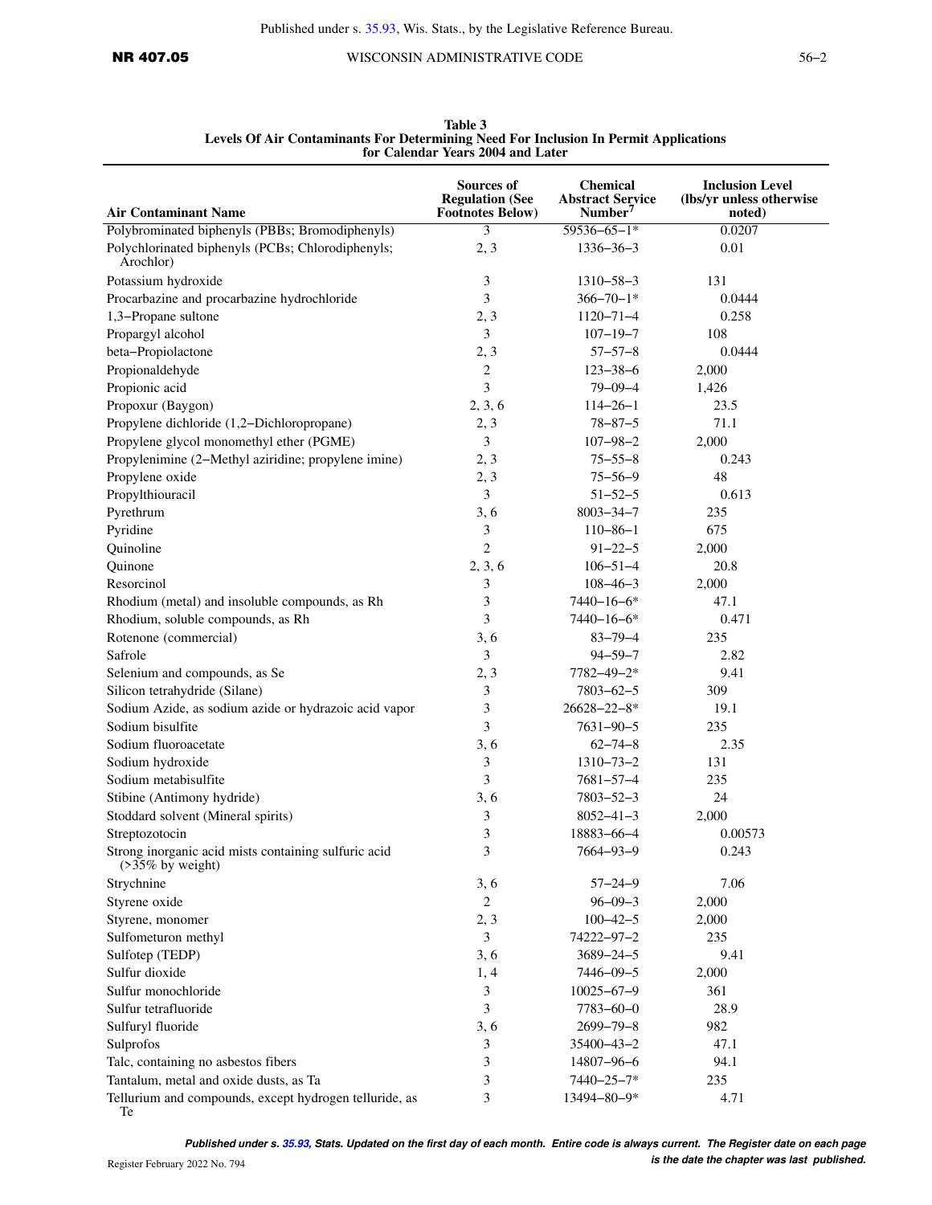**Table 3**
**Levels Of Air Contaminants For Determining Need For Inclusion In Permit Applications for Calendar Years 2004 and Later**

| Air Contaminant Name | Sources of Regulation (See Footnotes Below) | Chemical Abstract Service Number[7] | Inclusion Level (lbs/yr unless otherwise noted) |
|---|---|---|---|
| Polybrominated biphenyls (PBBs; Bromodiphenyls) | 3 | 59536–65–1* | 0.0207 |
| Polychlorinated biphenyls (PCBs; Chlorodiphenyls; Arochlor) | 2, 3 | 1336–36–3 | 0.01 |
| Potassium hydroxide | 3 | 1310–58–3 | 131 |
| Procarbazine and procarbazine hydrochloride | 3 | 366–70–1* | 0.0444 |
| 1,3–Propane sultone | 2, 3 | 1120–71–4 | 0.258 |
| Propargyl alcohol | 3 | 107–19–7 | 108 |
| beta–Propiolactone | 2, 3 | 57–57–8 | 0.0444 |
| Propionaldehyde | 2 | 123–38–6 | 2,000 |
| Propionic acid | 3 | 79–09–4 | 1,426 |
| Propoxur (Baygon) | 2, 3, 6 | 114–26–1 | 23.5 |
| Propylene dichloride (1,2–Dichloropropane) | 2, 3 | 78–87–5 | 71.1 |
| Propylene glycol monomethyl ether (PGME) | 3 | 107–98–2 | 2,000 |
| Propylenimine (2–Methyl aziridine; propylene imine) | 2, 3 | 75–55–8 | 0.243 |
| Propylene oxide | 2, 3 | 75–56–9 | 48 |
| Propylthiouracil | 3 | 51–52–5 | 0.613 |
| Pyrethrum | 3, 6 | 8003–34–7 | 235 |
| Pyridine | 3 | 110–86–1 | 675 |
| Quinoline | 2 | 91–22–5 | 2,000 |
| Quinone | 2, 3, 6 | 106–51–4 | 20.8 |
| Resorcinol | 3 | 108–46–3 | 2,000 |
| Rhodium (metal) and insoluble compounds, as Rh | 3 | 7440–16–6* | 47.1 |
| Rhodium, soluble compounds, as Rh | 3 | 7440–16–6* | 0.471 |
| Rotenone (commercial) | 3, 6 | 83–79–4 | 235 |
| Safrole | 3 | 94–59–7 | 2.82 |
| Selenium and compounds, as Se | 2, 3 | 7782–49–2* | 9.41 |
| Silicon tetrahydride (Silane) | 3 | 7803–62–5 | 309 |
| Sodium Azide, as sodium azide or hydrazoic acid vapor | 3 | 26628–22–8* | 19.1 |
| Sodium bisulfite | 3 | 7631–90–5 | 235 |
| Sodium fluoroacetate | 3, 6 | 62–74–8 | 2.35 |
| Sodium hydroxide | 3 | 1310–73–2 | 131 |
| Sodium metabisulfite | 3 | 7681–57–4 | 235 |
| Stibine (Antimony hydride) | 3, 6 | 7803–52–3 | 24 |
| Stoddard solvent (Mineral spirits) | 3 | 8052–41–3 | 2,000 |
| Streptozotocin | 3 | 18883–66–4 | 0.00573 |
| Strong inorganic acid mists containing sulfuric acid (>35% by weight) | 3 | 7664–93–9 | 0.243 |
| Strychnine | 3, 6 | 57–24–9 | 7.06 |
| Styrene oxide | 2 | 96–09–3 | 2,000 |
| Styrene, monomer | 2, 3 | 100–42–5 | 2,000 |
| Sulfometuron methyl | 3 | 74222–97–2 | 235 |
| Sulfotep (TEDP) | 3, 6 | 3689–24–5 | 9.41 |
| Sulfur dioxide | 1, 4 | 7446–09–5 | 2,000 |
| Sulfur monochloride | 3 | 10025–67–9 | 361 |
| Sulfur tetrafluoride | 3 | 7783–60–0 | 28.9 |
| Sulfuryl fluoride | 3, 6 | 2699–79–8 | 982 |
| Sulprofos | 3 | 35400–43–2 | 47.1 |
| Talc, containing no asbestos fibers | 3 | 14807–96–6 | 94.1 |
| Tantalum, metal and oxide dusts, as Ta | 3 | 7440–25–7* | 235 |
| Tellurium and compounds, except hydrogen telluride, as Te | 3 | 13494–80–9* | 4.71 |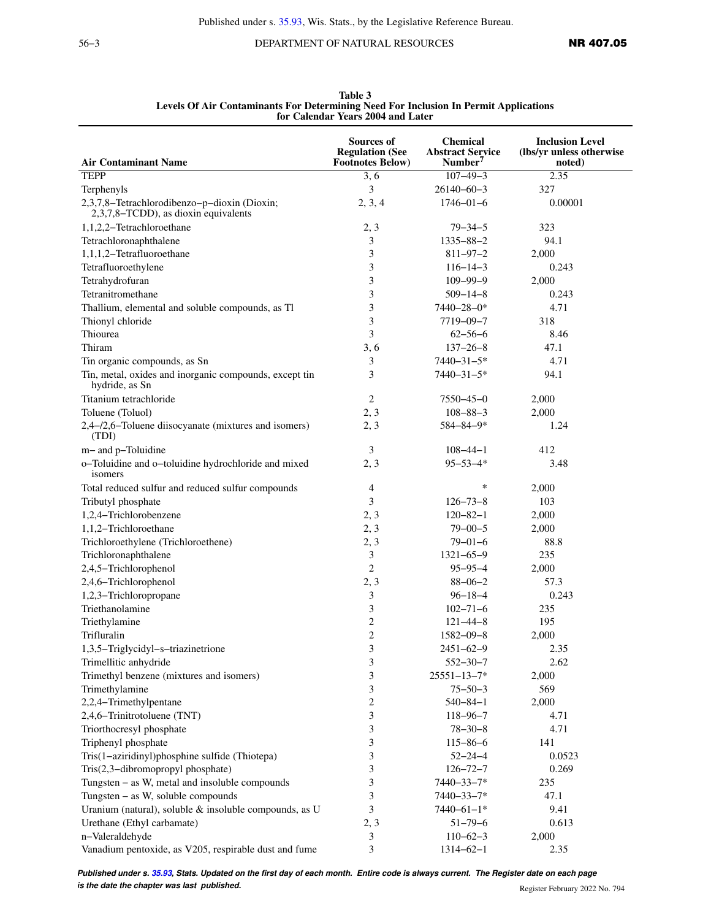**Table 3**
**Levels Of Air Contaminants For Determining Need For Inclusion In Permit Applications for Calendar Years 2004 and Later**

| Air Contaminant Name | Sources of Regulation (See Footnotes Below) | Chemical Abstract Service Number[7] | Inclusion Level (lbs/yr unless otherwise noted) |
|---|---|---|---|
| TEPP | 3, 6 | 107–49–3 | 2.35 |
| Terphenyls | 3 | 26140–60–3 | 327 |
| 2,3,7,8–Tetrachlorodibenzo–p–dioxin (Dioxin; 2,3,7,8–TCDD), as dioxin equivalents | 2, 3, 4 | 1746–01–6 | 0.00001 |
| 1,1,2,2–Tetrachloroethane | 2, 3 | 79–34–5 | 323 |
| Tetrachloronaphthalene | 3 | 1335–88–2 | 94.1 |
| 1,1,1,2–Tetrafluoroethane | 3 | 811–97–2 | 2,000 |
| Tetrafluoroethylene | 3 | 116–14–3 | 0.243 |
| Tetrahydrofuran | 3 | 109–99–9 | 2,000 |
| Tetranitromethane | 3 | 509–14–8 | 0.243 |
| Thallium, elemental and soluble compounds, as Tl | 3 | 7440–28–0* | 4.71 |
| Thionyl chloride | 3 | 7719–09–7 | 318 |
| Thiourea | 3 | 62–56–6 | 8.46 |
| Thiram | 3, 6 | 137–26–8 | 47.1 |
| Tin organic compounds, as Sn | 3 | 7440–31–5* | 4.71 |
| Tin, metal, oxides and inorganic compounds, except tin hydride, as Sn | 3 | 7440–31–5* | 94.1 |
| Titanium tetrachloride | 2 | 7550–45–0 | 2,000 |
| Toluene (Toluol) | 2, 3 | 108–88–3 | 2,000 |
| 2,4–/2,6–Toluene diisocyanate (mixtures and isomers) (TDI) | 2, 3 | 584–84–9* | 1.24 |
| m– and p–Toluidine | 3 | 108–44–1 | 412 |
| o–Toluidine and o–toluidine hydrochloride and mixed isomers | 2, 3 | 95–53–4* | 3.48 |
| Total reduced sulfur and reduced sulfur compounds | 4 | * | 2,000 |
| Tributyl phosphate | 3 | 126–73–8 | 103 |
| 1,2,4–Trichlorobenzene | 2, 3 | 120–82–1 | 2,000 |
| 1,1,2–Trichloroethane | 2, 3 | 79–00–5 | 2,000 |
| Trichloroethylene (Trichloroethene) | 2, 3 | 79–01–6 | 88.8 |
| Trichloronaphthalene | 3 | 1321–65–9 | 235 |
| 2,4,5–Trichlorophenol | 2 | 95–95–4 | 2,000 |
| 2,4,6–Trichlorophenol | 2, 3 | 88–06–2 | 57.3 |
| 1,2,3–Trichloropropane | 3 | 96–18–4 | 0.243 |
| Triethanolamine | 3 | 102–71–6 | 235 |
| Triethylamine | 2 | 121–44–8 | 195 |
| Trifluralin | 2 | 1582–09–8 | 2,000 |
| 1,3,5–Triglycidyl–s–triazinetrione | 3 | 2451–62–9 | 2.35 |
| Trimellitic anhydride | 3 | 552–30–7 | 2.62 |
| Trimethyl benzene (mixtures and isomers) | 3 | 25551–13–7* | 2,000 |
| Trimethylamine | 3 | 75–50–3 | 569 |
| 2,2,4–Trimethylpentane | 2 | 540–84–1 | 2,000 |
| 2,4,6–Trinitrotoluene (TNT) | 3 | 118–96–7 | 4.71 |
| Triorthocresyl phosphate | 3 | 78–30–8 | 4.71 |
| Triphenyl phosphate | 3 | 115–86–6 | 141 |
| Tris(1–aziridinyl)phosphine sulfide (Thiotepa) | 3 | 52–24–4 | 0.0523 |
| Tris(2,3–dibromopropyl phosphate) | 3 | 126–72–7 | 0.269 |
| Tungsten – as W, metal and insoluble compounds | 3 | 7440–33–7* | 235 |
| Tungsten – as W, soluble compounds | 3 | 7440–33–7* | 47.1 |
| Uranium (natural), soluble & insoluble compounds, as U | 3 | 7440–61–1* | 9.41 |
| Urethane (Ethyl carbamate) | 2, 3 | 51–79–6 | 0.613 |
| n–Valeraldehyde | 3 | 110–62–3 | 2,000 |
| Vanadium pentoxide, as V205, respirable dust and fume | 3 | 1314–62–1 | 2.35 |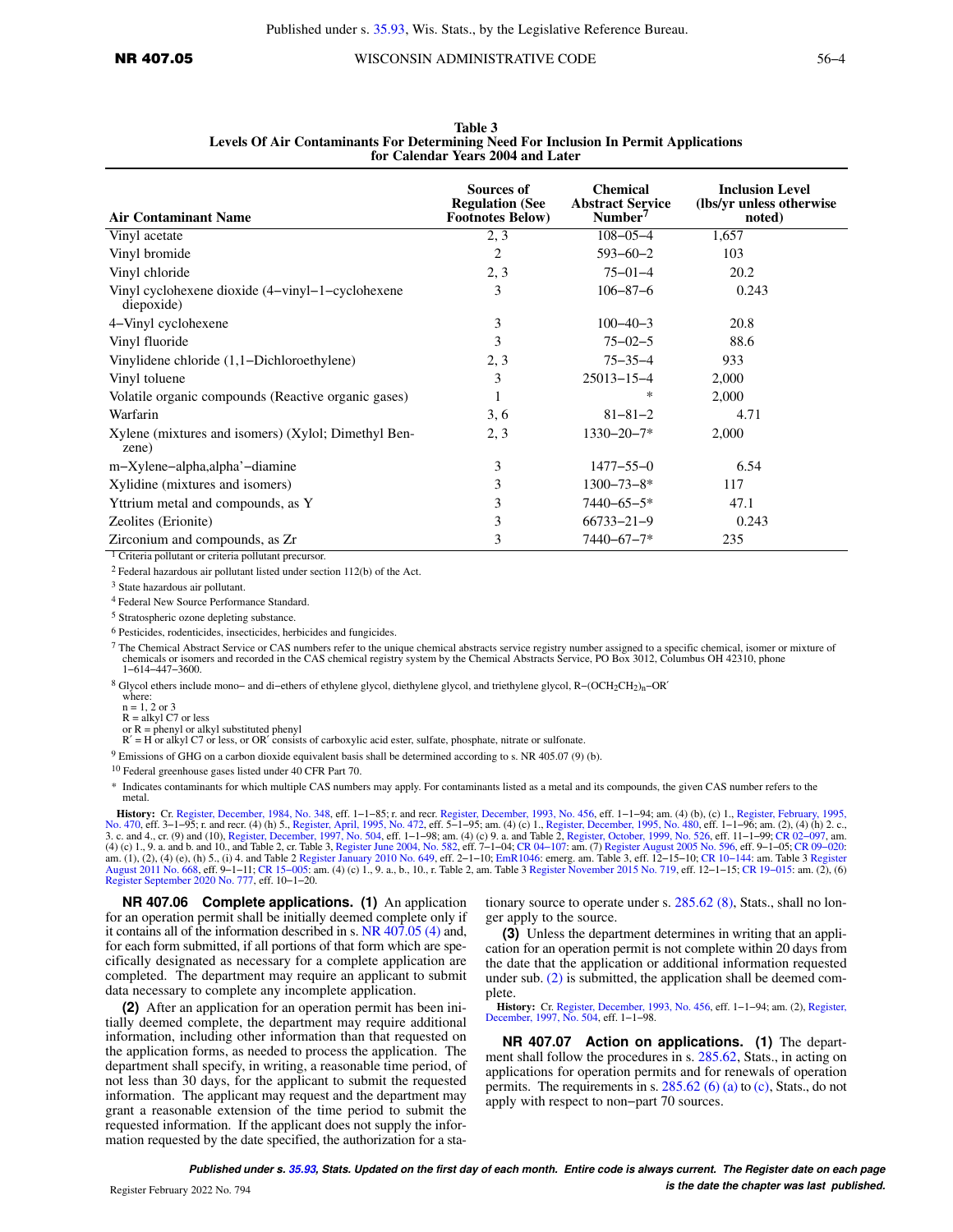**Table 3**
**Levels Of Air Contaminants For Determining Need For Inclusion In Permit Applications for Calendar Years 2004 and Later**

| Air Contaminant Name | Sources of Regulation (See Footnotes Below) | Chemical Abstract Service Number[7] | Inclusion Level (lbs/yr unless otherwise noted) |
|---|---|---|---|
| Vinyl acetate | 2, 3 | 108–05–4 | 1,657 |
| Vinyl bromide | 2 | 593–60–2 | 103 |
| Vinyl chloride | 2, 3 | 75–01–4 | 20.2 |
| Vinyl cyclohexene dioxide (4–vinyl–1–cyclohexene diepoxide) | 3 | 106–87–6 | 0.243 |
| 4–Vinyl cyclohexene | 3 | 100–40–3 | 20.8 |
| Vinyl fluoride | 3 | 75–02–5 | 88.6 |
| Vinylidene chloride (1,1–Dichloroethylene) | 2, 3 | 75–35–4 | 933 |
| Vinyl toluene | 3 | 25013–15–4 | 2,000 |
| Volatile organic compounds (Reactive organic gases) | 1 | * | 2,000 |
| Warfarin | 3, 6 | 81–81–2 | 4.71 |
| Xylene (mixtures and isomers) (Xylol; Dimethyl Benzene) | 2, 3 | 1330–20–7* | 2,000 |
| m–Xylene–alpha,alpha'–diamine | 3 | 1477–55–0 | 6.54 |
| Xylidine (mixtures and isomers) | 3 | 1300–73–8* | 117 |
| Yttrium metal and compounds, as Y | 3 | 7440–65–5* | 47.1 |
| Zeolites (Erionite) | 3 | 66733–21–9 | 0.243 |
| Zirconium and compounds, as Zr | 3 | 7440–67–7* | 235 |

[1] Criteria pollutant or criteria pollutant precursor.

[2] Federal hazardous air pollutant listed under section 112(b) of the Act.

[3] State hazardous air pollutant.

[4] Federal New Source Performance Standard.

[5] Stratospheric ozone depleting substance.

[6] Pesticides, rodenticides, insecticides, herbicides and fungicides.

[7] The Chemical Abstract Service or CAS numbers refer to the unique chemical abstracts service registry number assigned to a specific chemical, isomer or mixture of chemicals or isomers and recorded in the CAS chemical registry system by the Chemical Abstracts Service, PO Box 3012, Columbus OH 42310, phone 1–614–447–3600.

[8] Glycol ethers include mono– and di–ethers of ethylene glycol, diethylene glycol, and triethylene glycol, R–$(OCH_2CH_2)_n$–OR′
where:
n = 1, 2 or 3
R = alkyl C7 or less
or R = phenyl or alkyl substituted phenyl
R′ = H or alkyl C7 or less, or OR′ consists of carboxylic acid ester, sulfate, phosphate, nitrate or sulfonate.

[9] Emissions of GHG on a carbon dioxide equivalent basis shall be determined according to s. NR 405.07 (9) (b).

[10] Federal greenhouse gases listed under 40 CFR Part 70.

\* Indicates contaminants for which multiple CAS numbers may apply. For contaminants listed as a metal and its compounds, the given CAS number refers to the metal.

**History:** Cr. Register, December, 1984, No. 348, eff. 1–1–85; r. and recr. Register, December, 1993, No. 456, eff. 1–1–94; am. (4) (b), (c) 1., Register, February, 1995, No. 470, eff. 3–1–95; r. and recr. (4) (h) 5., Register, April, 1995, No. 472, eff. 5–1–95; am. (4) (c) 1., Register, December, 1995, No. 480, eff. 1–1–96; am. (2), (4) (h) 2. c., 3. c. and 4., cr. (9) and (10), Register, December, 1997, No. 504, eff. 1–1–98; am. (4) (c) 9. a. and Table 2, Register, October, 1999, No. 526, eff. 11–1–99; CR 02–097, am. (4) (c) 1., 9. a. and b. and 10., and Table 2, cr. Table 3, Register June 2004, No. 582, eff. 7–1–04; CR 04–107: am. (7) Register August 2005 No. 596, eff. 9–1–05; CR 09–020: am. (1), (2), (4) (e), (h) 5., (i) 4. and Table 2 Register January 2010 No. 649, eff. 2–1–10; EmR1046: emerg. am. Table 3, eff. 12–15–10; CR 10–144: am. Table 3 Register August 2011 No. 668, eff. 9–1–11; CR 15–005: am. (4) (c) 1., 9. a., b., 10., r. Table 2, am. Table 3 Register November 2015 No. 719, eff. 12–1–15; CR 19–015: am. (2), (6) Register September 2020 No. 777, eff. 10–1–20.

**NR 407.06 Complete applications. (1)** An application for an operation permit shall be initially deemed complete only if it contains all of the information described in s. NR 407.05 (4) and, for each form submitted, if all portions of that form which are specifically designated as necessary for a complete application are completed. The department may require an applicant to submit data necessary to complete any incomplete application.

**(2)** After an application for an operation permit has been initially deemed complete, the department may require additional information, including other information than that requested on the application forms, as needed to process the application. The department shall specify, in writing, a reasonable time period, of not less than 30 days, for the applicant to submit the requested information. The applicant may request and the department may grant a reasonable extension of the time period to submit the requested information. If the applicant does not supply the information requested by the date specified, the authorization for a stationary source to operate under s. 285.62 (8), Stats., shall no longer apply to the source.

**(3)** Unless the department determines in writing that an application for an operation permit is not complete within 20 days from the date that the application or additional information requested under sub. (2) is submitted, the application shall be deemed complete.

**History:** Cr. Register, December, 1993, No. 456, eff. 1–1–94; am. (2), Register, December, 1997, No. 504, eff. 1–1–98.

**NR 407.07 Action on applications. (1)** The department shall follow the procedures in s. 285.62, Stats., in acting on applications for operation permits and for renewals of operation permits. The requirements in s. 285.62 (6) (a) to (c), Stats., do not apply with respect to non–part 70 sources.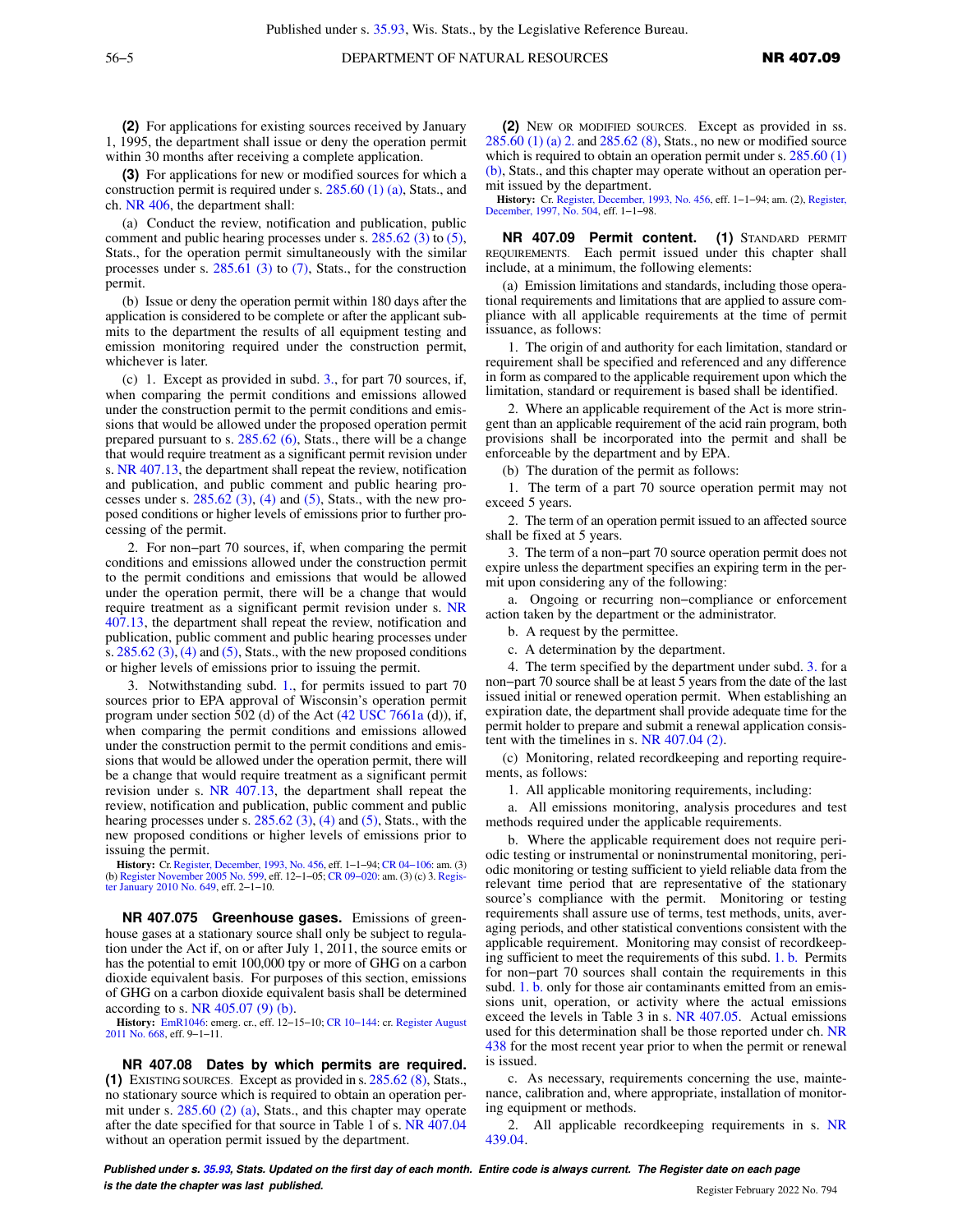**(2)** For applications for existing sources received by January 1, 1995, the department shall issue or deny the operation permit within 30 months after receiving a complete application.

**(3)** For applications for new or modified sources for which a construction permit is required under s. 285.60 (1) (a), Stats., and ch. NR 406, the department shall:

(a) Conduct the review, notification and publication, public comment and public hearing processes under s. 285.62 (3) to (5), Stats., for the operation permit simultaneously with the similar processes under s. 285.61 (3) to (7), Stats., for the construction permit.

(b) Issue or deny the operation permit within 180 days after the application is considered to be complete or after the applicant submits to the department the results of all equipment testing and emission monitoring required under the construction permit, whichever is later.

(c) 1. Except as provided in subd. 3., for part 70 sources, if, when comparing the permit conditions and emissions allowed under the construction permit to the permit conditions and emissions that would be allowed under the proposed operation permit prepared pursuant to s. 285.62 (6), Stats., there will be a change that would require treatment as a significant permit revision under s. NR 407.13, the department shall repeat the review, notification and publication, and public comment and public hearing processes under s. 285.62 (3), (4) and (5), Stats., with the new proposed conditions or higher levels of emissions prior to further processing of the permit.

2. For non−part 70 sources, if, when comparing the permit conditions and emissions allowed under the construction permit to the permit conditions and emissions that would be allowed under the operation permit, there will be a change that would require treatment as a significant permit revision under s. NR 407.13, the department shall repeat the review, notification and publication, public comment and public hearing processes under s. 285.62 (3), (4) and (5), Stats., with the new proposed conditions or higher levels of emissions prior to issuing the permit.

3. Notwithstanding subd. 1., for permits issued to part 70 sources prior to EPA approval of Wisconsin's operation permit program under section 502 (d) of the Act (42 USC 7661a (d)), if, when comparing the permit conditions and emissions allowed under the construction permit to the permit conditions and emissions that would be allowed under the operation permit, there will be a change that would require treatment as a significant permit revision under s. NR 407.13, the department shall repeat the review, notification and publication, public comment and public hearing processes under s. 285.62 (3), (4) and (5), Stats., with the new proposed conditions or higher levels of emissions prior to issuing the permit.

**History:** Cr. Register, December, 1993, No. 456, eff. 1−1−94; CR 04−106: am. (3) (b) Register November 2005 No. 599, eff. 12−1−05; CR 09−020: am. (3) (c) 3. Register January 2010 No. 649, eff. 2−1−10.

**NR 407.075 Greenhouse gases.** Emissions of greenhouse gases at a stationary source shall only be subject to regulation under the Act if, on or after July 1, 2011, the source emits or has the potential to emit 100,000 tpy or more of GHG on a carbon dioxide equivalent basis. For purposes of this section, emissions of GHG on a carbon dioxide equivalent basis shall be determined according to s. NR 405.07 (9) (b).

**History:** EmR1046: emerg. cr., eff. 12−15−10; CR 10−144: cr. Register August 2011 No. 668, eff. 9−1−11.

**NR 407.08 Dates by which permits are required.** **(1)** EXISTING SOURCES. Except as provided in s. 285.62 (8), Stats., no stationary source which is required to obtain an operation permit under s. 285.60 (2) (a), Stats., and this chapter may operate after the date specified for that source in Table 1 of s. NR 407.04 without an operation permit issued by the department.

**(2)** NEW OR MODIFIED SOURCES. Except as provided in ss. 285.60 (1) (a) 2. and 285.62 (8), Stats., no new or modified source which is required to obtain an operation permit under s. 285.60 (1) (b), Stats., and this chapter may operate without an operation permit issued by the department.

**History:** Cr. Register, December, 1993, No. 456, eff. 1−1−94; am. (2), Register, December, 1997, No. 504, eff. 1−1−98.

**NR 407.09 Permit content.** **(1)** STANDARD PERMIT REQUIREMENTS. Each permit issued under this chapter shall include, at a minimum, the following elements:

(a) Emission limitations and standards, including those operational requirements and limitations that are applied to assure compliance with all applicable requirements at the time of permit issuance, as follows:

1. The origin of and authority for each limitation, standard or requirement shall be specified and referenced and any difference in form as compared to the applicable requirement upon which the limitation, standard or requirement is based shall be identified.

2. Where an applicable requirement of the Act is more stringent than an applicable requirement of the acid rain program, both provisions shall be incorporated into the permit and shall be enforceable by the department and by EPA.

(b) The duration of the permit as follows:

1. The term of a part 70 source operation permit may not exceed 5 years.

2. The term of an operation permit issued to an affected source shall be fixed at 5 years.

3. The term of a non−part 70 source operation permit does not expire unless the department specifies an expiring term in the permit upon considering any of the following:

a. Ongoing or recurring non−compliance or enforcement action taken by the department or the administrator.

b. A request by the permittee.

c. A determination by the department.

4. The term specified by the department under subd. 3. for a non−part 70 source shall be at least 5 years from the date of the last issued initial or renewed operation permit. When establishing an expiration date, the department shall provide adequate time for the permit holder to prepare and submit a renewal application consistent with the timelines in s. NR 407.04 (2).

(c) Monitoring, related recordkeeping and reporting requirements, as follows:

1. All applicable monitoring requirements, including:

a. All emissions monitoring, analysis procedures and test methods required under the applicable requirements.

b. Where the applicable requirement does not require periodic testing or instrumental or noninstrumental monitoring, periodic monitoring or testing sufficient to yield reliable data from the relevant time period that are representative of the stationary source's compliance with the permit. Monitoring or testing requirements shall assure use of terms, test methods, units, averaging periods, and other statistical conventions consistent with the applicable requirement. Monitoring may consist of recordkeeping sufficient to meet the requirements of this subd. 1. b. Permits for non−part 70 sources shall contain the requirements in this subd. 1. b. only for those air contaminants emitted from an emissions unit, operation, or activity where the actual emissions exceed the levels in Table 3 in s. NR 407.05. Actual emissions used for this determination shall be those reported under ch. NR 438 for the most recent year prior to when the permit or renewal is issued.

c. As necessary, requirements concerning the use, maintenance, calibration and, where appropriate, installation of monitoring equipment or methods.

2. All applicable recordkeeping requirements in s. NR 439.04.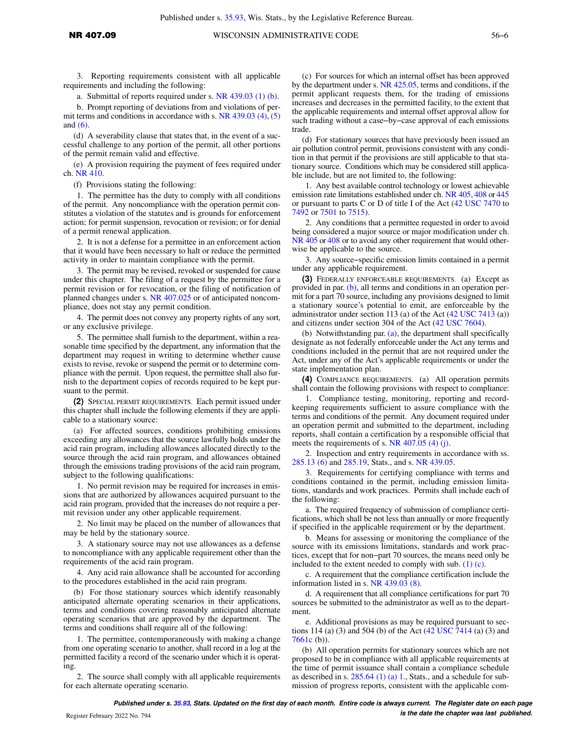3. Reporting requirements consistent with all applicable requirements and including the following:

a. Submittal of reports required under s. NR 439.03 (1) (b).

b. Prompt reporting of deviations from and violations of permit terms and conditions in accordance with s. NR 439.03 (4), (5) and (6).

(d) A severability clause that states that, in the event of a successful challenge to any portion of the permit, all other portions of the permit remain valid and effective.

(e) A provision requiring the payment of fees required under ch. NR 410.

(f) Provisions stating the following:

1. The permittee has the duty to comply with all conditions of the permit. Any noncompliance with the operation permit constitutes a violation of the statutes and is grounds for enforcement action; for permit suspension, revocation or revision; or for denial of a permit renewal application.

2. It is not a defense for a permittee in an enforcement action that it would have been necessary to halt or reduce the permitted activity in order to maintain compliance with the permit.

3. The permit may be revised, revoked or suspended for cause under this chapter. The filing of a request by the permittee for a permit revision or for revocation, or the filing of notification of planned changes under s. NR 407.025 or of anticipated noncompliance, does not stay any permit condition.

4. The permit does not convey any property rights of any sort, or any exclusive privilege.

5. The permittee shall furnish to the department, within a reasonable time specified by the department, any information that the department may request in writing to determine whether cause exists to revise, revoke or suspend the permit or to determine compliance with the permit. Upon request, the permittee shall also furnish to the department copies of records required to be kept pursuant to the permit.

**(2)** SPECIAL PERMIT REQUIREMENTS. Each permit issued under this chapter shall include the following elements if they are applicable to a stationary source:

(a) For affected sources, conditions prohibiting emissions exceeding any allowances that the source lawfully holds under the acid rain program, including allowances allocated directly to the source through the acid rain program, and allowances obtained through the emissions trading provisions of the acid rain program, subject to the following qualifications:

1. No permit revision may be required for increases in emissions that are authorized by allowances acquired pursuant to the acid rain program, provided that the increases do not require a permit revision under any other applicable requirement.

2. No limit may be placed on the number of allowances that may be held by the stationary source.

3. A stationary source may not use allowances as a defense to noncompliance with any applicable requirement other than the requirements of the acid rain program.

4. Any acid rain allowance shall be accounted for according to the procedures established in the acid rain program.

(b) For those stationary sources which identify reasonably anticipated alternate operating scenarios in their applications, terms and conditions covering reasonably anticipated alternate operating scenarios that are approved by the department. The terms and conditions shall require all of the following:

1. The permittee, contemporaneously with making a change from one operating scenario to another, shall record in a log at the permitted facility a record of the scenario under which it is operating.

2. The source shall comply with all applicable requirements for each alternate operating scenario.

(c) For sources for which an internal offset has been approved by the department under s. NR 425.05, terms and conditions, if the permit applicant requests them, for the trading of emissions increases and decreases in the permitted facility, to the extent that the applicable requirements and internal offset approval allow for such trading without a case–by–case approval of each emissions trade.

(d) For stationary sources that have previously been issued an air pollution control permit, provisions consistent with any condition in that permit if the provisions are still applicable to that stationary source. Conditions which may be considered still applicable include, but are not limited to, the following:

1. Any best available control technology or lowest achievable emission rate limitations established under ch. NR 405, 408 or 445 or pursuant to parts C or D of title I of the Act (42 USC 7470 to 7492 or 7501 to 7515).

2. Any conditions that a permittee requested in order to avoid being considered a major source or major modification under ch. NR 405 or 408 or to avoid any other requirement that would otherwise be applicable to the source.

3. Any source–specific emission limits contained in a permit under any applicable requirement.

**(3)** FEDERALLY ENFORCEABLE REQUIREMENTS. (a) Except as provided in par. (b), all terms and conditions in an operation permit for a part 70 source, including any provisions designed to limit a stationary source's potential to emit, are enforceable by the administrator under section 113 (a) of the Act (42 USC 7413 (a)) and citizens under section 304 of the Act (42 USC 7604).

(b) Notwithstanding par. (a), the department shall specifically designate as not federally enforceable under the Act any terms and conditions included in the permit that are not required under the Act, under any of the Act's applicable requirements or under the state implementation plan.

**(4)** COMPLIANCE REQUIREMENTS. (a) All operation permits shall contain the following provisions with respect to compliance:

1. Compliance testing, monitoring, reporting and recordkeeping requirements sufficient to assure compliance with the terms and conditions of the permit. Any document required under an operation permit and submitted to the department, including reports, shall contain a certification by a responsible official that meets the requirements of s. NR 407.05 (4) (j).

2. Inspection and entry requirements in accordance with ss. 285.13 (6) and 285.19, Stats., and s. NR 439.05.

3. Requirements for certifying compliance with terms and conditions contained in the permit, including emission limitations, standards and work practices. Permits shall include each of the following:

a. The required frequency of submission of compliance certifications, which shall be not less than annually or more frequently if specified in the applicable requirement or by the department.

b. Means for assessing or monitoring the compliance of the source with its emissions limitations, standards and work practices, except that for non–part 70 sources, the means need only be included to the extent needed to comply with sub. (1) (c).

c. A requirement that the compliance certification include the information listed in s. NR 439.03 (8).

d. A requirement that all compliance certifications for part 70 sources be submitted to the administrator as well as to the department.

e. Additional provisions as may be required pursuant to sections 114 (a) (3) and 504 (b) of the Act (42 USC 7414 (a) (3) and 7661c (b)).

(b) All operation permits for stationary sources which are not proposed to be in compliance with all applicable requirements at the time of permit issuance shall contain a compliance schedule as described in s. 285.64 (1) (a) 1., Stats., and a schedule for submission of progress reports, consistent with the applicable com-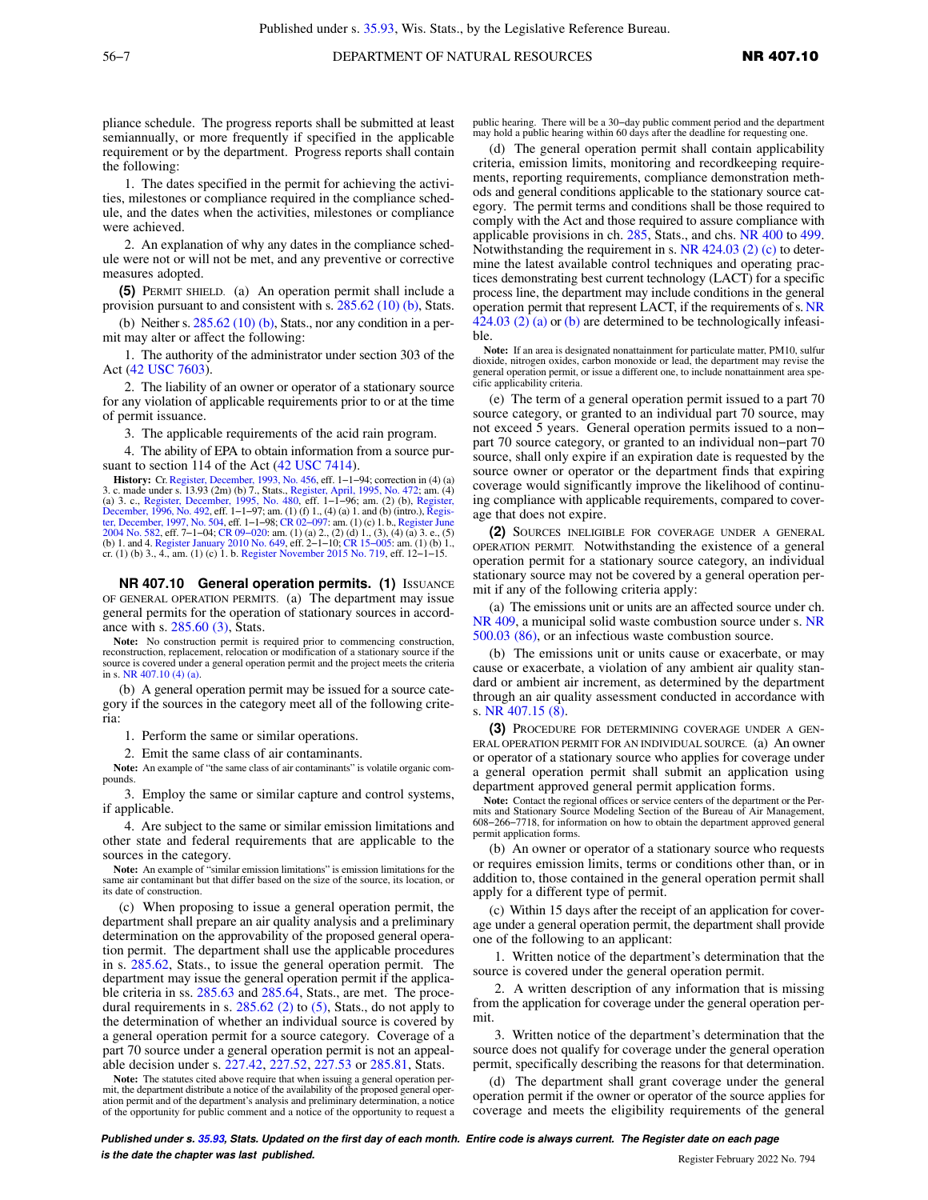pliance schedule. The progress reports shall be submitted at least semiannually, or more frequently if specified in the applicable requirement or by the department. Progress reports shall contain the following:

1. The dates specified in the permit for achieving the activities, milestones or compliance required in the compliance schedule, and the dates when the activities, milestones or compliance were achieved.

2. An explanation of why any dates in the compliance schedule were not or will not be met, and any preventive or corrective measures adopted.

**(5)** PERMIT SHIELD. (a) An operation permit shall include a provision pursuant to and consistent with s. 285.62 (10) (b), Stats.

(b) Neither s. 285.62 (10) (b), Stats., nor any condition in a permit may alter or affect the following:

1. The authority of the administrator under section 303 of the Act (42 USC 7603).

2. The liability of an owner or operator of a stationary source for any violation of applicable requirements prior to or at the time of permit issuance.

3. The applicable requirements of the acid rain program.

4. The ability of EPA to obtain information from a source pursuant to section 114 of the Act (42 USC 7414).

**History:** Cr. Register, December, 1993, No. 456, eff. 1–1–94; correction in (4) (a) 3. c. made under s. 13.93 (2m) (b) 7., Stats., Register, April, 1995, No. 472; am. (4) (a) 3. c., Register, December, 1995, No. 480, eff. 1–1–96; am. (2) (b), Register, December, 1996, No. 492, eff. 1–1–97; am. (1) (f) 1., (4) (a) 1. and (b) (intro.), Register, December, 1997, No. 504, eff. 1–1–98; CR 02–097: am. (1) (c) 1. b., Register June 2004 No. 582, eff. 7–1–04; CR 09–020: am. (1) (a) 2., (2) (d) 1., (3), (4) (a) 3. e., (5) (b) 1. and 4. Register January 2010 No. 649, eff. 2–1–10; CR 15–005: am. (1) (b) 1., cr. (1) (b) 3., 4., am. (1) (c) 1. b. Register November 2015 No. 719, eff. 12–1–15.

## NR 407.10 General operation permits.

**(1)** ISSUANCE OF GENERAL OPERATION PERMITS. (a) The department may issue general permits for the operation of stationary sources in accordance with s. 285.60 (3), Stats.

**Note:** No construction permit is required prior to commencing construction, reconstruction, replacement, relocation or modification of a stationary source if the source is covered under a general operation permit and the project meets the criteria in s. NR 407.10 (4) (a).

(b) A general operation permit may be issued for a source category if the sources in the category meet all of the following criteria:

1. Perform the same or similar operations.

2. Emit the same class of air contaminants.

**Note:** An example of "the same class of air contaminants" is volatile organic compounds.

3. Employ the same or similar capture and control systems, if applicable.

4. Are subject to the same or similar emission limitations and other state and federal requirements that are applicable to the sources in the category.

**Note:** An example of "similar emission limitations" is emission limitations for the same air contaminant but that differ based on the size of the source, its location, or its date of construction.

(c) When proposing to issue a general operation permit, the department shall prepare an air quality analysis and a preliminary determination on the approvability of the proposed general operation permit. The department shall use the applicable procedures in s. 285.62, Stats., to issue the general operation permit. The department may issue the general operation permit if the applicable criteria in ss. 285.63 and 285.64, Stats., are met. The procedural requirements in s. 285.62 (2) to (5), Stats., do not apply to the determination of whether an individual source is covered by a general operation permit for a source category. Coverage of a part 70 source under a general operation permit is not an appealable decision under s. 227.42, 227.52, 227.53 or 285.81, Stats.

**Note:** The statutes cited above require that when issuing a general operation permit, the department distribute a notice of the availability of the proposed general operation permit and of the department's analysis and preliminary determination, a notice of the opportunity for public comment and a notice of the opportunity to request a public hearing. There will be a 30–day public comment period and the department may hold a public hearing within 60 days after the deadline for requesting one.

(d) The general operation permit shall contain applicability criteria, emission limits, monitoring and recordkeeping requirements, reporting requirements, compliance demonstration methods and general conditions applicable to the stationary source category. The permit terms and conditions shall be those required to comply with the Act and those required to assure compliance with applicable provisions in ch. 285, Stats., and chs. NR 400 to 499. Notwithstanding the requirement in s. NR 424.03 (2) (c) to determine the latest available control techniques and operating practices demonstrating best current technology (LACT) for a specific process line, the department may include conditions in the general operation permit that represent LACT, if the requirements of s. NR 424.03 (2) (a) or (b) are determined to be technologically infeasible.

**Note:** If an area is designated nonattainment for particulate matter, PM10, sulfur dioxide, nitrogen oxides, carbon monoxide or lead, the department may revise the general operation permit, or issue a different one, to include nonattainment area specific applicability criteria.

(e) The term of a general operation permit issued to a part 70 source category, or granted to an individual part 70 source, may not exceed 5 years. General operation permits issued to a non–part 70 source category, or granted to an individual non–part 70 source, shall only expire if an expiration date is requested by the source owner or operator or the department finds that expiring coverage would significantly improve the likelihood of continuing compliance with applicable requirements, compared to coverage that does not expire.

**(2)** SOURCES INELIGIBLE FOR COVERAGE UNDER A GENERAL OPERATION PERMIT. Notwithstanding the existence of a general operation permit for a stationary source category, an individual stationary source may not be covered by a general operation permit if any of the following criteria apply:

(a) The emissions unit or units are an affected source under ch. NR 409, a municipal solid waste combustion source under s. NR 500.03 (86), or an infectious waste combustion source.

(b) The emissions unit or units cause or exacerbate, or may cause or exacerbate, a violation of any ambient air quality standard or ambient air increment, as determined by the department through an air quality assessment conducted in accordance with s. NR 407.15 (8).

**(3)** PROCEDURE FOR DETERMINING COVERAGE UNDER A GENERAL OPERATION PERMIT FOR AN INDIVIDUAL SOURCE. (a) An owner or operator of a stationary source who applies for coverage under a general operation permit shall submit an application using department approved general permit application forms.

**Note:** Contact the regional offices or service centers of the department or the Permits and Stationary Source Modeling Section of the Bureau of Air Management, 608–266–7718, for information on how to obtain the department approved general permit application forms.

(b) An owner or operator of a stationary source who requests or requires emission limits, terms or conditions other than, or in addition to, those contained in the general operation permit shall apply for a different type of permit.

(c) Within 15 days after the receipt of an application for coverage under a general operation permit, the department shall provide one of the following to an applicant:

1. Written notice of the department's determination that the source is covered under the general operation permit.

2. A written description of any information that is missing from the application for coverage under the general operation permit.

3. Written notice of the department's determination that the source does not qualify for coverage under the general operation permit, specifically describing the reasons for that determination.

(d) The department shall grant coverage under the general operation permit if the owner or operator of the source applies for coverage and meets the eligibility requirements of the general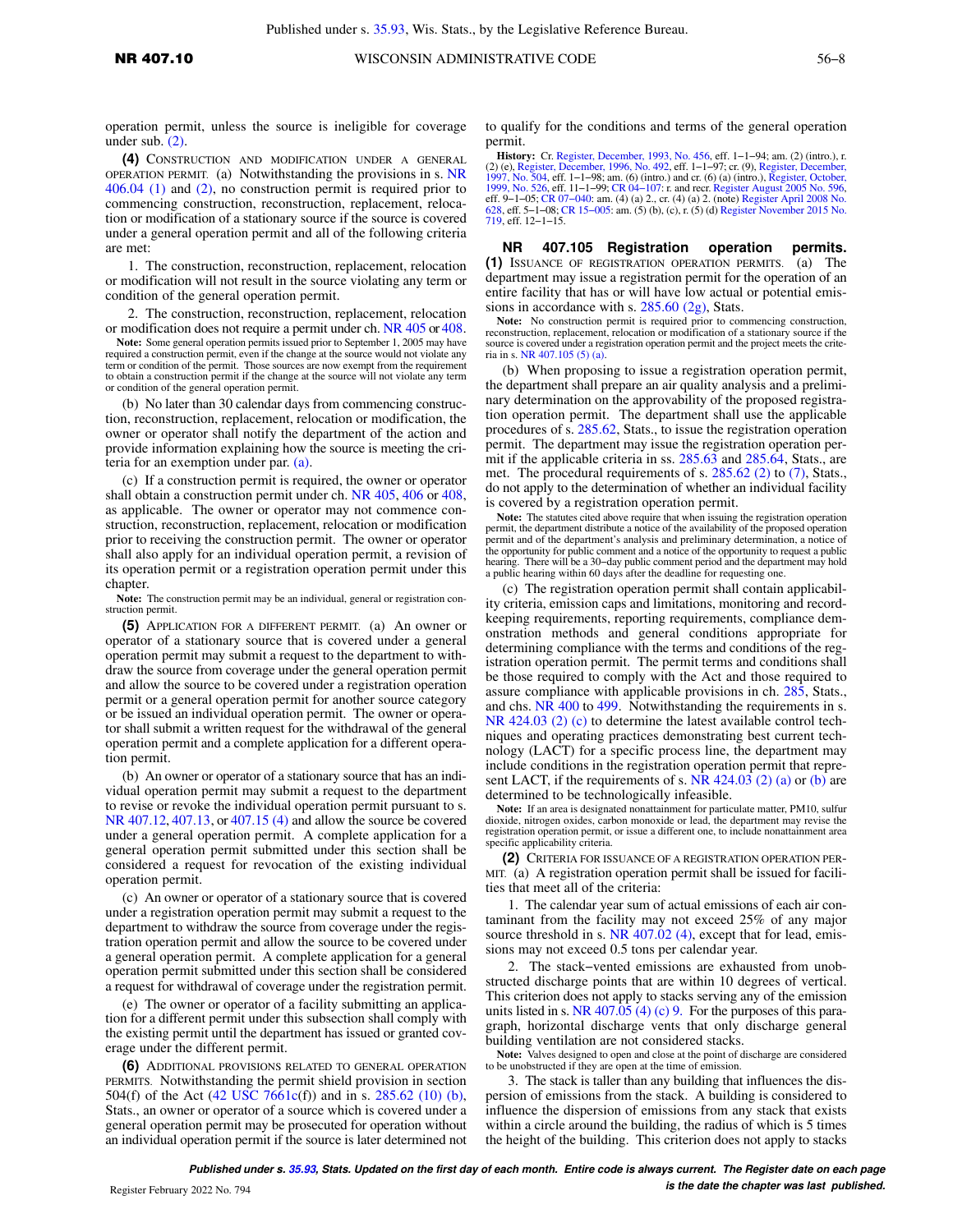operation permit, unless the source is ineligible for coverage under sub. (2).

**(4)** CONSTRUCTION AND MODIFICATION UNDER A GENERAL OPERATION PERMIT. (a) Notwithstanding the provisions in s. NR 406.04 (1) and (2), no construction permit is required prior to commencing construction, reconstruction, replacement, relocation or modification of a stationary source if the source is covered under a general operation permit and all of the following criteria are met:

1. The construction, reconstruction, replacement, relocation or modification will not result in the source violating any term or condition of the general operation permit.

2. The construction, reconstruction, replacement, relocation or modification does not require a permit under ch. NR 405 or 408.

**Note:** Some general operation permits issued prior to September 1, 2005 may have required a construction permit, even if the change at the source would not violate any term or condition of the permit. Those sources are now exempt from the requirement to obtain a construction permit if the change at the source will not violate any term or condition of the general operation permit.

(b) No later than 30 calendar days from commencing construction, reconstruction, replacement, relocation or modification, the owner or operator shall notify the department of the action and provide information explaining how the source is meeting the criteria for an exemption under par. (a).

(c) If a construction permit is required, the owner or operator shall obtain a construction permit under ch. NR 405, 406 or 408, as applicable. The owner or operator may not commence construction, reconstruction, replacement, relocation or modification prior to receiving the construction permit. The owner or operator shall also apply for an individual operation permit, a revision of its operation permit or a registration operation permit under this chapter.

**Note:** The construction permit may be an individual, general or registration construction permit.

**(5)** APPLICATION FOR A DIFFERENT PERMIT. (a) An owner or operator of a stationary source that is covered under a general operation permit may submit a request to the department to withdraw the source from coverage under the general operation permit and allow the source to be covered under a registration operation permit or a general operation permit for another source category or be issued an individual operation permit. The owner or operator shall submit a written request for the withdrawal of the general operation permit and a complete application for a different operation permit.

(b) An owner or operator of a stationary source that has an individual operation permit may submit a request to the department to revise or revoke the individual operation permit pursuant to s. NR 407.12, 407.13, or 407.15 (4) and allow the source be covered under a general operation permit. A complete application for a general operation permit submitted under this section shall be considered a request for revocation of the existing individual operation permit.

(c) An owner or operator of a stationary source that is covered under a registration operation permit may submit a request to the department to withdraw the source from coverage under the registration operation permit and allow the source to be covered under a general operation permit. A complete application for a general operation permit submitted under this section shall be considered a request for withdrawal of coverage under the registration permit.

(e) The owner or operator of a facility submitting an application for a different permit under this subsection shall comply with the existing permit until the department has issued or granted coverage under the different permit.

**(6)** ADDITIONAL PROVISIONS RELATED TO GENERAL OPERATION PERMITS. Notwithstanding the permit shield provision in section 504(f) of the Act (42 USC 7661c(f)) and in s. 285.62 (10) (b), Stats., an owner or operator of a source which is covered under a general operation permit may be prosecuted for operation without an individual operation permit if the source is later determined not to qualify for the conditions and terms of the general operation permit.

**History:** Cr. Register, December, 1993, No. 456, eff. 1–1–94; am. (2) (intro.), r. (2) (e), Register, December, 1996, No. 492, eff. 1–1–97; cr. (9), Register, December, 1997, No. 504, eff. 1–1–98; am. (6) (intro.) and cr. (6) (a) (intro.), Register, October, 1999, No. 526, eff. 11–1–99; CR 04–107: r. and recr. Register August 2005 No. 596, eff. 9–1–05; CR 07–040: am. (4) (a) 2., cr. (4) (a) 2. (note) Register April 2008 No. 628, eff. 5–1–08; CR 15–005: am. (5) (b), (c), r. (5) (d) Register November 2015 No. 719, eff. 12–1–15.

## NR 407.105 Registration operation permits.

**(1)** ISSUANCE OF REGISTRATION OPERATION PERMITS. (a) The department may issue a registration permit for the operation of an entire facility that has or will have low actual or potential emissions in accordance with s. 285.60 (2g), Stats.

**Note:** No construction permit is required prior to commencing construction, reconstruction, replacement, relocation or modification of a stationary source if the source is covered under a registration operation permit and the project meets the criteria in s. NR 407.105 (5) (a).

(b) When proposing to issue a registration operation permit, the department shall prepare an air quality analysis and a preliminary determination on the approvability of the proposed registration operation permit. The department shall use the applicable procedures of s. 285.62, Stats., to issue the registration operation permit. The department may issue the registration operation permit if the applicable criteria in ss. 285.63 and 285.64, Stats., are met. The procedural requirements of s. 285.62 (2) to (7), Stats., do not apply to the determination of whether an individual facility is covered by a registration operation permit.

**Note:** The statutes cited above require that when issuing the registration operation permit, the department distribute a notice of the availability of the proposed operation permit and of the department's analysis and preliminary determination, a notice of the opportunity for public comment and a notice of the opportunity to request a public hearing. There will be a 30–day public comment period and the department may hold a public hearing within 60 days after the deadline for requesting one.

(c) The registration operation permit shall contain applicability criteria, emission caps and limitations, monitoring and recordkeeping requirements, reporting requirements, compliance demonstration methods and general conditions appropriate for determining compliance with the terms and conditions of the registration operation permit. The permit terms and conditions shall be those required to comply with the Act and those required to assure compliance with applicable provisions in ch. 285, Stats., and chs. NR 400 to 499. Notwithstanding the requirements in s. NR 424.03 (2) (c) to determine the latest available control techniques and operating practices demonstrating best current technology (LACT) for a specific process line, the department may include conditions in the registration operation permit that represent LACT, if the requirements of s. NR 424.03 (2) (a) or (b) are determined to be technologically infeasible.

**Note:** If an area is designated nonattainment for particulate matter, PM10, sulfur dioxide, nitrogen oxides, carbon monoxide or lead, the department may revise the registration operation permit, or issue a different one, to include nonattainment area specific applicability criteria.

**(2)** CRITERIA FOR ISSUANCE OF A REGISTRATION OPERATION PERMIT. (a) A registration operation permit shall be issued for facilities that meet all of the criteria:

1. The calendar year sum of actual emissions of each air contaminant from the facility may not exceed 25% of any major source threshold in s. NR 407.02 (4), except that for lead, emissions may not exceed 0.5 tons per calendar year.

2. The stack–vented emissions are exhausted from unobstructed discharge points that are within 10 degrees of vertical. This criterion does not apply to stacks serving any of the emission units listed in s. NR 407.05 (4) (c) 9. For the purposes of this paragraph, horizontal discharge vents that only discharge general building ventilation are not considered stacks.

**Note:** Valves designed to open and close at the point of discharge are considered to be unobstructed if they are open at the time of emission.

3. The stack is taller than any building that influences the dispersion of emissions from the stack. A building is considered to influence the dispersion of emissions from any stack that exists within a circle around the building, the radius of which is 5 times the height of the building. This criterion does not apply to stacks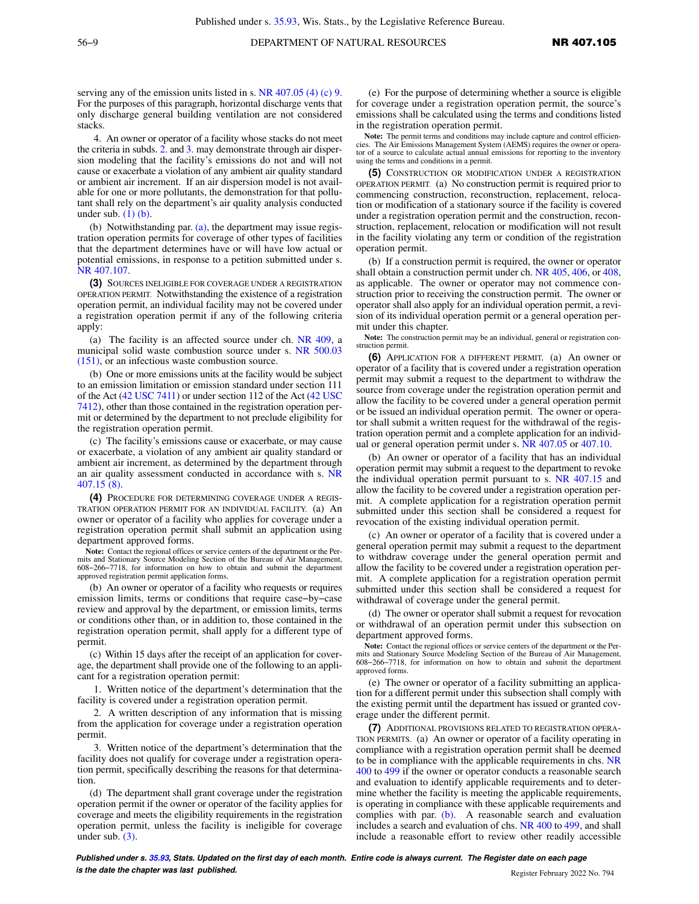serving any of the emission units listed in s. NR 407.05 (4) (c) 9. For the purposes of this paragraph, horizontal discharge vents that only discharge general building ventilation are not considered stacks.

4. An owner or operator of a facility whose stacks do not meet the criteria in subds. 2. and 3. may demonstrate through air dispersion modeling that the facility's emissions do not and will not cause or exacerbate a violation of any ambient air quality standard or ambient air increment. If an air dispersion model is not available for one or more pollutants, the demonstration for that pollutant shall rely on the department's air quality analysis conducted under sub. (1) (b).

(b) Notwithstanding par. (a), the department may issue registration operation permits for coverage of other types of facilities that the department determines have or will have low actual or potential emissions, in response to a petition submitted under s. NR 407.107.

**(3)** SOURCES INELIGIBLE FOR COVERAGE UNDER A REGISTRATION OPERATION PERMIT. Notwithstanding the existence of a registration operation permit, an individual facility may not be covered under a registration operation permit if any of the following criteria apply:

(a) The facility is an affected source under ch. NR 409, a municipal solid waste combustion source under s. NR 500.03 (151), or an infectious waste combustion source.

(b) One or more emissions units at the facility would be subject to an emission limitation or emission standard under section 111 of the Act (42 USC 7411) or under section 112 of the Act (42 USC 7412), other than those contained in the registration operation permit or determined by the department to not preclude eligibility for the registration operation permit.

(c) The facility's emissions cause or exacerbate, or may cause or exacerbate, a violation of any ambient air quality standard or ambient air increment, as determined by the department through an air quality assessment conducted in accordance with s. NR 407.15 (8).

**(4)** PROCEDURE FOR DETERMINING COVERAGE UNDER A REGISTRATION OPERATION PERMIT FOR AN INDIVIDUAL FACILITY. (a) An owner or operator of a facility who applies for coverage under a registration operation permit shall submit an application using department approved forms.

**Note:** Contact the regional offices or service centers of the department or the Permits and Stationary Source Modeling Section of the Bureau of Air Management, 608−266−7718, for information on how to obtain and submit the department approved registration permit application forms.

(b) An owner or operator of a facility who requests or requires emission limits, terms or conditions that require case−by−case review and approval by the department, or emission limits, terms or conditions other than, or in addition to, those contained in the registration operation permit, shall apply for a different type of permit.

(c) Within 15 days after the receipt of an application for coverage, the department shall provide one of the following to an applicant for a registration operation permit:

1. Written notice of the department's determination that the facility is covered under a registration operation permit.

2. A written description of any information that is missing from the application for coverage under a registration operation permit.

3. Written notice of the department's determination that the facility does not qualify for coverage under a registration operation permit, specifically describing the reasons for that determination.

(d) The department shall grant coverage under the registration operation permit if the owner or operator of the facility applies for coverage and meets the eligibility requirements in the registration operation permit, unless the facility is ineligible for coverage under sub. (3).

(e) For the purpose of determining whether a source is eligible for coverage under a registration operation permit, the source's emissions shall be calculated using the terms and conditions listed in the registration operation permit.

**Note:** The permit terms and conditions may include capture and control efficiencies. The Air Emissions Management System (AEMS) requires the owner or operator of a source to calculate actual annual emissions for reporting to the inventory using the terms and conditions in a permit.

**(5)** CONSTRUCTION OR MODIFICATION UNDER A REGISTRATION OPERATION PERMIT. (a) No construction permit is required prior to commencing construction, reconstruction, replacement, relocation or modification of a stationary source if the facility is covered under a registration operation permit and the construction, reconstruction, replacement, relocation or modification will not result in the facility violating any term or condition of the registration operation permit.

(b) If a construction permit is required, the owner or operator shall obtain a construction permit under ch. NR 405, 406, or 408, as applicable. The owner or operator may not commence construction prior to receiving the construction permit. The owner or operator shall also apply for an individual operation permit, a revision of its individual operation permit or a general operation permit under this chapter.

**Note:** The construction permit may be an individual, general or registration construction permit.

**(6)** APPLICATION FOR A DIFFERENT PERMIT. (a) An owner or operator of a facility that is covered under a registration operation permit may submit a request to the department to withdraw the source from coverage under the registration operation permit and allow the facility to be covered under a general operation permit or be issued an individual operation permit. The owner or operator shall submit a written request for the withdrawal of the registration operation permit and a complete application for an individual or general operation permit under s. NR 407.05 or 407.10.

(b) An owner or operator of a facility that has an individual operation permit may submit a request to the department to revoke the individual operation permit pursuant to s. NR 407.15 and allow the facility to be covered under a registration operation permit. A complete application for a registration operation permit submitted under this section shall be considered a request for revocation of the existing individual operation permit.

(c) An owner or operator of a facility that is covered under a general operation permit may submit a request to the department to withdraw coverage under the general operation permit and allow the facility to be covered under a registration operation permit. A complete application for a registration operation permit submitted under this section shall be considered a request for withdrawal of coverage under the general permit.

(d) The owner or operator shall submit a request for revocation or withdrawal of an operation permit under this subsection on department approved forms.

**Note:** Contact the regional offices or service centers of the department or the Permits and Stationary Source Modeling Section of the Bureau of Air Management, 608−266−7718, for information on how to obtain and submit the department approved forms.

(e) The owner or operator of a facility submitting an application for a different permit under this subsection shall comply with the existing permit until the department has issued or granted coverage under the different permit.

**(7)** ADDITIONAL PROVISIONS RELATED TO REGISTRATION OPERATION PERMITS. (a) An owner or operator of a facility operating in compliance with a registration operation permit shall be deemed to be in compliance with the applicable requirements in chs. NR 400 to 499 if the owner or operator conducts a reasonable search and evaluation to identify applicable requirements and to determine whether the facility is meeting the applicable requirements, is operating in compliance with these applicable requirements and complies with par. (b). A reasonable search and evaluation includes a search and evaluation of chs. NR 400 to 499, and shall include a reasonable effort to review other readily accessible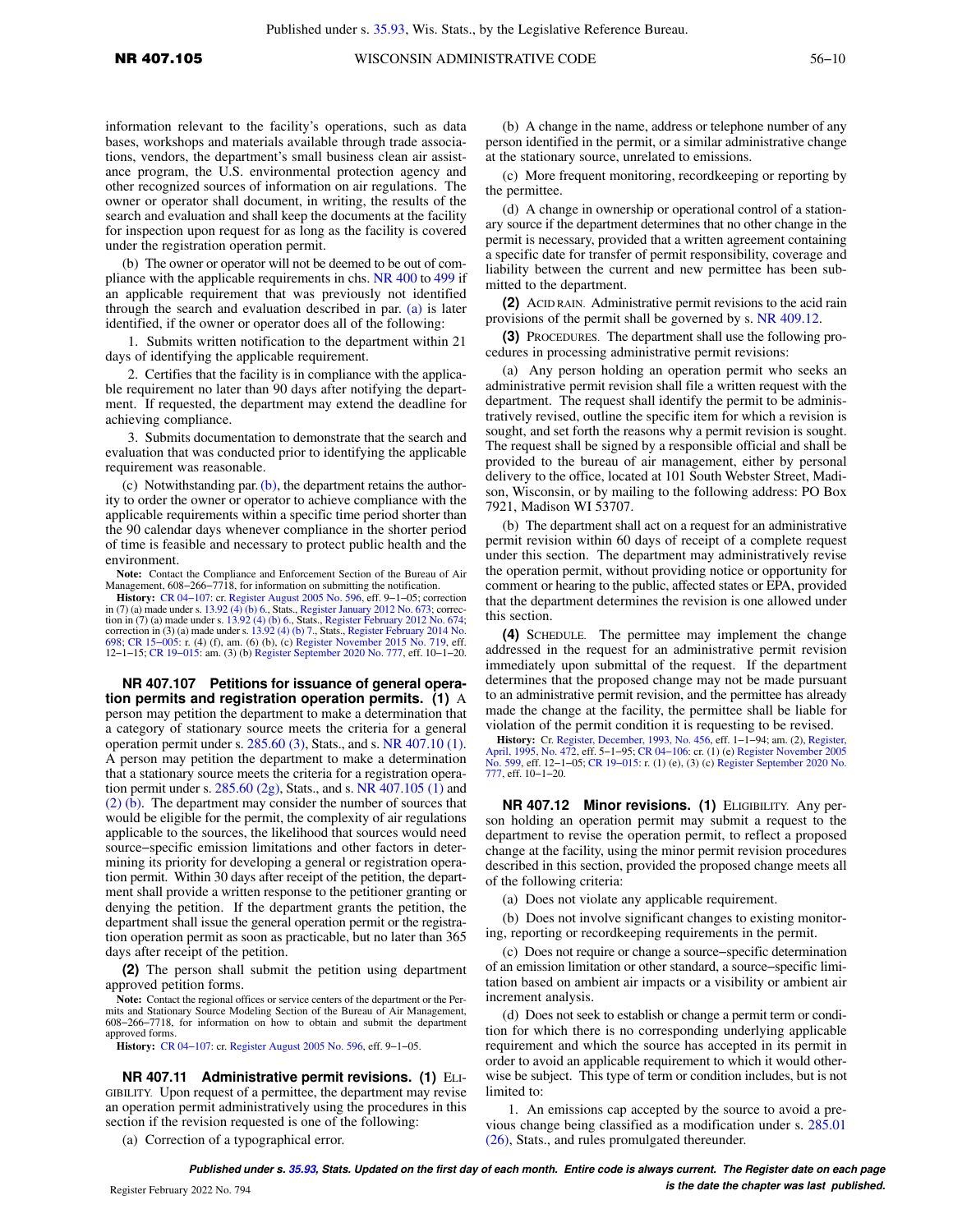information relevant to the facility's operations, such as data bases, workshops and materials available through trade associations, vendors, the department's small business clean air assistance program, the U.S. environmental protection agency and other recognized sources of information on air regulations. The owner or operator shall document, in writing, the results of the search and evaluation and shall keep the documents at the facility for inspection upon request for as long as the facility is covered under the registration operation permit.

(b) The owner or operator will not be deemed to be out of compliance with the applicable requirements in chs. NR 400 to 499 if an applicable requirement that was previously not identified through the search and evaluation described in par. (a) is later identified, if the owner or operator does all of the following:

1. Submits written notification to the department within 21 days of identifying the applicable requirement.

2. Certifies that the facility is in compliance with the applicable requirement no later than 90 days after notifying the department. If requested, the department may extend the deadline for achieving compliance.

3. Submits documentation to demonstrate that the search and evaluation that was conducted prior to identifying the applicable requirement was reasonable.

(c) Notwithstanding par. (b), the department retains the authority to order the owner or operator to achieve compliance with the applicable requirements within a specific time period shorter than the 90 calendar days whenever compliance in the shorter period of time is feasible and necessary to protect public health and the environment.

**Note:** Contact the Compliance and Enforcement Section of the Bureau of Air Management, 608−266−7718, for information on submitting the notification.

**History:** CR 04−107: cr. Register August 2005 No. 596, eff. 9−1−05; correction in (7) (a) made under s. 13.92 (4) (b) 6., Stats., Register January 2012 No. 673; correction in (7) (a) made under s. 13.92 (4) (b) 6., Stats., Register February 2012 No. 674; correction in (3) (a) made under s. 13.92 (4) (b) 7., Stats., Register February 2014 No. 698; CR 15−005: r. (4) (f), am. (6) (b), (c) Register November 2015 No. 719, eff. 12−1−15; CR 19−015: am. (3) (b) Register September 2020 No. 777, eff. 10−1−20.

**NR 407.107 Petitions for issuance of general operation permits and registration operation permits. (1)** A person may petition the department to make a determination that a category of stationary source meets the criteria for a general operation permit under s. 285.60 (3), Stats., and s. NR 407.10 (1). A person may petition the department to make a determination that a stationary source meets the criteria for a registration operation permit under s. 285.60 (2g), Stats., and s. NR 407.105 (1) and (2) (b). The department may consider the number of sources that would be eligible for the permit, the complexity of air regulations applicable to the sources, the likelihood that sources would need source−specific emission limitations and other factors in determining its priority for developing a general or registration operation permit. Within 30 days after receipt of the petition, the department shall provide a written response to the petitioner granting or denying the petition. If the department grants the petition, the department shall issue the general operation permit or the registration operation permit as soon as practicable, but no later than 365 days after receipt of the petition.

**(2)** The person shall submit the petition using department approved petition forms.

**Note:** Contact the regional offices or service centers of the department or the Permits and Stationary Source Modeling Section of the Bureau of Air Management, 608−266−7718, for information on how to obtain and submit the department approved forms.

**History:** CR 04−107: cr. Register August 2005 No. 596, eff. 9−1−05.

**NR 407.11 Administrative permit revisions. (1)** ELIGIBILITY. Upon request of a permittee, the department may revise an operation permit administratively using the procedures in this section if the revision requested is one of the following:

(a) Correction of a typographical error.

(b) A change in the name, address or telephone number of any person identified in the permit, or a similar administrative change at the stationary source, unrelated to emissions.

(c) More frequent monitoring, recordkeeping or reporting by the permittee.

(d) A change in ownership or operational control of a stationary source if the department determines that no other change in the permit is necessary, provided that a written agreement containing a specific date for transfer of permit responsibility, coverage and liability between the current and new permittee has been submitted to the department.

**(2)** ACID RAIN. Administrative permit revisions to the acid rain provisions of the permit shall be governed by s. NR 409.12.

**(3)** PROCEDURES. The department shall use the following procedures in processing administrative permit revisions:

(a) Any person holding an operation permit who seeks an administrative permit revision shall file a written request with the department. The request shall identify the permit to be administratively revised, outline the specific item for which a revision is sought, and set forth the reasons why a permit revision is sought. The request shall be signed by a responsible official and shall be provided to the bureau of air management, either by personal delivery to the office, located at 101 South Webster Street, Madison, Wisconsin, or by mailing to the following address: PO Box 7921, Madison WI 53707.

(b) The department shall act on a request for an administrative permit revision within 60 days of receipt of a complete request under this section. The department may administratively revise the operation permit, without providing notice or opportunity for comment or hearing to the public, affected states or EPA, provided that the department determines the revision is one allowed under this section.

**(4)** SCHEDULE. The permittee may implement the change addressed in the request for an administrative permit revision immediately upon submittal of the request. If the department determines that the proposed change may not be made pursuant to an administrative permit revision, and the permittee has already made the change at the facility, the permittee shall be liable for violation of the permit condition it is requesting to be revised.

**History:** Cr. Register, December, 1993, No. 456, eff. 1−1−94; am. (2), Register, April, 1995, No. 472, eff. 5−1−95; CR 04−106: cr. (1) (e) Register November 2005 No. 599, eff. 12−1−05; CR 19−015: r. (1) (e), (3) (c) Register September 2020 No. 777, eff. 10−1−20.

**NR 407.12 Minor revisions. (1)** ELIGIBILITY. Any person holding an operation permit may submit a request to the department to revise the operation permit, to reflect a proposed change at the facility, using the minor permit revision procedures described in this section, provided the proposed change meets all of the following criteria:

(a) Does not violate any applicable requirement.

(b) Does not involve significant changes to existing monitoring, reporting or recordkeeping requirements in the permit.

(c) Does not require or change a source−specific determination of an emission limitation or other standard, a source−specific limitation based on ambient air impacts or a visibility or ambient air increment analysis.

(d) Does not seek to establish or change a permit term or condition for which there is no corresponding underlying applicable requirement and which the source has accepted in its permit in order to avoid an applicable requirement to which it would otherwise be subject. This type of term or condition includes, but is not limited to:

1. An emissions cap accepted by the source to avoid a previous change being classified as a modification under s. 285.01 (26), Stats., and rules promulgated thereunder.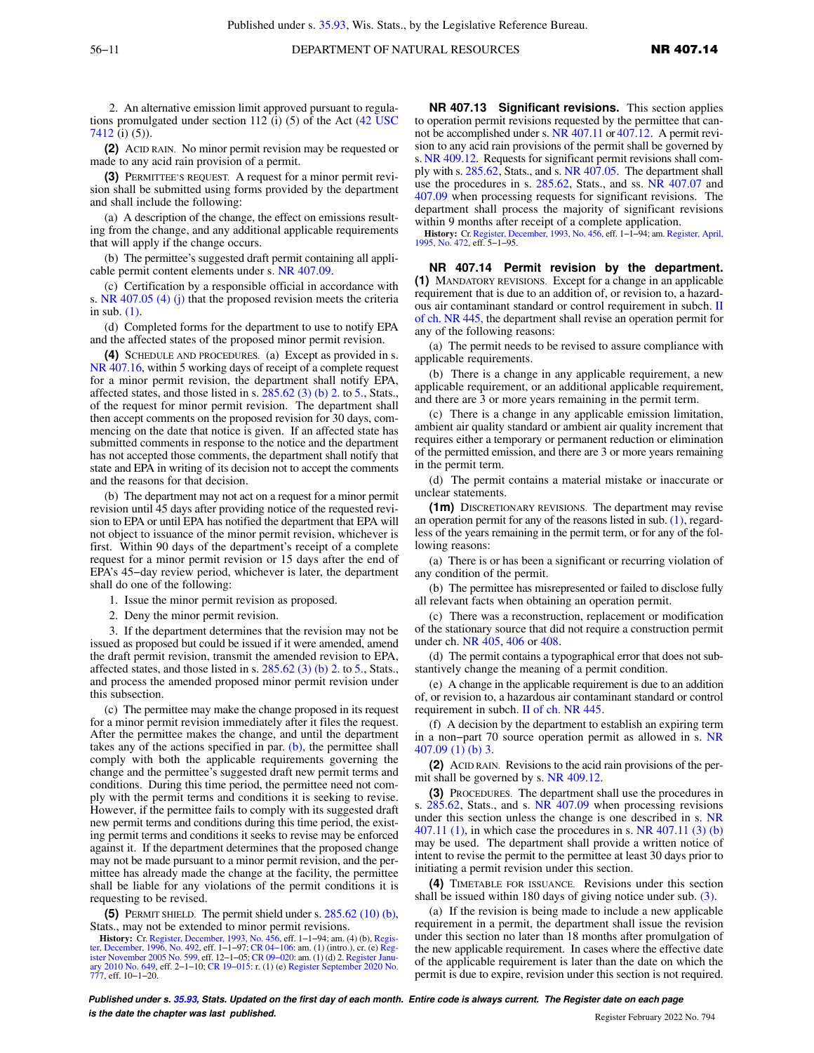2. An alternative emission limit approved pursuant to regulations promulgated under section 112 (i) (5) of the Act (42 USC 7412 (i) (5)).

**(2)** ACID RAIN. No minor permit revision may be requested or made to any acid rain provision of a permit.

**(3)** PERMITTEE'S REQUEST. A request for a minor permit revision shall be submitted using forms provided by the department and shall include the following:

(a) A description of the change, the effect on emissions resulting from the change, and any additional applicable requirements that will apply if the change occurs.

(b) The permittee's suggested draft permit containing all applicable permit content elements under s. NR 407.09.

(c) Certification by a responsible official in accordance with s. NR 407.05 (4) (j) that the proposed revision meets the criteria in sub. (1).

(d) Completed forms for the department to use to notify EPA and the affected states of the proposed minor permit revision.

**(4)** SCHEDULE AND PROCEDURES. (a) Except as provided in s. NR 407.16, within 5 working days of receipt of a complete request for a minor permit revision, the department shall notify EPA, affected states, and those listed in s. 285.62 (3) (b) 2. to 5., Stats., of the request for minor permit revision. The department shall then accept comments on the proposed revision for 30 days, commencing on the date that notice is given. If an affected state has submitted comments in response to the notice and the department has not accepted those comments, the department shall notify that state and EPA in writing of its decision not to accept the comments and the reasons for that decision.

(b) The department may not act on a request for a minor permit revision until 45 days after providing notice of the requested revision to EPA or until EPA has notified the department that EPA will not object to issuance of the minor permit revision, whichever is first. Within 90 days of the department's receipt of a complete request for a minor permit revision or 15 days after the end of EPA's 45–day review period, whichever is later, the department shall do one of the following:

1. Issue the minor permit revision as proposed.

2. Deny the minor permit revision.

3. If the department determines that the revision may not be issued as proposed but could be issued if it were amended, amend the draft permit revision, transmit the amended revision to EPA, affected states, and those listed in s. 285.62 (3) (b) 2. to 5., Stats., and process the amended proposed minor permit revision under this subsection.

(c) The permittee may make the change proposed in its request for a minor permit revision immediately after it files the request. After the permittee makes the change, and until the department takes any of the actions specified in par. (b), the permittee shall comply with both the applicable requirements governing the change and the permittee's suggested draft new permit terms and conditions. During this time period, the permittee need not comply with the permit terms and conditions it is seeking to revise. However, if the permittee fails to comply with its suggested draft new permit terms and conditions during this time period, the existing permit terms and conditions it seeks to revise may be enforced against it. If the department determines that the proposed change may not be made pursuant to a minor permit revision, and the permittee has already made the change at the facility, the permittee shall be liable for any violations of the permit conditions it is requesting to be revised.

**(5)** PERMIT SHIELD. The permit shield under s. 285.62 (10) (b), Stats., may not be extended to minor permit revisions.

**History:** Cr. Register, December, 1993, No. 456, eff. 1–1–94; am. (4) (b), Register, December, 1996, No. 492, eff. 1–1–97; CR 04–106: am. (1) (intro.), cr. (e) Register November 2005 No. 599, eff. 12–1–05; CR 09–020: am. (1) (d) 2. Register January 2010 No. 649, eff. 2–1–10; CR 19–015: r. (1) (e) Register September 2020 No. 777, eff. 10–1–20.

**NR 407.13 Significant revisions.** This section applies to operation permit revisions requested by the permittee that cannot be accomplished under s. NR 407.11 or 407.12. A permit revision to any acid rain provisions of the permit shall be governed by s. NR 409.12. Requests for significant permit revisions shall comply with s. 285.62, Stats., and s. NR 407.05. The department shall use the procedures in s. 285.62, Stats., and ss. NR 407.07 and 407.09 when processing requests for significant revisions. The department shall process the majority of significant revisions within 9 months after receipt of a complete application.

**History:** Cr. Register, December, 1993, No. 456, eff. 1–1–94; am. Register, April, 1995, No. 472, eff. 5–1–95.

**NR 407.14 Permit revision by the department.** **(1)** MANDATORY REVISIONS. Except for a change in an applicable requirement that is due to an addition of, or revision to, a hazardous air contaminant standard or control requirement in subch. II of ch. NR 445, the department shall revise an operation permit for any of the following reasons:

(a) The permit needs to be revised to assure compliance with applicable requirements.

(b) There is a change in any applicable requirement, a new applicable requirement, or an additional applicable requirement, and there are 3 or more years remaining in the permit term.

(c) There is a change in any applicable emission limitation, ambient air quality standard or ambient air quality increment that requires either a temporary or permanent reduction or elimination of the permitted emission, and there are 3 or more years remaining in the permit term.

(d) The permit contains a material mistake or inaccurate or unclear statements.

**(1m)** DISCRETIONARY REVISIONS. The department may revise an operation permit for any of the reasons listed in sub. (1), regardless of the years remaining in the permit term, or for any of the following reasons:

(a) There is or has been a significant or recurring violation of any condition of the permit.

(b) The permittee has misrepresented or failed to disclose fully all relevant facts when obtaining an operation permit.

(c) There was a reconstruction, replacement or modification of the stationary source that did not require a construction permit under ch. NR 405, 406 or 408.

(d) The permit contains a typographical error that does not substantively change the meaning of a permit condition.

(e) A change in the applicable requirement is due to an addition of, or revision to, a hazardous air contaminant standard or control requirement in subch. II of ch. NR 445.

(f) A decision by the department to establish an expiring term in a non–part 70 source operation permit as allowed in s. NR 407.09 (1) (b) 3.

**(2)** ACID RAIN. Revisions to the acid rain provisions of the permit shall be governed by s. NR 409.12.

**(3)** PROCEDURES. The department shall use the procedures in s. 285.62, Stats., and s. NR 407.09 when processing revisions under this section unless the change is one described in s. NR 407.11 (1), in which case the procedures in s. NR 407.11 (3) (b) may be used. The department shall provide a written notice of intent to revise the permit to the permittee at least 30 days prior to initiating a permit revision under this section.

**(4)** TIMETABLE FOR ISSUANCE. Revisions under this section shall be issued within 180 days of giving notice under sub. (3).

(a) If the revision is being made to include a new applicable requirement in a permit, the department shall issue the revision under this section no later than 18 months after promulgation of the new applicable requirement. In cases where the effective date of the applicable requirement is later than the date on which the permit is due to expire, revision under this section is not required.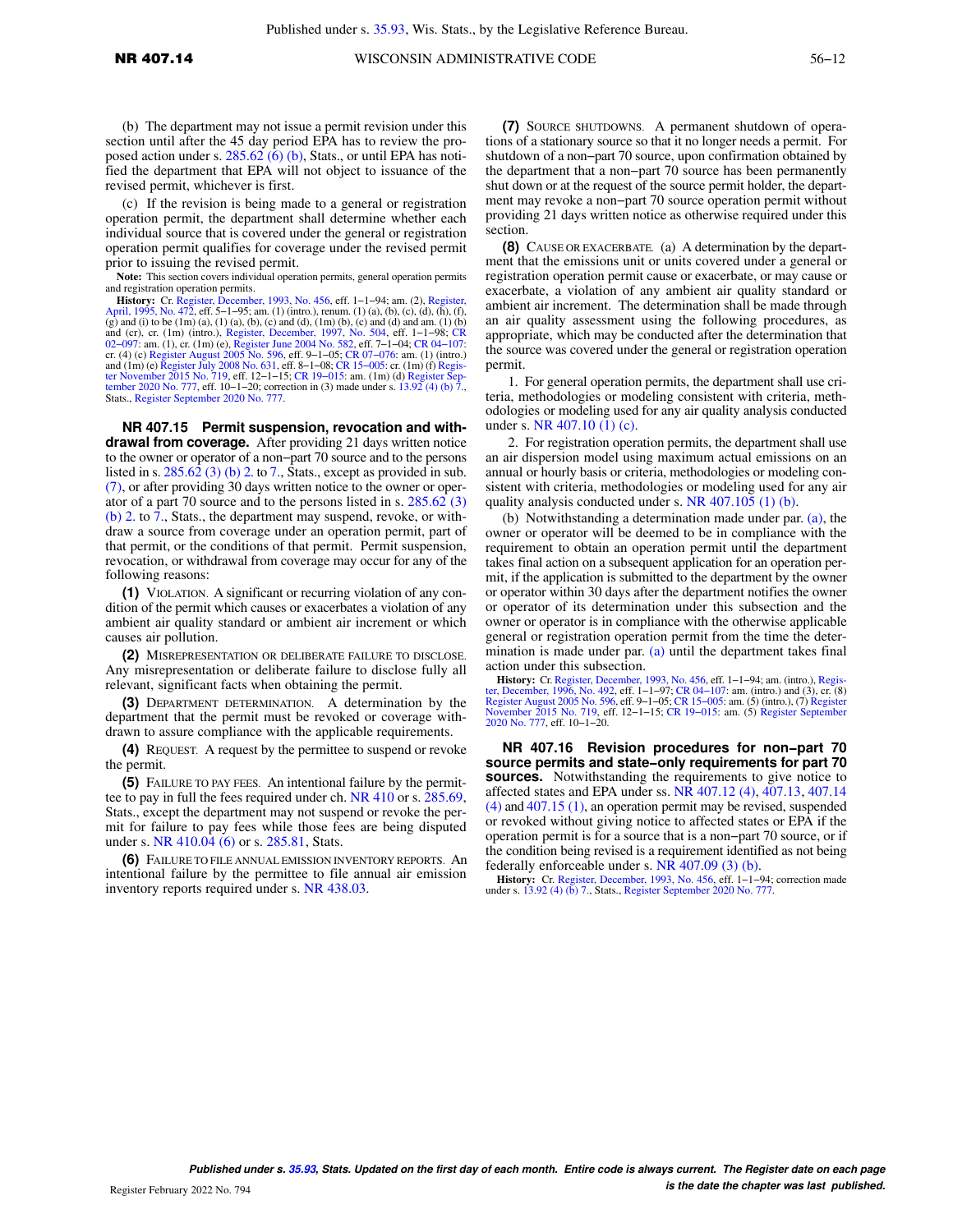(b) The department may not issue a permit revision under this section until after the 45 day period EPA has to review the proposed action under s. 285.62 (6) (b), Stats., or until EPA has notified the department that EPA will not object to issuance of the revised permit, whichever is first.

(c) If the revision is being made to a general or registration operation permit, the department shall determine whether each individual source that is covered under the general or registration operation permit qualifies for coverage under the revised permit prior to issuing the revised permit.

**Note:** This section covers individual operation permits, general operation permits and registration operation permits.

**History:** Cr. Register, December, 1993, No. 456, eff. 1−1−94; am. (2), Register, April, 1995, No. 472, eff. 5−1−95; am. (1) (intro.), renum. (1) (a), (b), (c), (d), (h), (f), (g) and (i) to be (1m) (a), (1) (a), (b), (c) and (d), (1m) (b), (c) and (d) and am. (1) (b) and (cr), cr. (1m) (intro.), Register, December, 1997, No. 504, eff. 1−1−98; CR 02−097: am. (1), cr. (1m) (e), Register June 2004 No. 582, eff. 7−1−04; CR 04−107: cr. (4) (c) Register August 2005 No. 596, eff. 9−1−05; CR 07−076: am. (1) (intro.) and (1m) (e) Register July 2008 No. 631, eff. 8−1−08; CR 15−005: cr. (1m) (f) Register November 2015 No. 719, eff. 12−1−15; CR 19−015: am. (1m) (d) Register September 2020 No. 777, eff. 10−1−20; correction in (3) made under s. 13.92 (4) (b) 7., Stats., Register September 2020 No. 777.

**NR 407.15 Permit suspension, revocation and withdrawal from coverage.** After providing 21 days written notice to the owner or operator of a non−part 70 source and to the persons listed in s. 285.62 (3) (b) 2. to 7., Stats., except as provided in sub. (7), or after providing 30 days written notice to the owner or operator of a part 70 source and to the persons listed in s. 285.62 (3) (b) 2. to 7., Stats., the department may suspend, revoke, or withdraw a source from coverage under an operation permit, part of that permit, or the conditions of that permit. Permit suspension, revocation, or withdrawal from coverage may occur for any of the following reasons:

**(1)** VIOLATION. A significant or recurring violation of any condition of the permit which causes or exacerbates a violation of any ambient air quality standard or ambient air increment or which causes air pollution.

**(2)** MISREPRESENTATION OR DELIBERATE FAILURE TO DISCLOSE. Any misrepresentation or deliberate failure to disclose fully all relevant, significant facts when obtaining the permit.

**(3)** DEPARTMENT DETERMINATION. A determination by the department that the permit must be revoked or coverage withdrawn to assure compliance with the applicable requirements.

**(4)** REQUEST. A request by the permittee to suspend or revoke the permit.

**(5)** FAILURE TO PAY FEES. An intentional failure by the permittee to pay in full the fees required under ch. NR 410 or s. 285.69, Stats., except the department may not suspend or revoke the permit for failure to pay fees while those fees are being disputed under s. NR 410.04 (6) or s. 285.81, Stats.

**(6)** FAILURE TO FILE ANNUAL EMISSION INVENTORY REPORTS. An intentional failure by the permittee to file annual air emission inventory reports required under s. NR 438.03.

**(7)** SOURCE SHUTDOWNS. A permanent shutdown of operations of a stationary source so that it no longer needs a permit. For shutdown of a non−part 70 source, upon confirmation obtained by the department that a non−part 70 source has been permanently shut down or at the request of the source permit holder, the department may revoke a non−part 70 source operation permit without providing 21 days written notice as otherwise required under this section.

**(8)** CAUSE OR EXACERBATE. (a) A determination by the department that the emissions unit or units covered under a general or registration operation permit cause or exacerbate, or may cause or exacerbate, a violation of any ambient air quality standard or ambient air increment. The determination shall be made through an air quality assessment using the following procedures, as appropriate, which may be conducted after the determination that the source was covered under the general or registration operation permit.

1. For general operation permits, the department shall use criteria, methodologies or modeling consistent with criteria, methodologies or modeling used for any air quality analysis conducted under s. NR 407.10 (1) (c).

2. For registration operation permits, the department shall use an air dispersion model using maximum actual emissions on an annual or hourly basis or criteria, methodologies or modeling consistent with criteria, methodologies or modeling used for any air quality analysis conducted under s. NR 407.105 (1) (b).

(b) Notwithstanding a determination made under par. (a), the owner or operator will be deemed to be in compliance with the requirement to obtain an operation permit until the department takes final action on a subsequent application for an operation permit, if the application is submitted to the department by the owner or operator within 30 days after the department notifies the owner or operator of its determination under this subsection and the owner or operator is in compliance with the otherwise applicable general or registration operation permit from the time the determination is made under par. (a) until the department takes final action under this subsection.

**History:** Cr. Register, December, 1993, No. 456, eff. 1−1−94; am. (intro.), Register, December, 1996, No. 492, eff. 1−1−97; CR 04−107: am. (intro.) and (3), cr. (8) Register August 2005 No. 596, eff. 9−1−05; CR 15−005: am. (5) (intro.), (7) Register November 2015 No. 719, eff. 12−1−15; CR 19−015: am. (5) Register September 2020 No. 777, eff. 10−1−20.

**NR 407.16 Revision procedures for non−part 70 source permits and state−only requirements for part 70 sources.** Notwithstanding the requirements to give notice to affected states and EPA under ss. NR 407.12 (4), 407.13, 407.14 (4) and 407.15 (1), an operation permit may be revised, suspended or revoked without giving notice to affected states or EPA if the operation permit is for a source that is a non−part 70 source, or if the condition being revised is a requirement identified as not being federally enforceable under s. NR 407.09 (3) (b).

**History:** Cr. Register, December, 1993, No. 456, eff. 1−1−94; correction made under s. 13.92 (4) (b) 7., Stats., Register September 2020 No. 777.